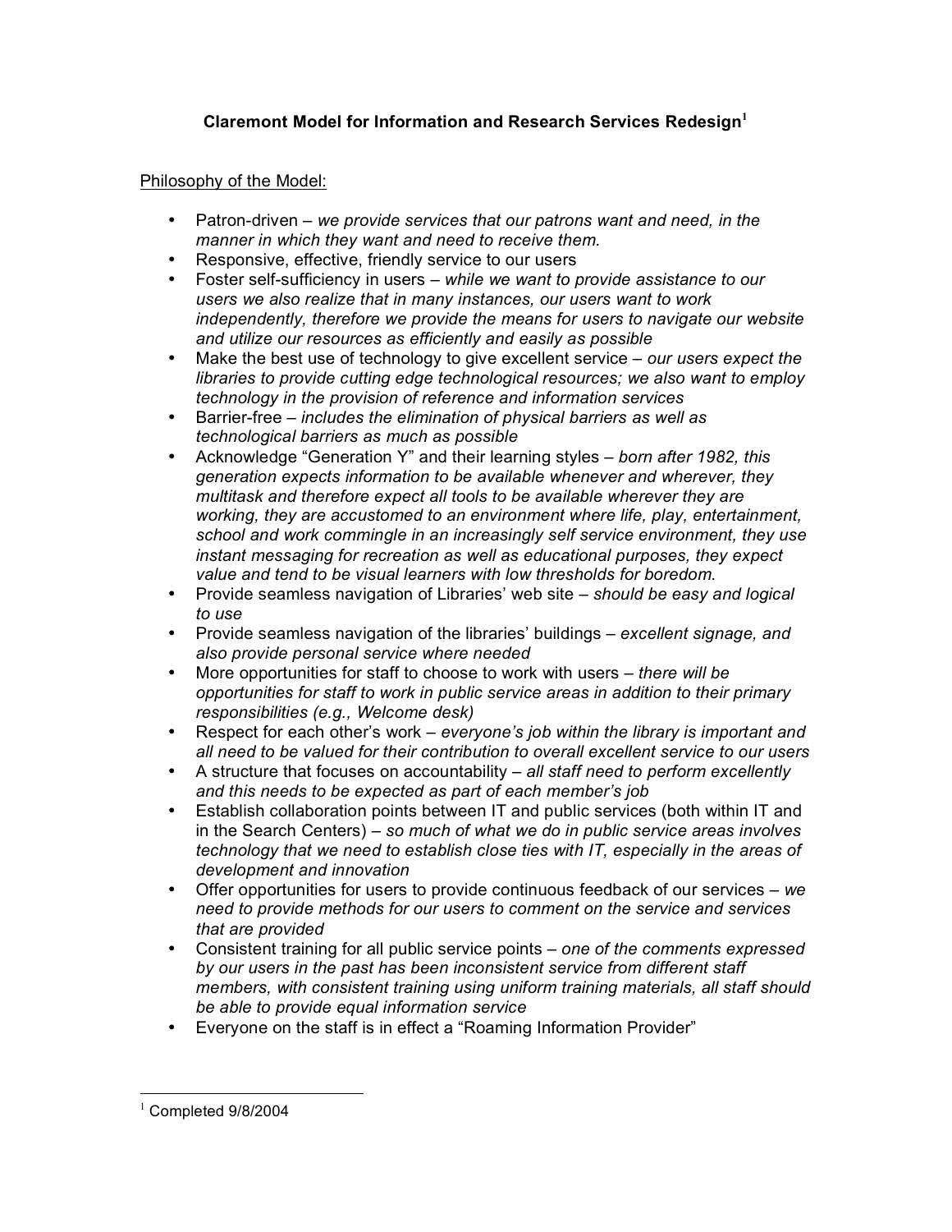# Claremont Model for Information and Research Services Redesign[1]

Philosophy of the Model:

- Patron-driven – *we provide services that our patrons want and need, in the manner in which they want and need to receive them.*
- Responsive, effective, friendly service to our users
- Foster self-sufficiency in users – *while we want to provide assistance to our users we also realize that in many instances, our users want to work independently, therefore we provide the means for users to navigate our website and utilize our resources as efficiently and easily as possible*
- Make the best use of technology to give excellent service – *our users expect the libraries to provide cutting edge technological resources; we also want to employ technology in the provision of reference and information services*
- Barrier-free – *includes the elimination of physical barriers as well as technological barriers as much as possible*
- Acknowledge "Generation Y" and their learning styles – *born after 1982, this generation expects information to be available whenever and wherever, they multitask and therefore expect all tools to be available wherever they are working, they are accustomed to an environment where life, play, entertainment, school and work commingle in an increasingly self service environment, they use instant messaging for recreation as well as educational purposes, they expect value and tend to be visual learners with low thresholds for boredom.*
- Provide seamless navigation of Libraries' web site – *should be easy and logical to use*
- Provide seamless navigation of the libraries' buildings – *excellent signage, and also provide personal service where needed*
- More opportunities for staff to choose to work with users – *there will be opportunities for staff to work in public service areas in addition to their primary responsibilities (e.g., Welcome desk)*
- Respect for each other's work – *everyone's job within the library is important and all need to be valued for their contribution to overall excellent service to our users*
- A structure that focuses on accountability – *all staff need to perform excellently and this needs to be expected as part of each member's job*
- Establish collaboration points between IT and public services (both within IT and in the Search Centers) – *so much of what we do in public service areas involves technology that we need to establish close ties with IT, especially in the areas of development and innovation*
- Offer opportunities for users to provide continuous feedback of our services – *we need to provide methods for our users to comment on the service and services that are provided*
- Consistent training for all public service points – *one of the comments expressed by our users in the past has been inconsistent service from different staff members, with consistent training using uniform training materials, all staff should be able to provide equal information service*
- Everyone on the staff is in effect a "Roaming Information Provider"

---

[1] Completed 9/8/2004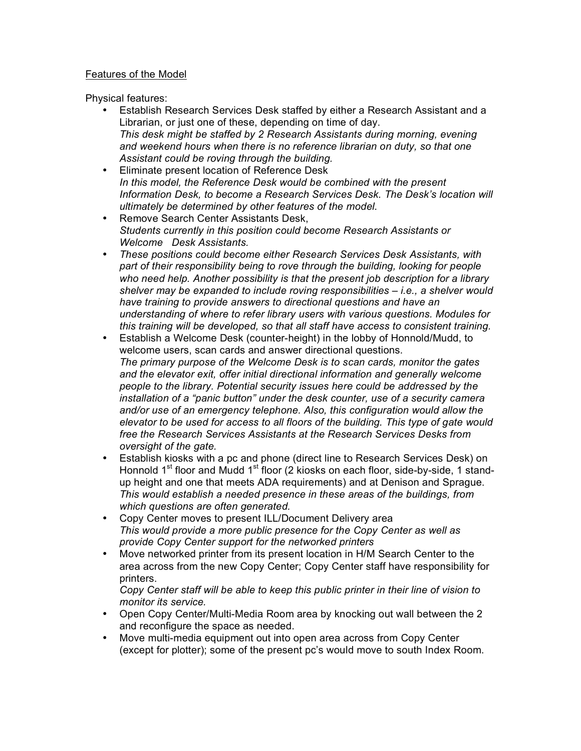<u>Features of the Model</u>

Physical features:

- Establish Research Services Desk staffed by either a Research Assistant and a Librarian, or just one of these, depending on time of day.
  *This desk might be staffed by 2 Research Assistants during morning, evening and weekend hours when there is no reference librarian on duty, so that one Assistant could be roving through the building.*
- Eliminate present location of Reference Desk
  *In this model, the Reference Desk would be combined with the present Information Desk, to become a Research Services Desk. The Desk's location will ultimately be determined by other features of the model.*
- Remove Search Center Assistants Desk,
  *Students currently in this position could become Research Assistants or Welcome Desk Assistants.*
- *These positions could become either Research Services Desk Assistants, with part of their responsibility being to rove through the building, looking for people who need help. Another possibility is that the present job description for a library shelver may be expanded to include roving responsibilities – i.e., a shelver would have training to provide answers to directional questions and have an understanding of where to refer library users with various questions. Modules for this training will be developed, so that all staff have access to consistent training.*
- Establish a Welcome Desk (counter-height) in the lobby of Honnold/Mudd, to welcome users, scan cards and answer directional questions.
  *The primary purpose of the Welcome Desk is to scan cards, monitor the gates and the elevator exit, offer initial directional information and generally welcome people to the library. Potential security issues here could be addressed by the installation of a "panic button" under the desk counter, use of a security camera and/or use of an emergency telephone. Also, this configuration would allow the elevator to be used for access to all floors of the building. This type of gate would free the Research Services Assistants at the Research Services Desks from oversight of the gate.*
- Establish kiosks with a pc and phone (direct line to Research Services Desk) on Honnold 1st floor and Mudd 1st floor (2 kiosks on each floor, side-by-side, 1 stand-up height and one that meets ADA requirements) and at Denison and Sprague.
  *This would establish a needed presence in these areas of the buildings, from which questions are often generated.*
- Copy Center moves to present ILL/Document Delivery area
  *This would provide a more public presence for the Copy Center as well as provide Copy Center support for the networked printers*
- Move networked printer from its present location in H/M Search Center to the area across from the new Copy Center; Copy Center staff have responsibility for printers.
  *Copy Center staff will be able to keep this public printer in their line of vision to monitor its service.*
- Open Copy Center/Multi-Media Room area by knocking out wall between the 2 and reconfigure the space as needed.
- Move multi-media equipment out into open area across from Copy Center (except for plotter); some of the present pc's would move to south Index Room.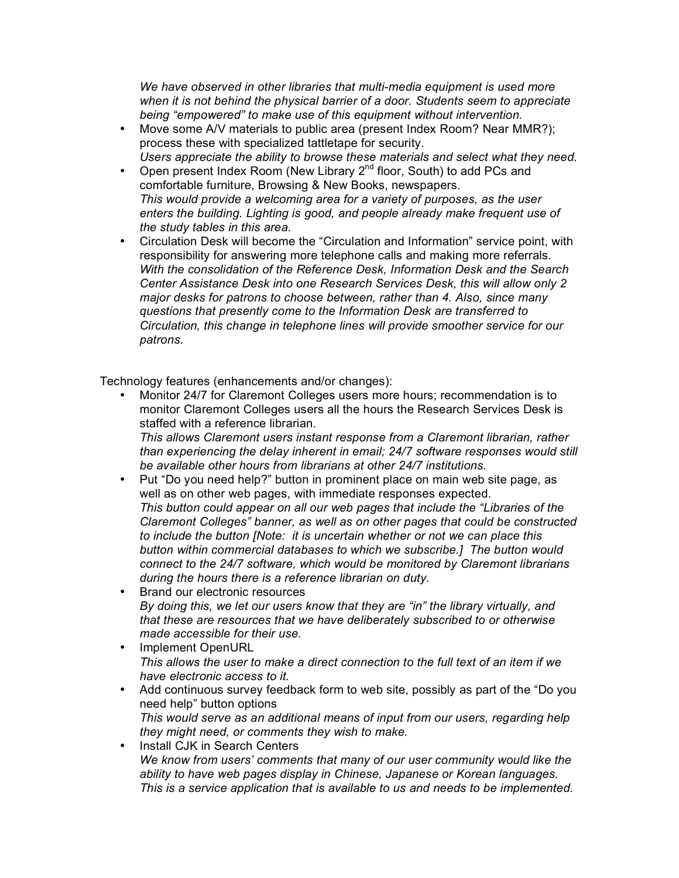*We have observed in other libraries that multi-media equipment is used more when it is not behind the physical barrier of a door. Students seem to appreciate being "empowered" to make use of this equipment without intervention.*

- Move some A/V materials to public area (present Index Room? Near MMR?); process these with specialized tattletape for security.
  *Users appreciate the ability to browse these materials and select what they need.*
- Open present Index Room (New Library 2nd floor, South) to add PCs and comfortable furniture, Browsing & New Books, newspapers.
  *This would provide a welcoming area for a variety of purposes, as the user enters the building. Lighting is good, and people already make frequent use of the study tables in this area.*
- Circulation Desk will become the "Circulation and Information" service point, with responsibility for answering more telephone calls and making more referrals.
  *With the consolidation of the Reference Desk, Information Desk and the Search Center Assistance Desk into one Research Services Desk, this will allow only 2 major desks for patrons to choose between, rather than 4. Also, since many questions that presently come to the Information Desk are transferred to Circulation, this change in telephone lines will provide smoother service for our patrons.*

Technology features (enhancements and/or changes):

- Monitor 24/7 for Claremont Colleges users more hours; recommendation is to monitor Claremont Colleges users all the hours the Research Services Desk is staffed with a reference librarian.
  *This allows Claremont users instant response from a Claremont librarian, rather than experiencing the delay inherent in email; 24/7 software responses would still be available other hours from librarians at other 24/7 institutions.*
- Put "Do you need help?" button in prominent place on main web site page, as well as on other web pages, with immediate responses expected.
  *This button could appear on all our web pages that include the "Libraries of the Claremont Colleges" banner, as well as on other pages that could be constructed to include the button [Note: it is uncertain whether or not we can place this button within commercial databases to which we subscribe.] The button would connect to the 24/7 software, which would be monitored by Claremont librarians during the hours there is a reference librarian on duty.*
- Brand our electronic resources
  *By doing this, we let our users know that they are "in" the library virtually, and that these are resources that we have deliberately subscribed to or otherwise made accessible for their use.*
- Implement OpenURL
  *This allows the user to make a direct connection to the full text of an item if we have electronic access to it.*
- Add continuous survey feedback form to web site, possibly as part of the "Do you need help" button options
  *This would serve as an additional means of input from our users, regarding help they might need, or comments they wish to make.*
- Install CJK in Search Centers
  *We know from users' comments that many of our user community would like the ability to have web pages display in Chinese, Japanese or Korean languages. This is a service application that is available to us and needs to be implemented.*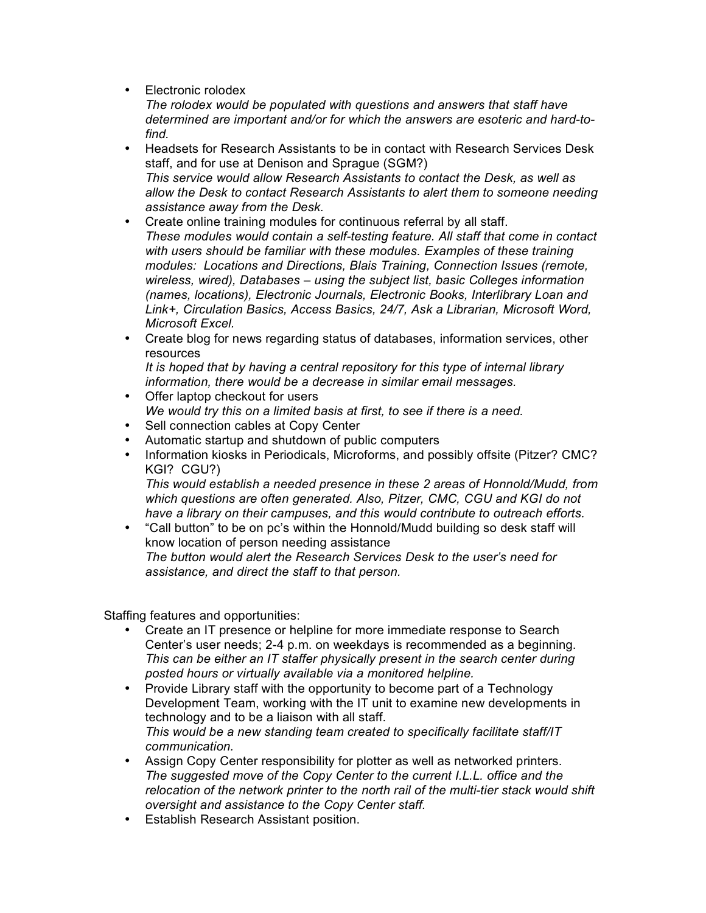- Electronic rolodex
  *The rolodex would be populated with questions and answers that staff have determined are important and/or for which the answers are esoteric and hard-to-find.*
- Headsets for Research Assistants to be in contact with Research Services Desk staff, and for use at Denison and Sprague (SGM?)
  *This service would allow Research Assistants to contact the Desk, as well as allow the Desk to contact Research Assistants to alert them to someone needing assistance away from the Desk.*
- Create online training modules for continuous referral by all staff.
  *These modules would contain a self-testing feature. All staff that come in contact with users should be familiar with these modules. Examples of these training modules: Locations and Directions, Blais Training, Connection Issues (remote, wireless, wired), Databases – using the subject list, basic Colleges information (names, locations), Electronic Journals, Electronic Books, Interlibrary Loan and Link+, Circulation Basics, Access Basics, 24/7, Ask a Librarian, Microsoft Word, Microsoft Excel.*
- Create blog for news regarding status of databases, information services, other resources
  *It is hoped that by having a central repository for this type of internal library information, there would be a decrease in similar email messages.*
- Offer laptop checkout for users
  *We would try this on a limited basis at first, to see if there is a need.*
- Sell connection cables at Copy Center
- Automatic startup and shutdown of public computers
- Information kiosks in Periodicals, Microforms, and possibly offsite (Pitzer? CMC? KGI? CGU?)
  *This would establish a needed presence in these 2 areas of Honnold/Mudd, from which questions are often generated. Also, Pitzer, CMC, CGU and KGI do not have a library on their campuses, and this would contribute to outreach efforts.*
- "Call button" to be on pc's within the Honnold/Mudd building so desk staff will know location of person needing assistance
  *The button would alert the Research Services Desk to the user's need for assistance, and direct the staff to that person.*

Staffing features and opportunities:

- Create an IT presence or helpline for more immediate response to Search Center's user needs; 2-4 p.m. on weekdays is recommended as a beginning.
  *This can be either an IT staffer physically present in the search center during posted hours or virtually available via a monitored helpline.*
- Provide Library staff with the opportunity to become part of a Technology Development Team, working with the IT unit to examine new developments in technology and to be a liaison with all staff.
  *This would be a new standing team created to specifically facilitate staff/IT communication.*
- Assign Copy Center responsibility for plotter as well as networked printers.
  *The suggested move of the Copy Center to the current I.L.L. office and the relocation of the network printer to the north rail of the multi-tier stack would shift oversight and assistance to the Copy Center staff.*
- Establish Research Assistant position.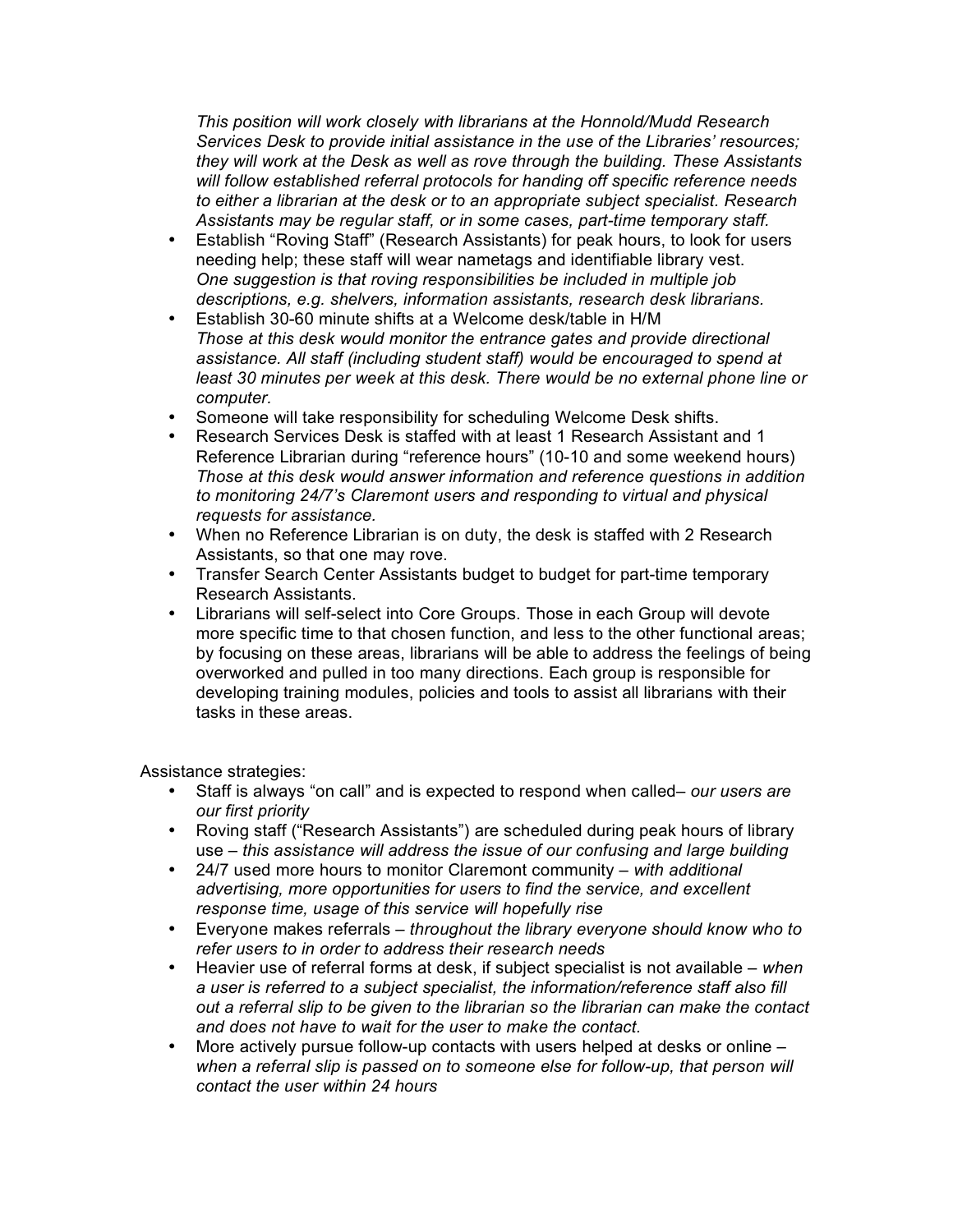*This position will work closely with librarians at the Honnold/Mudd Research Services Desk to provide initial assistance in the use of the Libraries' resources; they will work at the Desk as well as rove through the building. These Assistants will follow established referral protocols for handing off specific reference needs to either a librarian at the desk or to an appropriate subject specialist. Research Assistants may be regular staff, or in some cases, part-time temporary staff.*

- Establish "Roving Staff" (Research Assistants) for peak hours, to look for users needing help; these staff will wear nametags and identifiable library vest.
  *One suggestion is that roving responsibilities be included in multiple job descriptions, e.g. shelvers, information assistants, research desk librarians.*
- Establish 30-60 minute shifts at a Welcome desk/table in H/M
  *Those at this desk would monitor the entrance gates and provide directional assistance. All staff (including student staff) would be encouraged to spend at least 30 minutes per week at this desk. There would be no external phone line or computer.*
- Someone will take responsibility for scheduling Welcome Desk shifts.
- Research Services Desk is staffed with at least 1 Research Assistant and 1 Reference Librarian during "reference hours" (10-10 and some weekend hours)
  *Those at this desk would answer information and reference questions in addition to monitoring 24/7's Claremont users and responding to virtual and physical requests for assistance.*
- When no Reference Librarian is on duty, the desk is staffed with 2 Research Assistants, so that one may rove.
- Transfer Search Center Assistants budget to budget for part-time temporary Research Assistants.
- Librarians will self-select into Core Groups. Those in each Group will devote more specific time to that chosen function, and less to the other functional areas; by focusing on these areas, librarians will be able to address the feelings of being overworked and pulled in too many directions. Each group is responsible for developing training modules, policies and tools to assist all librarians with their tasks in these areas.

Assistance strategies:

- Staff is always "on call" and is expected to respond when called– *our users are our first priority*
- Roving staff ("Research Assistants") are scheduled during peak hours of library use – *this assistance will address the issue of our confusing and large building*
- 24/7 used more hours to monitor Claremont community – *with additional advertising, more opportunities for users to find the service, and excellent response time, usage of this service will hopefully rise*
- Everyone makes referrals – *throughout the library everyone should know who to refer users to in order to address their research needs*
- Heavier use of referral forms at desk, if subject specialist is not available – *when a user is referred to a subject specialist, the information/reference staff also fill out a referral slip to be given to the librarian so the librarian can make the contact and does not have to wait for the user to make the contact.*
- More actively pursue follow-up contacts with users helped at desks or online – *when a referral slip is passed on to someone else for follow-up, that person will contact the user within 24 hours*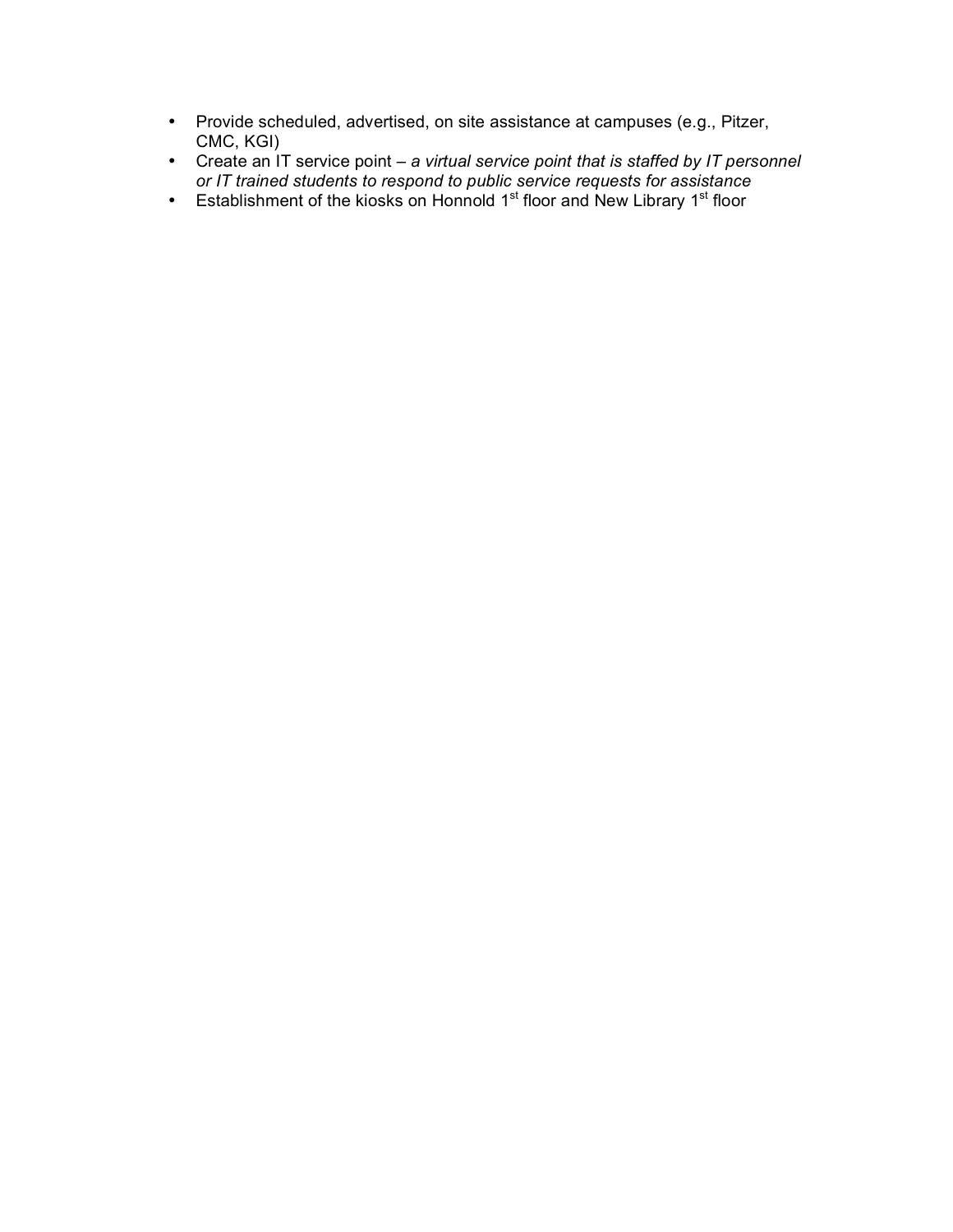- Provide scheduled, advertised, on site assistance at campuses (e.g., Pitzer, CMC, KGI)
- Create an IT service point – *a virtual service point that is staffed by IT personnel or IT trained students to respond to public service requests for assistance*
- Establishment of the kiosks on Honnold 1st floor and New Library 1st floor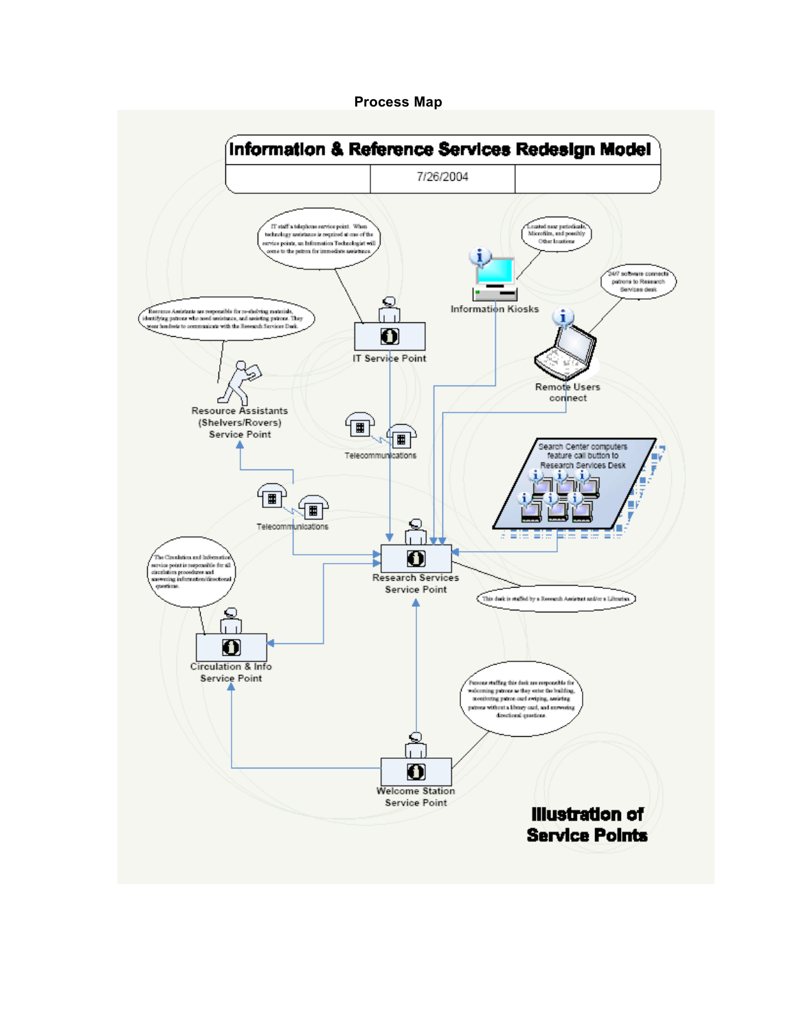**Process Map**

# Information & Reference Services Redesign Model

7/26/2004

IT staff a telephone service point. When technology assistance is required at one of the service points, an Information Technologist will come to the patron for immediate assistance.

Located near periodicals, Microfilm, and possibly Other locations

Information Kiosks

24/7 software connects patrons to Research Services desk

Resource Assistants are responsible for re-shelving materials, identifying patrons who need assistance, and assisting patrons. They wear headsets to communicate with the Research Services Desk.

IT Service Point

Remote Users connect

Resource Assistants (Shelvers/Rovers) Service Point

Telecommunications

Search Center computers feature call button to Research Services Desk

Telecommunications

The Circulation and Information service point is responsible for all circulation procedures and answering information/directional questions.

Research Services Service Point

This desk is staffed by a Research Assistant and/or a Librarian.

Circulation & Info Service Point

Persons staffing this desk are responsible for welcoming patrons as they enter the building, monitoring patron card swiping, assisting patrons without a library card, and answering directional questions.

Welcome Station Service Point

**Illustration of Service Points**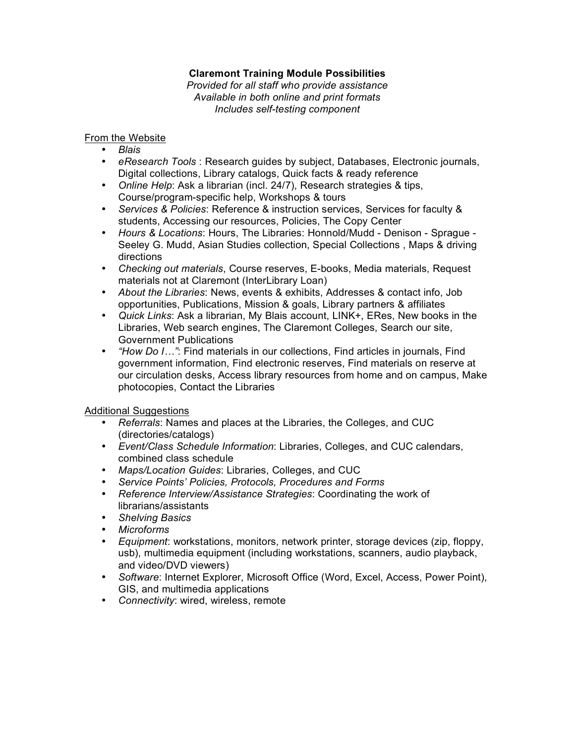**Claremont Training Module Possibilities**

*Provided for all staff who provide assistance*
*Available in both online and print formats*
*Includes self-testing component*

<u>From the Website</u>

- *Blais*
- *eResearch Tools* : Research guides by subject, Databases, Electronic journals, Digital collections, Library catalogs, Quick facts & ready reference
- *Online Help*: Ask a librarian (incl. 24/7), Research strategies & tips, Course/program-specific help, Workshops & tours
- *Services & Policies*: Reference & instruction services, Services for faculty & students, Accessing our resources, Policies, The Copy Center
- *Hours & Locations*: Hours, The Libraries: Honnold/Mudd - Denison - Sprague - Seeley G. Mudd, Asian Studies collection, Special Collections , Maps & driving directions
- *Checking out materials*, Course reserves, E-books, Media materials, Request materials not at Claremont (InterLibrary Loan)
- *About the Libraries*: News, events & exhibits, Addresses & contact info, Job opportunities, Publications, Mission & goals, Library partners & affiliates
- *Quick Links*: Ask a librarian, My Blais account, LINK+, ERes, New books in the Libraries, Web search engines, The Claremont Colleges, Search our site, Government Publications
- *"How Do I…"*: Find materials in our collections, Find articles in journals, Find government information, Find electronic reserves, Find materials on reserve at our circulation desks, Access library resources from home and on campus, Make photocopies, Contact the Libraries

<u>Additional Suggestions</u>

- *Referrals*: Names and places at the Libraries, the Colleges, and CUC (directories/catalogs)
- *Event/Class Schedule Information*: Libraries, Colleges, and CUC calendars, combined class schedule
- *Maps/Location Guides*: Libraries, Colleges, and CUC
- *Service Points' Policies, Protocols, Procedures and Forms*
- *Reference Interview/Assistance Strategies*: Coordinating the work of librarians/assistants
- *Shelving Basics*
- *Microforms*
- *Equipment*: workstations, monitors, network printer, storage devices (zip, floppy, usb), multimedia equipment (including workstations, scanners, audio playback, and video/DVD viewers)
- *Software*: Internet Explorer, Microsoft Office (Word, Excel, Access, Power Point), GIS, and multimedia applications
- *Connectivity*: wired, wireless, remote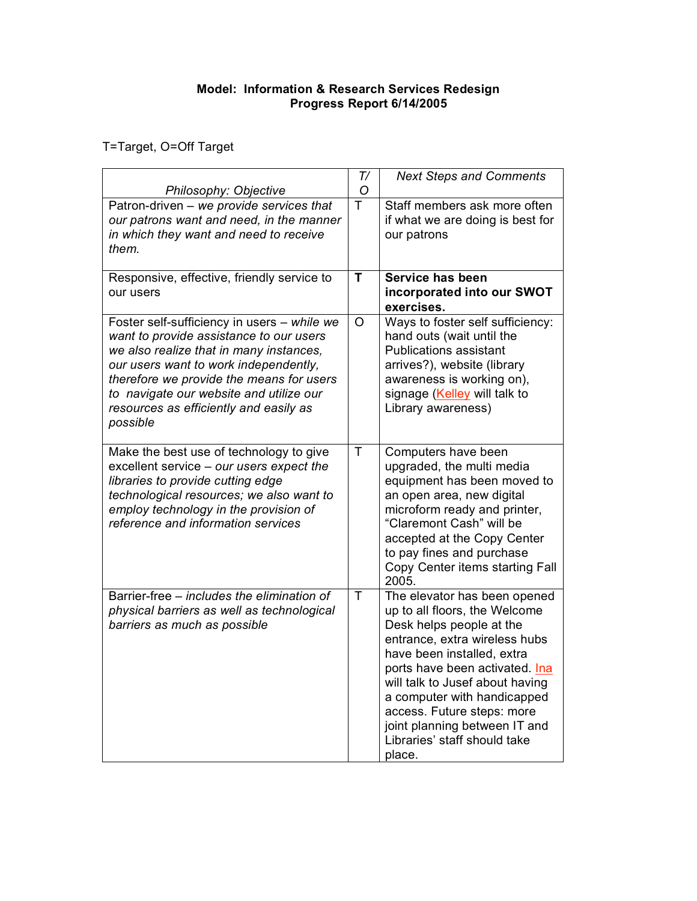**Model: Information & Research Services Redesign**
**Progress Report 6/14/2005**

T=Target, O=Off Target

| *Philosophy: Objective* | *T/O* | *Next Steps and Comments* |
| --- | --- | --- |
| Patron-driven – *we provide services that our patrons want and need, in the manner in which they want and need to receive them.* | T | Staff members ask more often if what we are doing is best for our patrons |
| Responsive, effective, friendly service to our users | **T** | **Service has been incorporated into our SWOT exercises.** |
| Foster self-sufficiency in users – *while we want to provide assistance to our users we also realize that in many instances, our users want to work independently, therefore we provide the means for users to navigate our website and utilize our resources as efficiently and easily as possible* | O | Ways to foster self sufficiency: hand outs (wait until the Publications assistant arrives?), website (library awareness is working on), signage (Kelley will talk to Library awareness) |
| Make the best use of technology to give excellent service – *our users expect the libraries to provide cutting edge technological resources; we also want to employ technology in the provision of reference and information services* | T | Computers have been upgraded, the multi media equipment has been moved to an open area, new digital microform ready and printer, "Claremont Cash" will be accepted at the Copy Center to pay fines and purchase Copy Center items starting Fall 2005. |
| Barrier-free – *includes the elimination of physical barriers as well as technological barriers as much as possible* | T | The elevator has been opened up to all floors, the Welcome Desk helps people at the entrance, extra wireless hubs have been installed, extra ports have been activated. Ina will talk to Jusef about having a computer with handicapped access. Future steps: more joint planning between IT and Libraries' staff should take place. |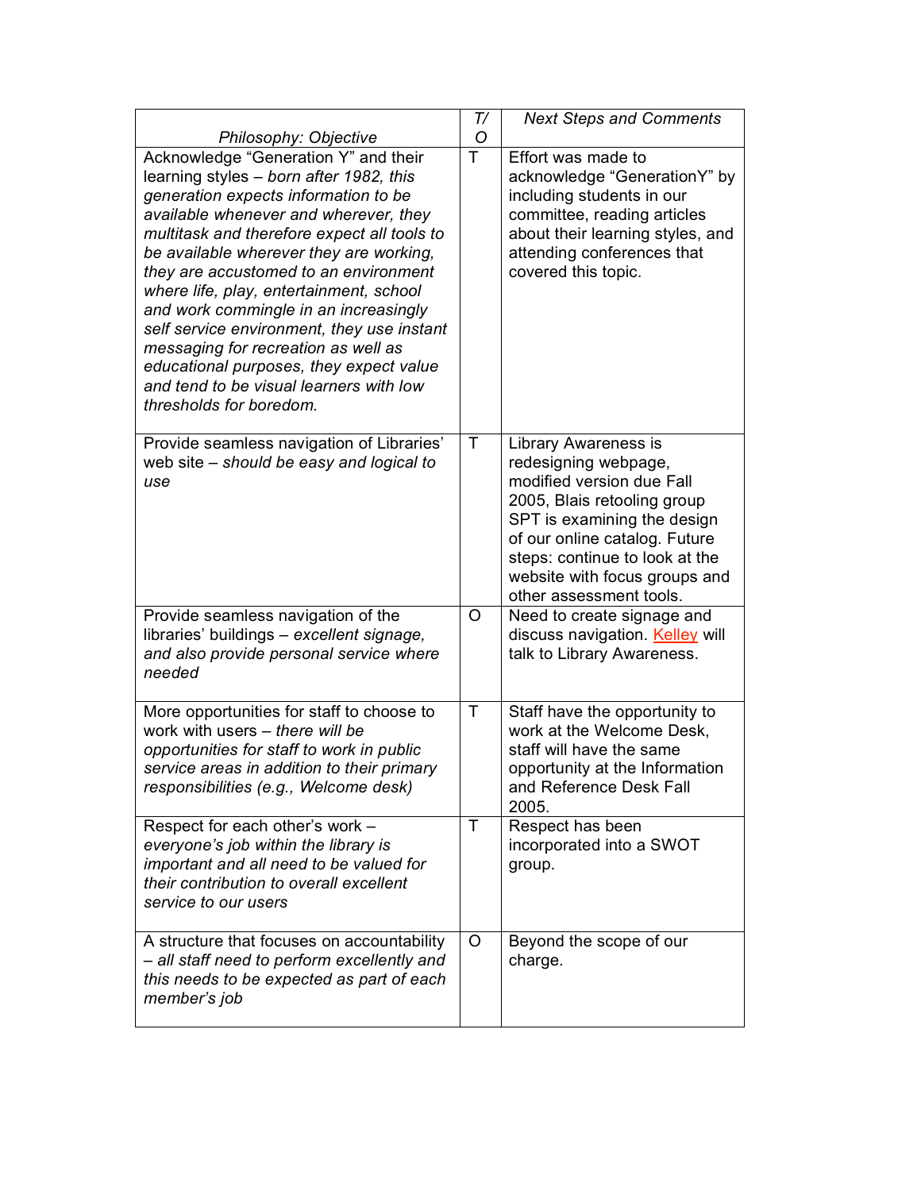| *Philosophy: Objective* | *T/O* | *Next Steps and Comments* |
|---|---|---|
| Acknowledge "Generation Y" and their learning styles – *born after 1982, this generation expects information to be available whenever and wherever, they multitask and therefore expect all tools to be available wherever they are working, they are accustomed to an environment where life, play, entertainment, school and work commingle in an increasingly self service environment, they use instant messaging for recreation as well as educational purposes, they expect value and tend to be visual learners with low thresholds for boredom.* | T | Effort was made to acknowledge "GenerationY" by including students in our committee, reading articles about their learning styles, and attending conferences that covered this topic. |
| Provide seamless navigation of Libraries' web site – *should be easy and logical to use* | T | Library Awareness is redesigning webpage, modified version due Fall 2005, Blais retooling group SPT is examining the design of our online catalog. Future steps: continue to look at the website with focus groups and other assessment tools. |
| Provide seamless navigation of the libraries' buildings – *excellent signage, and also provide personal service where needed* | O | Need to create signage and discuss navigation. Kelley will talk to Library Awareness. |
| More opportunities for staff to choose to work with users – *there will be opportunities for staff to work in public service areas in addition to their primary responsibilities (e.g., Welcome desk)* | T | Staff have the opportunity to work at the Welcome Desk, staff will have the same opportunity at the Information and Reference Desk Fall 2005. |
| Respect for each other's work – *everyone's job within the library is important and all need to be valued for their contribution to overall excellent service to our users* | T | Respect has been incorporated into a SWOT group. |
| A structure that focuses on accountability – *all staff need to perform excellently and this needs to be expected as part of each member's job* | O | Beyond the scope of our charge. |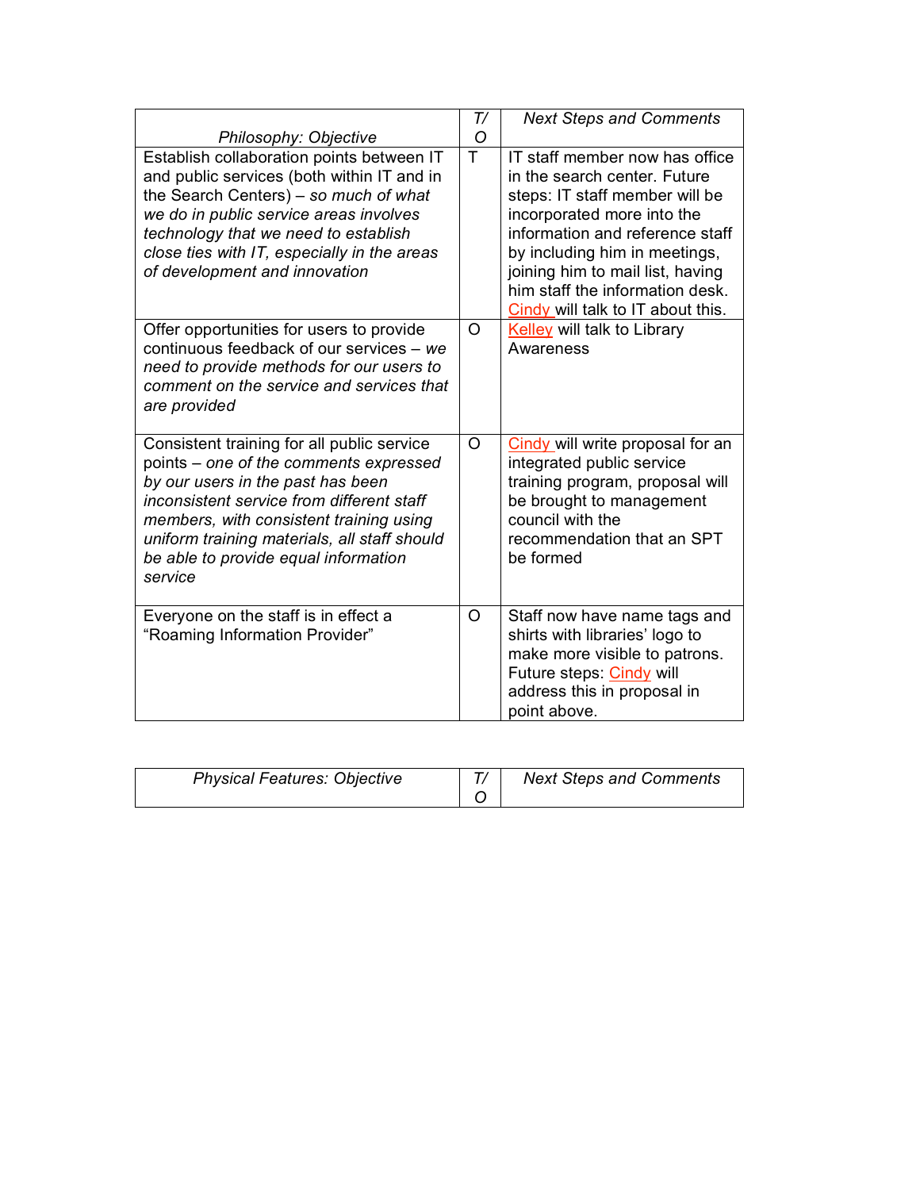| *Philosophy: Objective* | *T/ O* | *Next Steps and Comments* |
|---|---|---|
| Establish collaboration points between IT and public services (both within IT and in the Search Centers) – *so much of what we do in public service areas involves technology that we need to establish close ties with IT, especially in the areas of development and innovation* | T | IT staff member now has office in the search center. Future steps: IT staff member will be incorporated more into the information and reference staff by including him in meetings, joining him to mail list, having him staff the information desk. Cindy will talk to IT about this. |
| Offer opportunities for users to provide continuous feedback of our services – *we need to provide methods for our users to comment on the service and services that are provided* | O | Kelley will talk to Library Awareness |
| Consistent training for all public service points – *one of the comments expressed by our users in the past has been inconsistent service from different staff members, with consistent training using uniform training materials, all staff should be able to provide equal information service* | O | Cindy will write proposal for an integrated public service training program, proposal will be brought to management council with the recommendation that an SPT be formed |
| Everyone on the staff is in effect a “Roaming Information Provider” | O | Staff now have name tags and shirts with libraries’ logo to make more visible to patrons. Future steps: Cindy will address this in proposal in point above. |

| *Physical Features: Objective* | *T/ O* | *Next Steps and Comments* |
|---|---|---|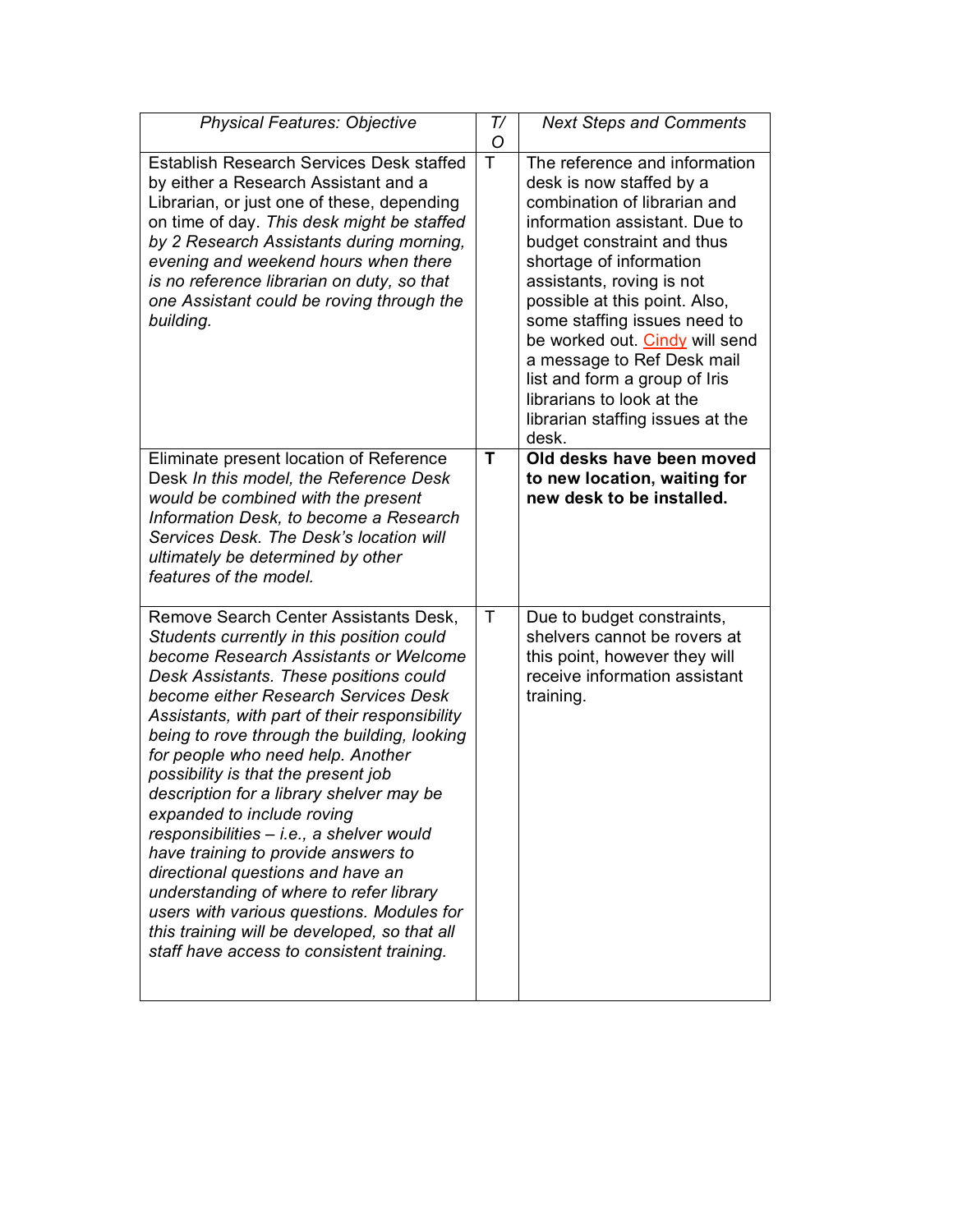| *Physical Features: Objective* | *T/O* | *Next Steps and Comments* |
| --- | --- | --- |
| Establish Research Services Desk staffed by either a Research Assistant and a Librarian, or just one of these, depending on time of day. *This desk might be staffed by 2 Research Assistants during morning, evening and weekend hours when there is no reference librarian on duty, so that one Assistant could be roving through the building.* | T | The reference and information desk is now staffed by a combination of librarian and information assistant. Due to budget constraint and thus shortage of information assistants, roving is not possible at this point. Also, some staffing issues need to be worked out. Cindy will send a message to Ref Desk mail list and form a group of Iris librarians to look at the librarian staffing issues at the desk. |
| Eliminate present location of Reference Desk *In this model, the Reference Desk would be combined with the present Information Desk, to become a Research Services Desk. The Desk's location will ultimately be determined by other features of the model.* | **T** | **Old desks have been moved to new location, waiting for new desk to be installed.** |
| Remove Search Center Assistants Desk, *Students currently in this position could become Research Assistants or Welcome Desk Assistants. These positions could become either Research Services Desk Assistants, with part of their responsibility being to rove through the building, looking for people who need help. Another possibility is that the present job description for a library shelver may be expanded to include roving responsibilities – i.e., a shelver would have training to provide answers to directional questions and have an understanding of where to refer library users with various questions. Modules for this training will be developed, so that all staff have access to consistent training.* | T | Due to budget constraints, shelvers cannot be rovers at this point, however they will receive information assistant training. |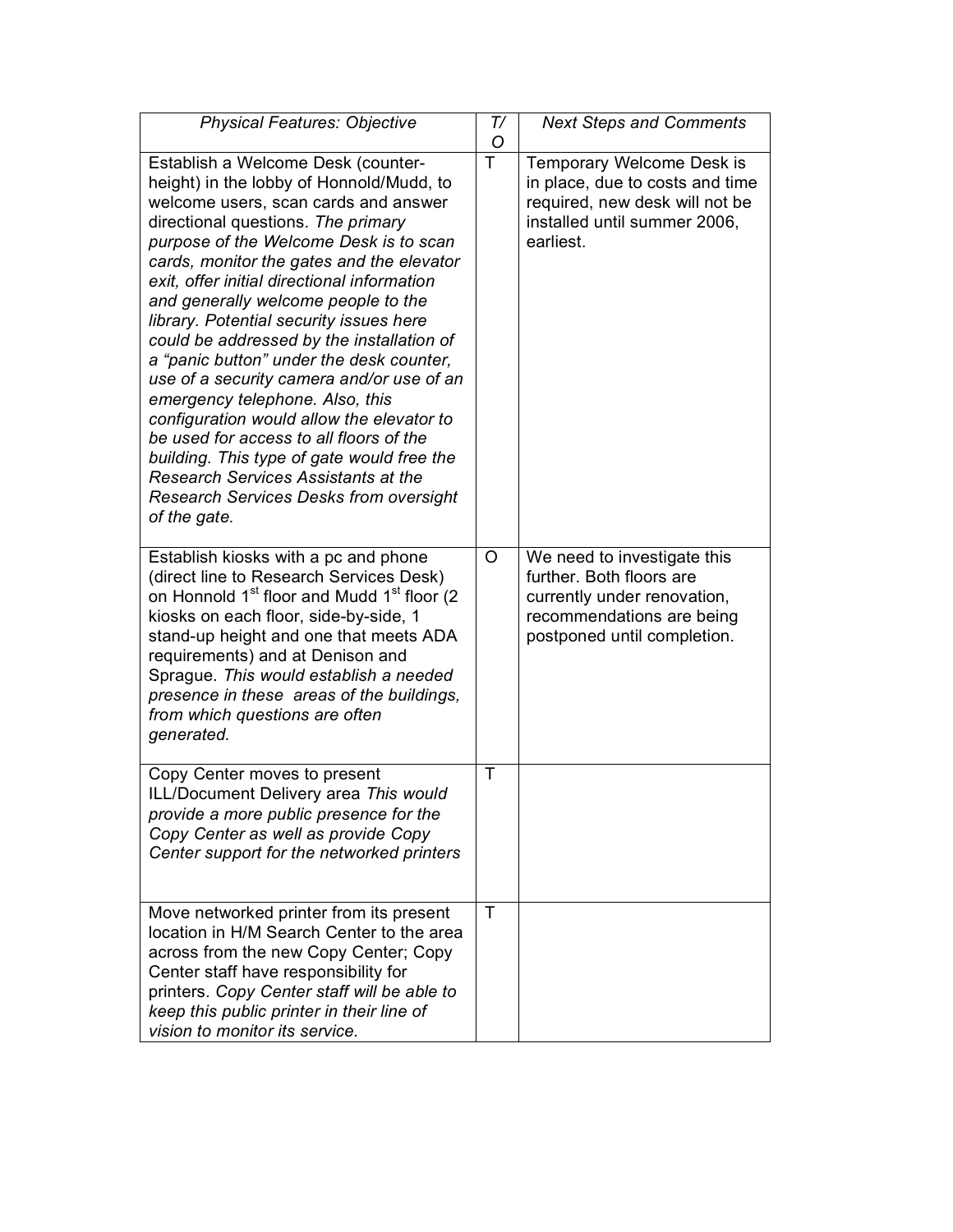| *Physical Features: Objective* | *T/O* | *Next Steps and Comments* |
|---|---|---|
| Establish a Welcome Desk (counter-height) in the lobby of Honnold/Mudd, to welcome users, scan cards and answer directional questions. *The primary purpose of the Welcome Desk is to scan cards, monitor the gates and the elevator exit, offer initial directional information and generally welcome people to the library. Potential security issues here could be addressed by the installation of a "panic button" under the desk counter, use of a security camera and/or use of an emergency telephone. Also, this configuration would allow the elevator to be used for access to all floors of the building. This type of gate would free the Research Services Assistants at the Research Services Desks from oversight of the gate.* | T | Temporary Welcome Desk is in place, due to costs and time required, new desk will not be installed until summer 2006, earliest. |
| Establish kiosks with a pc and phone (direct line to Research Services Desk) on Honnold 1st floor and Mudd 1st floor (2 kiosks on each floor, side-by-side, 1 stand-up height and one that meets ADA requirements) and at Denison and Sprague. *This would establish a needed presence in these areas of the buildings, from which questions are often generated.* | O | We need to investigate this further. Both floors are currently under renovation, recommendations are being postponed until completion. |
| Copy Center moves to present ILL/Document Delivery area *This would provide a more public presence for the Copy Center as well as provide Copy Center support for the networked printers* | T | |
| Move networked printer from its present location in H/M Search Center to the area across from the new Copy Center; Copy Center staff have responsibility for printers. *Copy Center staff will be able to keep this public printer in their line of vision to monitor its service.* | T | |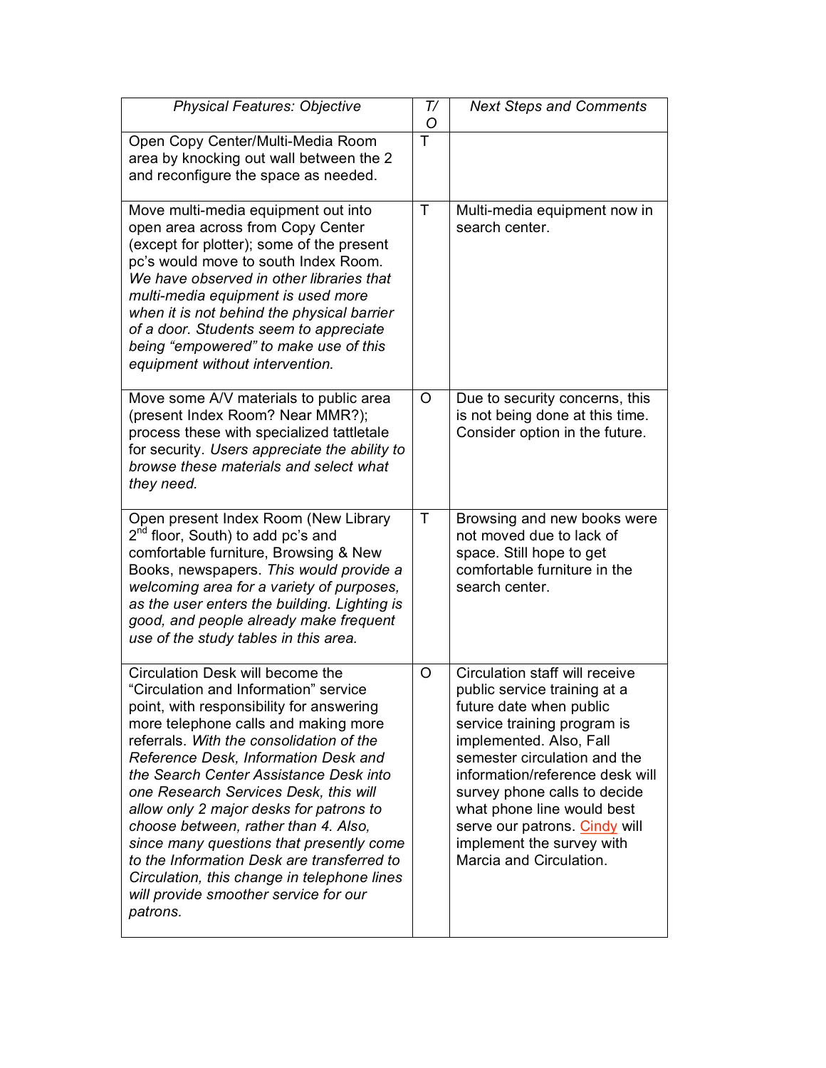| *Physical Features: Objective* | *T/O* | *Next Steps and Comments* |
|---|---|---|
| Open Copy Center/Multi-Media Room area by knocking out wall between the 2 and reconfigure the space as needed. | T | |
| Move multi-media equipment out into open area across from Copy Center (except for plotter); some of the present pc's would move to south Index Room. *We have observed in other libraries that multi-media equipment is used more when it is not behind the physical barrier of a door. Students seem to appreciate being "empowered" to make use of this equipment without intervention.* | T | Multi-media equipment now in search center. |
| Move some A/V materials to public area (present Index Room? Near MMR?); process these with specialized tattletale for security. *Users appreciate the ability to browse these materials and select what they need.* | O | Due to security concerns, this is not being done at this time. Consider option in the future. |
| Open present Index Room (New Library 2nd floor, South) to add pc's and comfortable furniture, Browsing & New Books, newspapers. *This would provide a welcoming area for a variety of purposes, as the user enters the building. Lighting is good, and people already make frequent use of the study tables in this area.* | T | Browsing and new books were not moved due to lack of space. Still hope to get comfortable furniture in the search center. |
| Circulation Desk will become the "Circulation and Information" service point, with responsibility for answering more telephone calls and making more referrals. *With the consolidation of the Reference Desk, Information Desk and the Search Center Assistance Desk into one Research Services Desk, this will allow only 2 major desks for patrons to choose between, rather than 4. Also, since many questions that presently come to the Information Desk are transferred to Circulation, this change in telephone lines will provide smoother service for our patrons.* | O | Circulation staff will receive public service training at a future date when public service training program is implemented. Also, Fall semester circulation and the information/reference desk will survey phone calls to decide what phone line would best serve our patrons. Cindy will implement the survey with Marcia and Circulation. |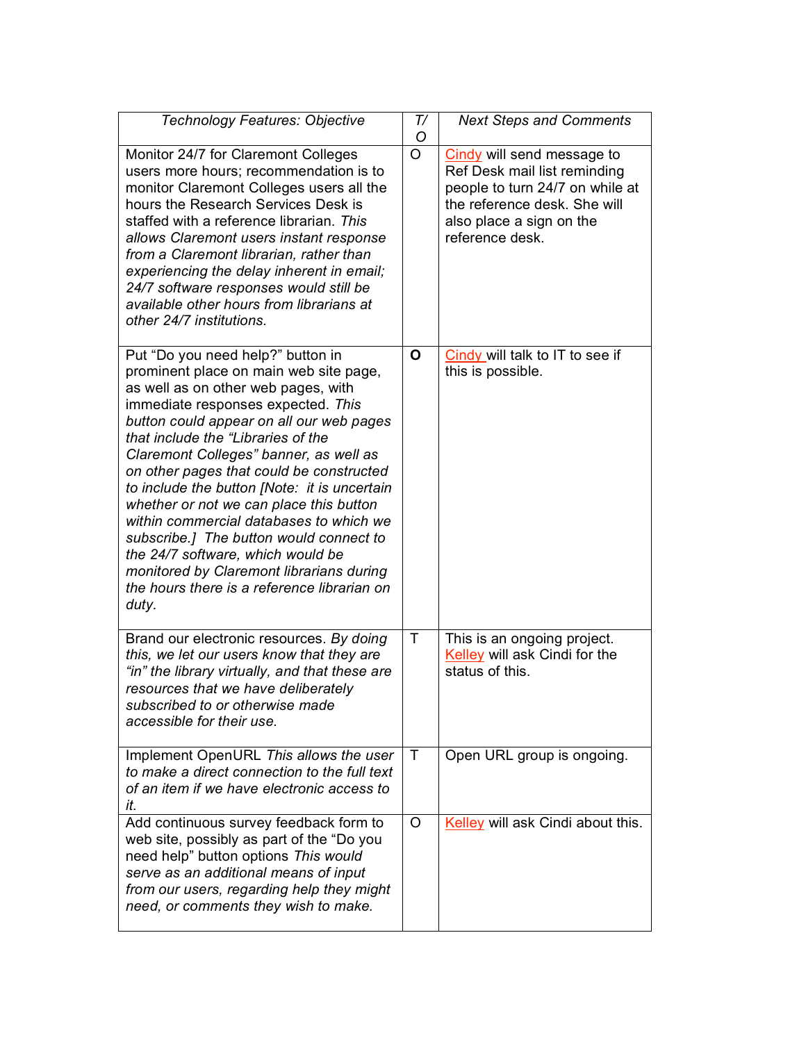| *Technology Features: Objective* | *T/O* | *Next Steps and Comments* |
|---|---|---|
| Monitor 24/7 for Claremont Colleges users more hours; recommendation is to monitor Claremont Colleges users all the hours the Research Services Desk is staffed with a reference librarian. *This allows Claremont users instant response from a Claremont librarian, rather than experiencing the delay inherent in email; 24/7 software responses would still be available other hours from librarians at other 24/7 institutions.* | O | Cindy will send message to Ref Desk mail list reminding people to turn 24/7 on while at the reference desk. She will also place a sign on the reference desk. |
| Put "Do you need help?" button in prominent place on main web site page, as well as on other web pages, with immediate responses expected. *This button could appear on all our web pages that include the "Libraries of the Claremont Colleges" banner, as well as on other pages that could be constructed to include the button [Note: it is uncertain whether or not we can place this button within commercial databases to which we subscribe.] The button would connect to the 24/7 software, which would be monitored by Claremont librarians during the hours there is a reference librarian on duty.* | **O** | Cindy will talk to IT to see if this is possible. |
| Brand our electronic resources. *By doing this, we let our users know that they are "in" the library virtually, and that these are resources that we have deliberately subscribed to or otherwise made accessible for their use.* | T | This is an ongoing project. Kelley will ask Cindi for the status of this. |
| Implement OpenURL *This allows the user to make a direct connection to the full text of an item if we have electronic access to it.* | T | Open URL group is ongoing. |
| Add continuous survey feedback form to web site, possibly as part of the "Do you need help" button options *This would serve as an additional means of input from our users, regarding help they might need, or comments they wish to make.* | O | Kelley will ask Cindi about this. |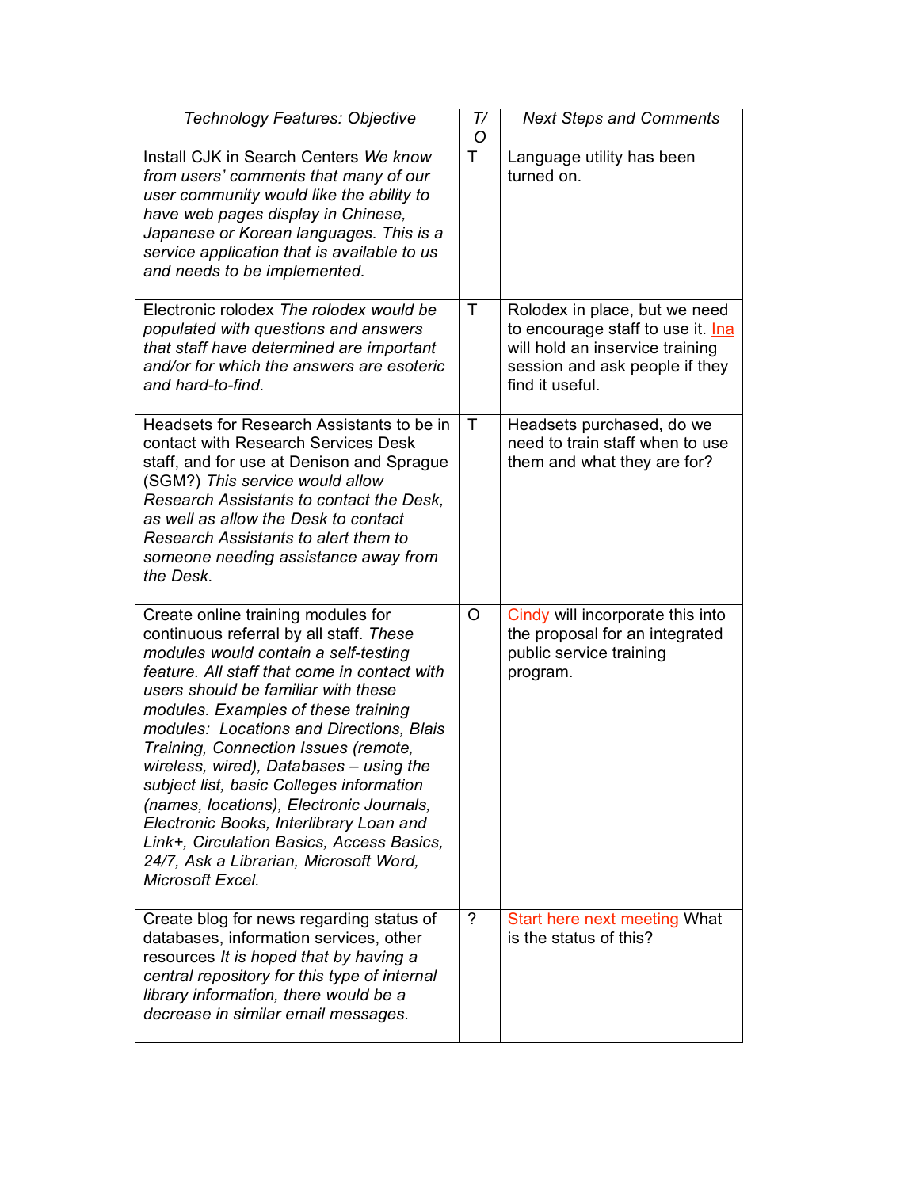| *Technology Features: Objective* | *T/O* | *Next Steps and Comments* |
|---|---|---|
| Install CJK in Search Centers *We know from users' comments that many of our user community would like the ability to have web pages display in Chinese, Japanese or Korean languages. This is a service application that is available to us and needs to be implemented.* | T | Language utility has been turned on. |
| Electronic rolodex *The rolodex would be populated with questions and answers that staff have determined are important and/or for which the answers are esoteric and hard-to-find.* | T | Rolodex in place, but we need to encourage staff to use it. Ina will hold an inservice training session and ask people if they find it useful. |
| Headsets for Research Assistants to be in contact with Research Services Desk staff, and for use at Denison and Sprague (SGM?) *This service would allow Research Assistants to contact the Desk, as well as allow the Desk to contact Research Assistants to alert them to someone needing assistance away from the Desk.* | T | Headsets purchased, do we need to train staff when to use them and what they are for? |
| Create online training modules for continuous referral by all staff. *These modules would contain a self-testing feature. All staff that come in contact with users should be familiar with these modules. Examples of these training modules: Locations and Directions, Blais Training, Connection Issues (remote, wireless, wired), Databases – using the subject list, basic Colleges information (names, locations), Electronic Journals, Electronic Books, Interlibrary Loan and Link+, Circulation Basics, Access Basics, 24/7, Ask a Librarian, Microsoft Word, Microsoft Excel.* | O | Cindy will incorporate this into the proposal for an integrated public service training program. |
| Create blog for news regarding status of databases, information services, other resources *It is hoped that by having a central repository for this type of internal library information, there would be a decrease in similar email messages.* | ? | Start here next meeting What is the status of this? |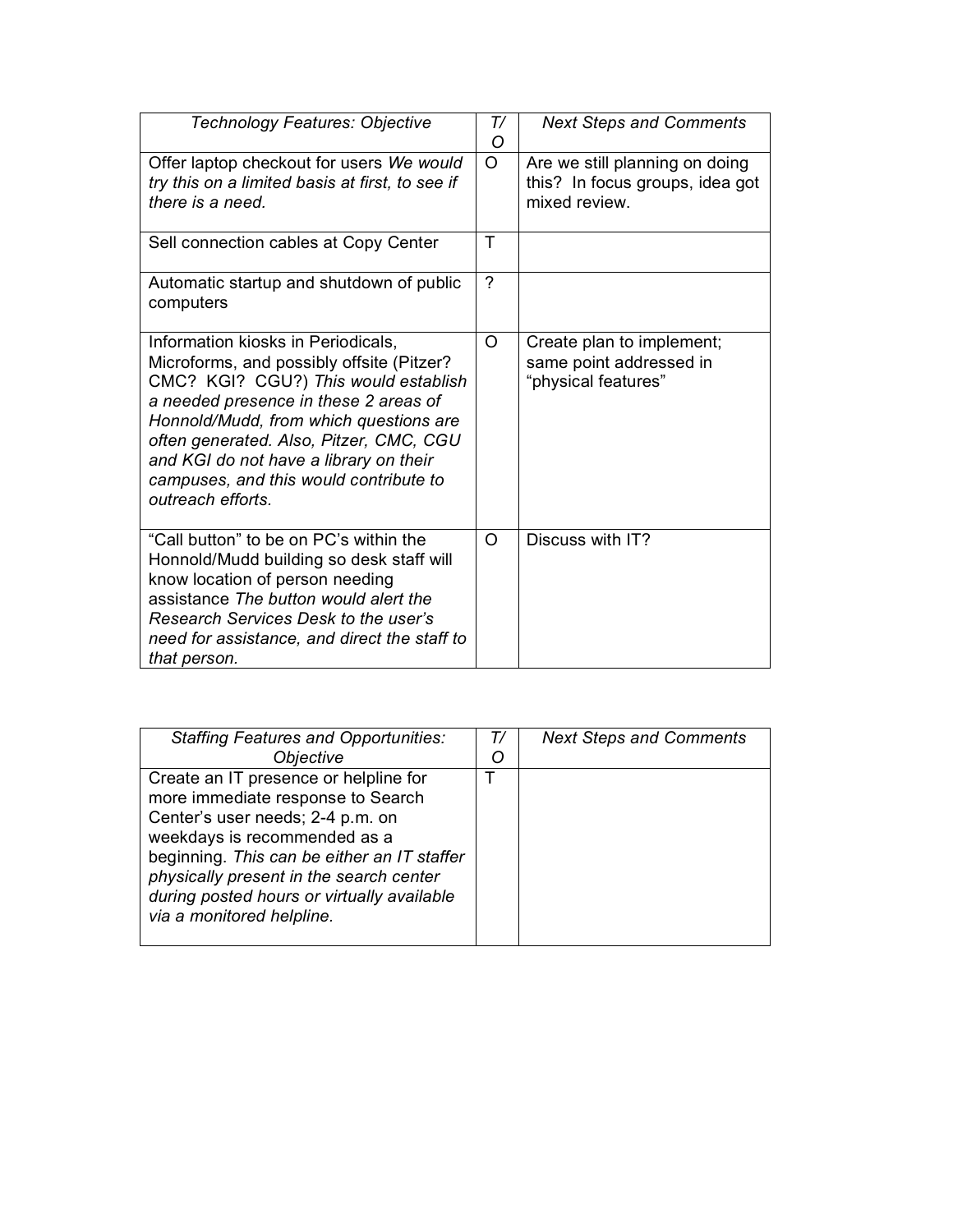| *Technology Features: Objective* | *T/O* | *Next Steps and Comments* |
|---|---|---|
| Offer laptop checkout for users *We would try this on a limited basis at first, to see if there is a need.* | O | Are we still planning on doing this? In focus groups, idea got mixed review. |
| Sell connection cables at Copy Center | T | |
| Automatic startup and shutdown of public computers | ? | |
| Information kiosks in Periodicals, Microforms, and possibly offsite (Pitzer? CMC? KGI? CGU?) *This would establish a needed presence in these 2 areas of Honnold/Mudd, from which questions are often generated. Also, Pitzer, CMC, CGU and KGI do not have a library on their campuses, and this would contribute to outreach efforts.* | O | Create plan to implement; same point addressed in "physical features" |
| "Call button" to be on PC's within the Honnold/Mudd building so desk staff will know location of person needing assistance *The button would alert the Research Services Desk to the user's need for assistance, and direct the staff to that person.* | O | Discuss with IT? |

| *Staffing Features and Opportunities: Objective* | *T/O* | *Next Steps and Comments* |
|---|---|---|
| Create an IT presence or helpline for more immediate response to Search Center's user needs; 2-4 p.m. on weekdays is recommended as a beginning. *This can be either an IT staffer physically present in the search center during posted hours or virtually available via a monitored helpline.* | T | |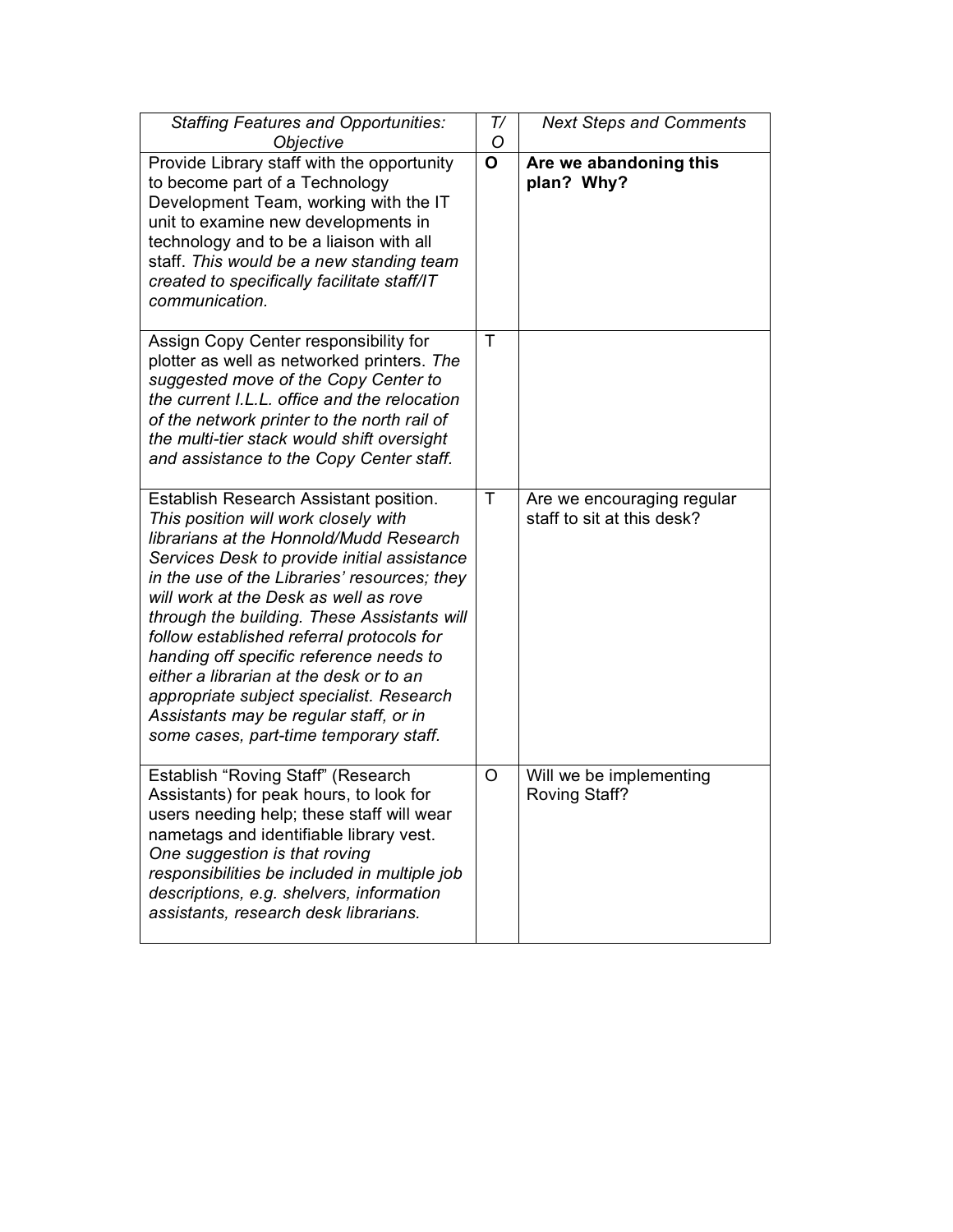| *Staffing Features and Opportunities: Objective* | *T/O* | *Next Steps and Comments* |
| --- | --- | --- |
| Provide Library staff with the opportunity to become part of a Technology Development Team, working with the IT unit to examine new developments in technology and to be a liaison with all staff. *This would be a new standing team created to specifically facilitate staff/IT communication.* | **O** | **Are we abandoning this plan? Why?** |
| Assign Copy Center responsibility for plotter as well as networked printers. *The suggested move of the Copy Center to the current I.L.L. office and the relocation of the network printer to the north rail of the multi-tier stack would shift oversight and assistance to the Copy Center staff.* | T | |
| Establish Research Assistant position. *This position will work closely with librarians at the Honnold/Mudd Research Services Desk to provide initial assistance in the use of the Libraries' resources; they will work at the Desk as well as rove through the building. These Assistants will follow established referral protocols for handing off specific reference needs to either a librarian at the desk or to an appropriate subject specialist. Research Assistants may be regular staff, or in some cases, part-time temporary staff.* | T | Are we encouraging regular staff to sit at this desk? |
| Establish "Roving Staff" (Research Assistants) for peak hours, to look for users needing help; these staff will wear nametags and identifiable library vest. *One suggestion is that roving responsibilities be included in multiple job descriptions, e.g. shelvers, information assistants, research desk librarians.* | O | Will we be implementing Roving Staff? |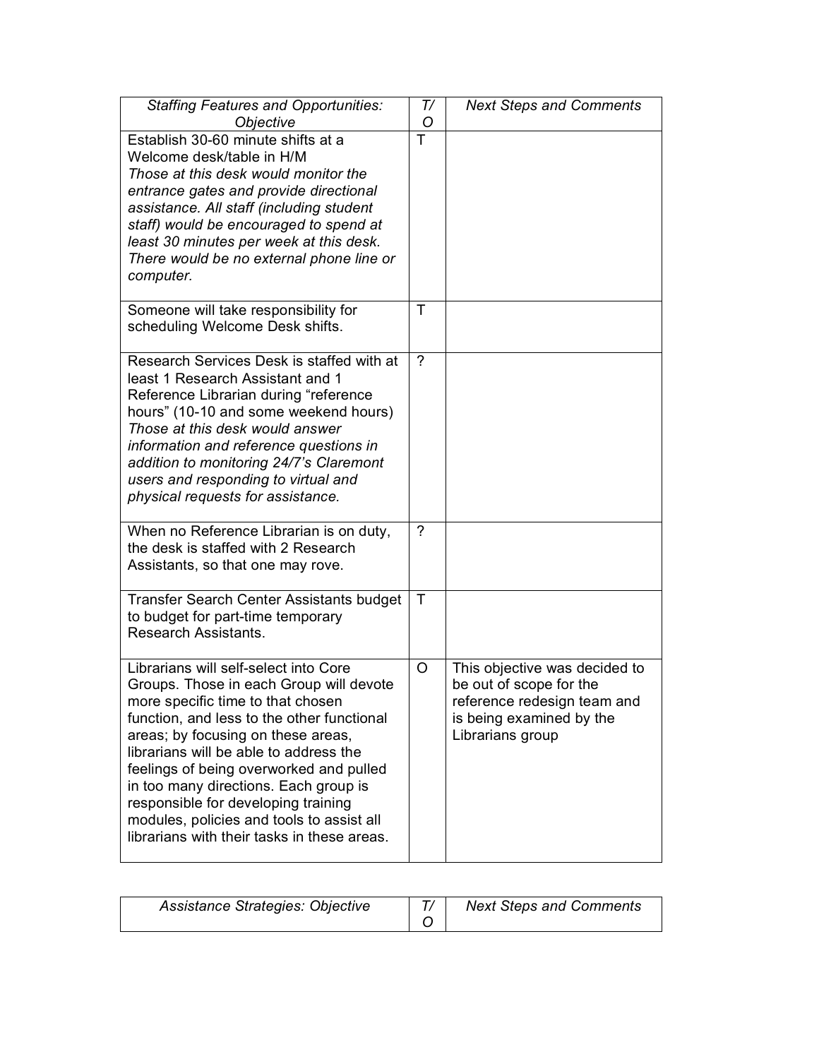| *Staffing Features and Opportunities: Objective* | *T/O* | *Next Steps and Comments* |
|---|---|---|
| Establish 30-60 minute shifts at a Welcome desk/table in H/M *Those at this desk would monitor the entrance gates and provide directional assistance. All staff (including student staff) would be encouraged to spend at least 30 minutes per week at this desk. There would be no external phone line or computer.* | T | |
| Someone will take responsibility for scheduling Welcome Desk shifts. | T | |
| Research Services Desk is staffed with at least 1 Research Assistant and 1 Reference Librarian during "reference hours" (10-10 and some weekend hours) *Those at this desk would answer information and reference questions in addition to monitoring 24/7's Claremont users and responding to virtual and physical requests for assistance.* | ? | |
| When no Reference Librarian is on duty, the desk is staffed with 2 Research Assistants, so that one may rove. | ? | |
| Transfer Search Center Assistants budget to budget for part-time temporary Research Assistants. | T | |
| Librarians will self-select into Core Groups. Those in each Group will devote more specific time to that chosen function, and less to the other functional areas; by focusing on these areas, librarians will be able to address the feelings of being overworked and pulled in too many directions. Each group is responsible for developing training modules, policies and tools to assist all librarians with their tasks in these areas. | O | This objective was decided to be out of scope for the reference redesign team and is being examined by the Librarians group |

| *Assistance Strategies: Objective* | *T/O* | *Next Steps and Comments* |
|---|---|---|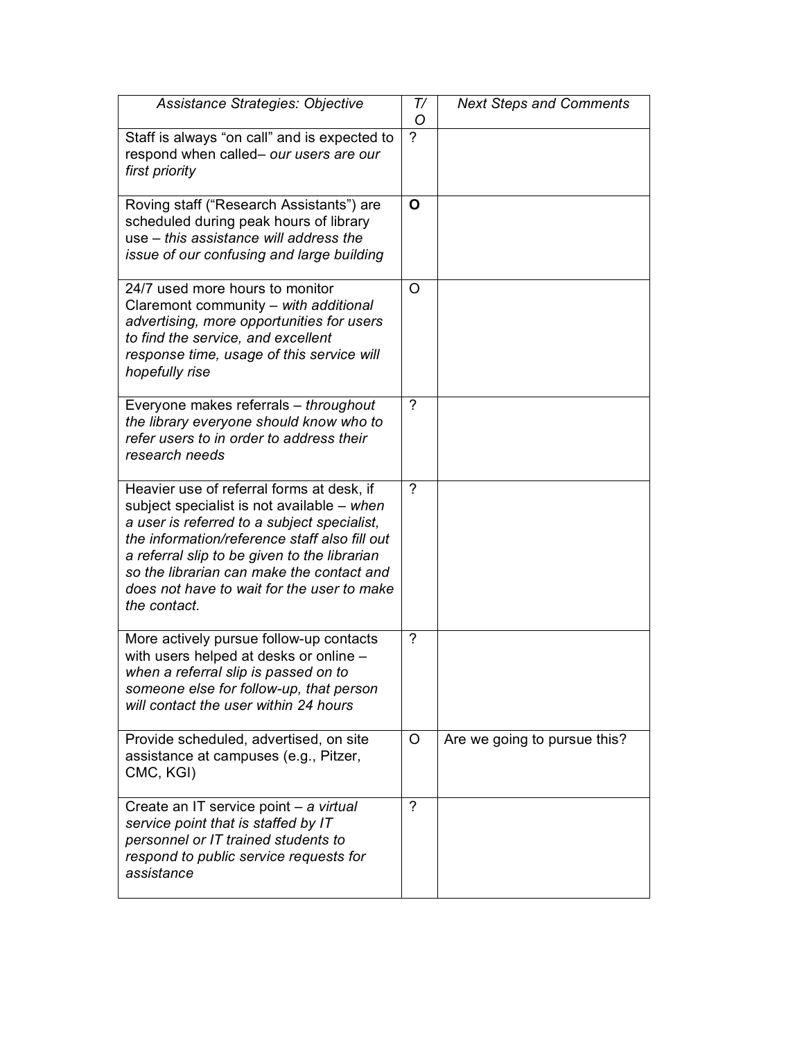| *Assistance Strategies: Objective* | *T/O* | *Next Steps and Comments* |
|---|---|---|
| Staff is always "on call" and is expected to respond when called– *our users are our first priority* | ? | |
| Roving staff ("Research Assistants") are scheduled during peak hours of library use – *this assistance will address the issue of our confusing and large building* | **O** | |
| 24/7 used more hours to monitor Claremont community – *with additional advertising, more opportunities for users to find the service, and excellent response time, usage of this service will hopefully rise* | O | |
| Everyone makes referrals – *throughout the library everyone should know who to refer users to in order to address their research needs* | ? | |
| Heavier use of referral forms at desk, if subject specialist is not available – *when a user is referred to a subject specialist, the information/reference staff also fill out a referral slip to be given to the librarian so the librarian can make the contact and does not have to wait for the user to make the contact.* | ? | |
| More actively pursue follow-up contacts with users helped at desks or online – *when a referral slip is passed on to someone else for follow-up, that person will contact the user within 24 hours* | ? | |
| Provide scheduled, advertised, on site assistance at campuses (e.g., Pitzer, CMC, KGI) | O | Are we going to pursue this? |
| Create an IT service point – *a virtual service point that is staffed by IT personnel or IT trained students to respond to public service requests for assistance* | ? | |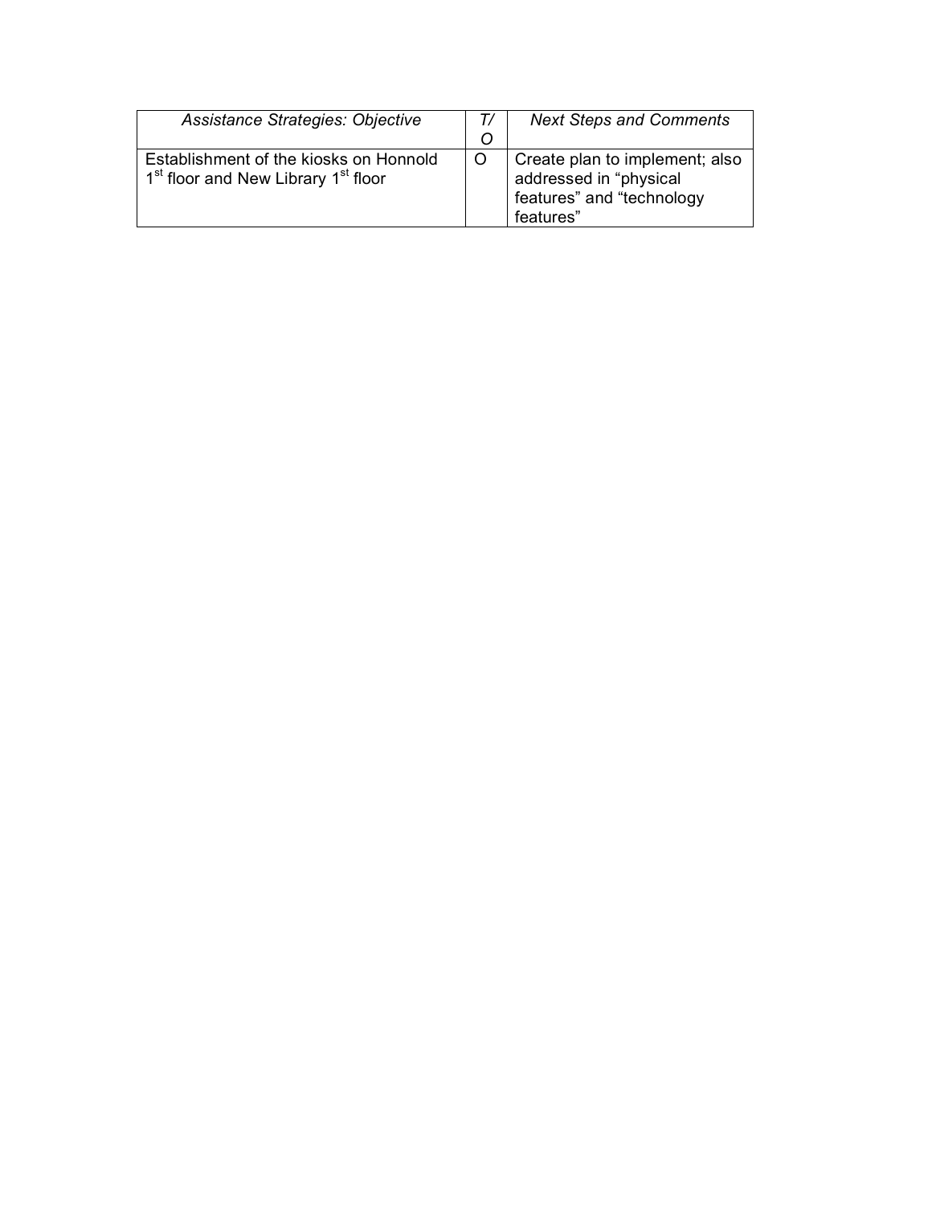| *Assistance Strategies: Objective* | *T/O* | *Next Steps and Comments* |
|---|---|---|
| Establishment of the kiosks on Honnold 1st floor and New Library 1st floor | O | Create plan to implement; also addressed in "physical features" and "technology features" |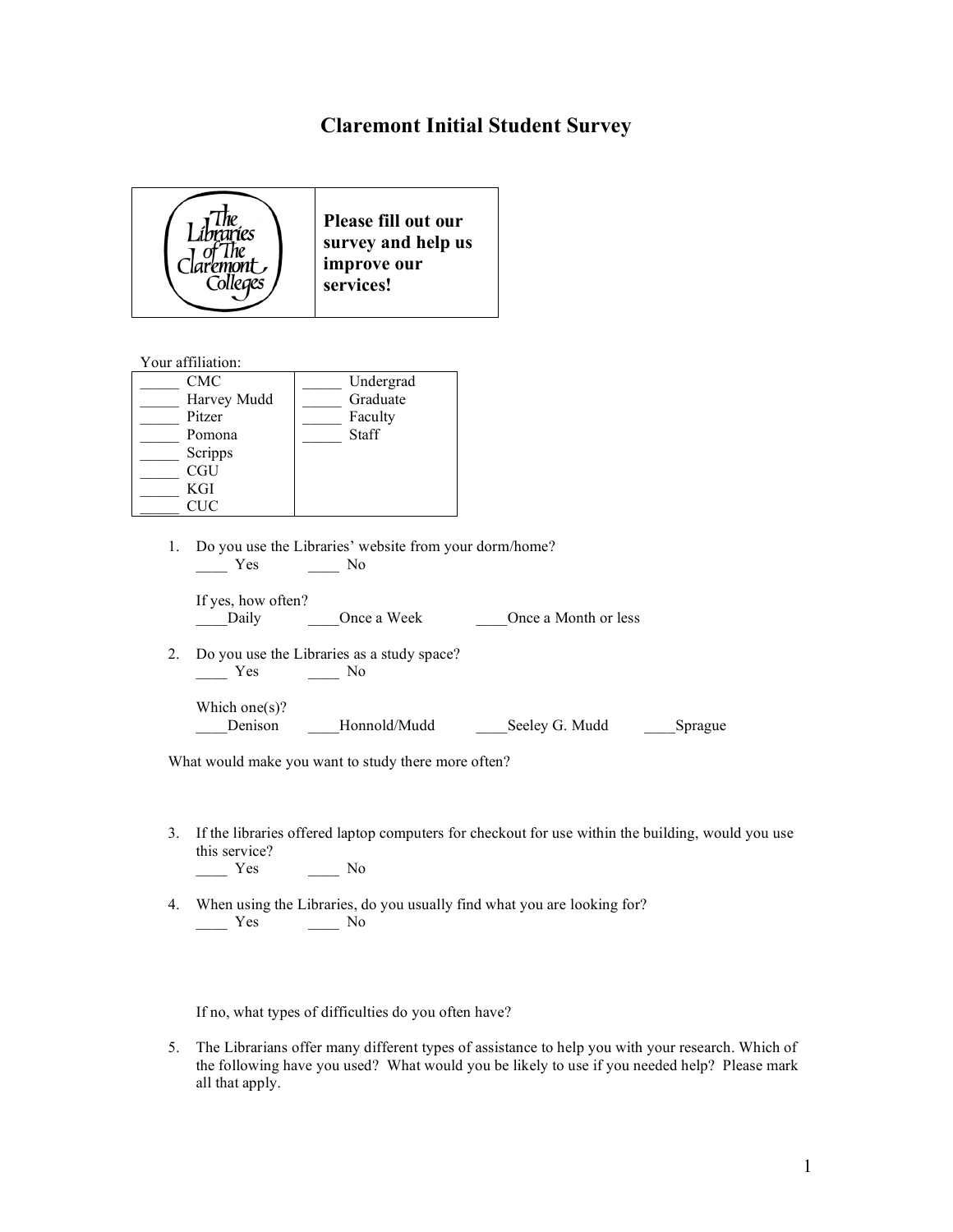# Claremont Initial Student Survey

| The Libraries of The Claremont Colleges | **Please fill out our survey and help us improve our services!** |
|---|---|

Your affiliation:

| | |
|---|---|
| _____ CMC | _____ Undergrad |
| _____ Harvey Mudd | _____ Graduate |
| _____ Pitzer | _____ Faculty |
| _____ Pomona | _____ Staff |
| _____ Scripps | |
| _____ CGU | |
| _____ KGI | |
| _____ CUC | |

1. Do you use the Libraries' website from your dorm/home?
   ____ Yes ____ No

   If yes, how often?
   ____Daily ____Once a Week ____Once a Month or less

2. Do you use the Libraries as a study space?
   ____ Yes ____ No

   Which one(s)?
   ____Denison ____Honnold/Mudd ____Seeley G. Mudd ____Sprague

What would make you want to study there more often?

3. If the libraries offered laptop computers for checkout for use within the building, would you use this service?
   ____ Yes ____ No

4. When using the Libraries, do you usually find what you are looking for?
   ____ Yes ____ No

   If no, what types of difficulties do you often have?

5. The Librarians offer many different types of assistance to help you with your research. Which of the following have you used? What would you be likely to use if you needed help? Please mark all that apply.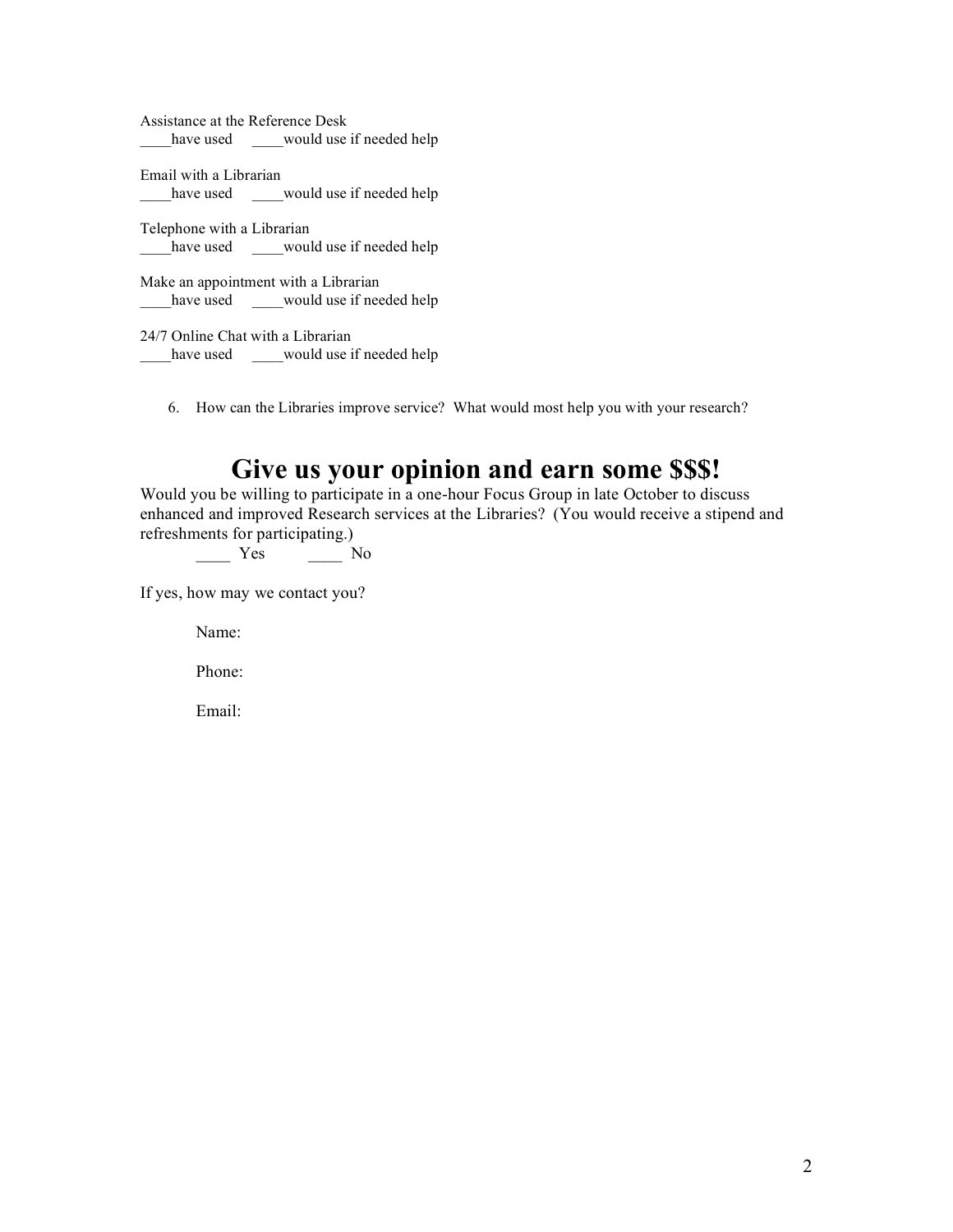Assistance at the Reference Desk
____have used ____would use if needed help

Email with a Librarian
____have used ____would use if needed help

Telephone with a Librarian
____have used ____would use if needed help

Make an appointment with a Librarian
____have used ____would use if needed help

24/7 Online Chat with a Librarian
____have used ____would use if needed help

6. How can the Libraries improve service? What would most help you with your research?

# Give us your opinion and earn some $$$!

Would you be willing to participate in a one-hour Focus Group in late October to discuss enhanced and improved Research services at the Libraries? (You would receive a stipend and refreshments for participating.)

____ Yes ____ No

If yes, how may we contact you?

Name:

Phone:

Email: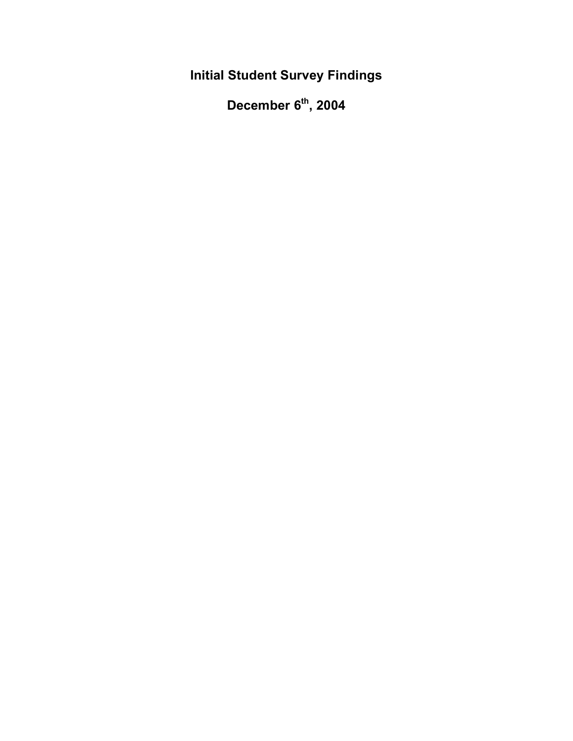# Initial Student Survey Findings

# December 6th, 2004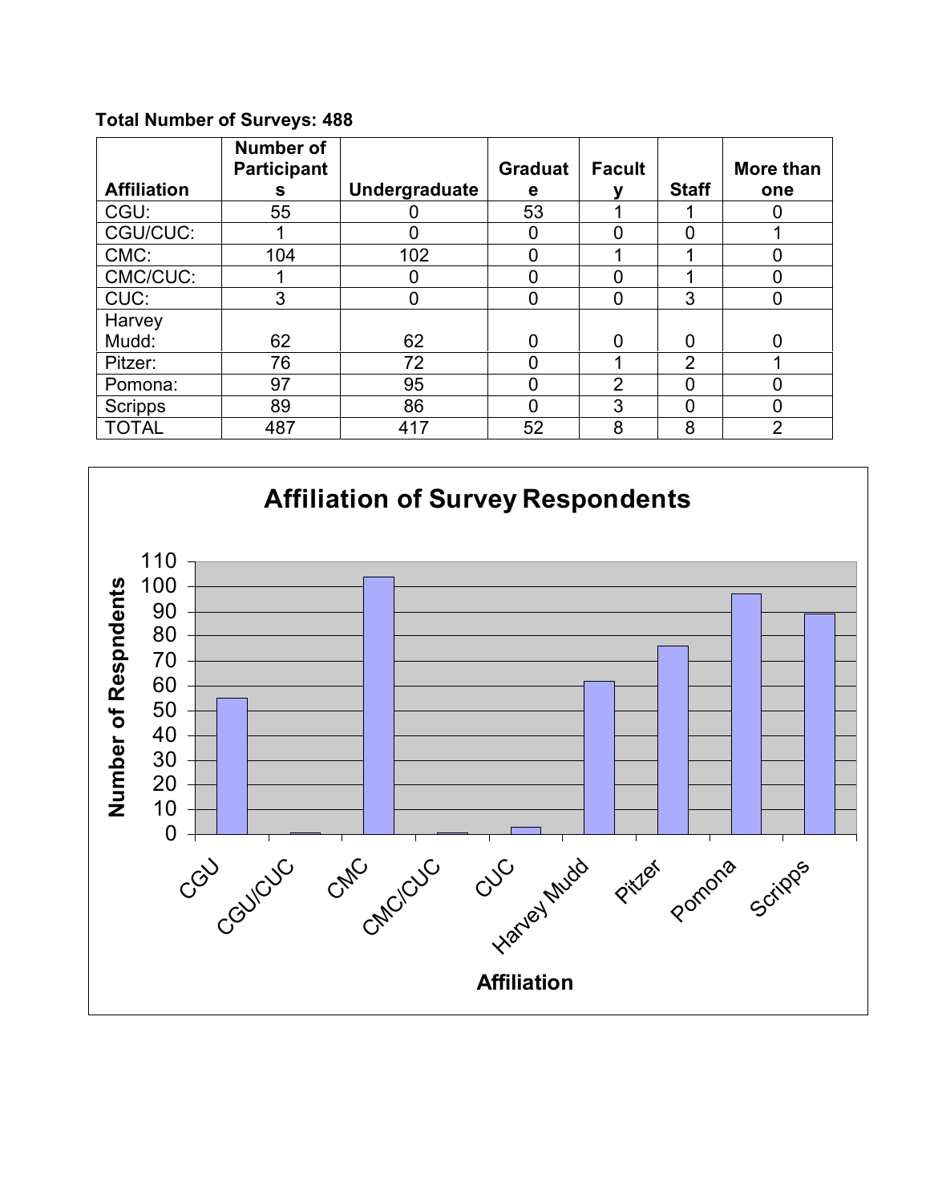**Total Number of Surveys: 488**

| Affiliation | Number of Participants | Undergraduate | Graduate | Faculty | Staff | More than one |
|---|---|---|---|---|---|---|
| CGU: | 55 | 0 | 53 | 1 | 1 | 0 |
| CGU/CUC: | 1 | 0 | 0 | 0 | 0 | 1 |
| CMC: | 104 | 102 | 0 | 1 | 1 | 0 |
| CMC/CUC: | 1 | 0 | 0 | 0 | 1 | 0 |
| CUC: | 3 | 0 | 0 | 0 | 3 | 0 |
| Harvey Mudd: | 62 | 62 | 0 | 0 | 0 | 0 |
| Pitzer: | 76 | 72 | 0 | 1 | 2 | 1 |
| Pomona: | 97 | 95 | 0 | 2 | 0 | 0 |
| Scripps | 89 | 86 | 0 | 3 | 0 | 0 |
| TOTAL | 487 | 417 | 52 | 8 | 8 | 2 |

**Affiliation of Survey Respondents**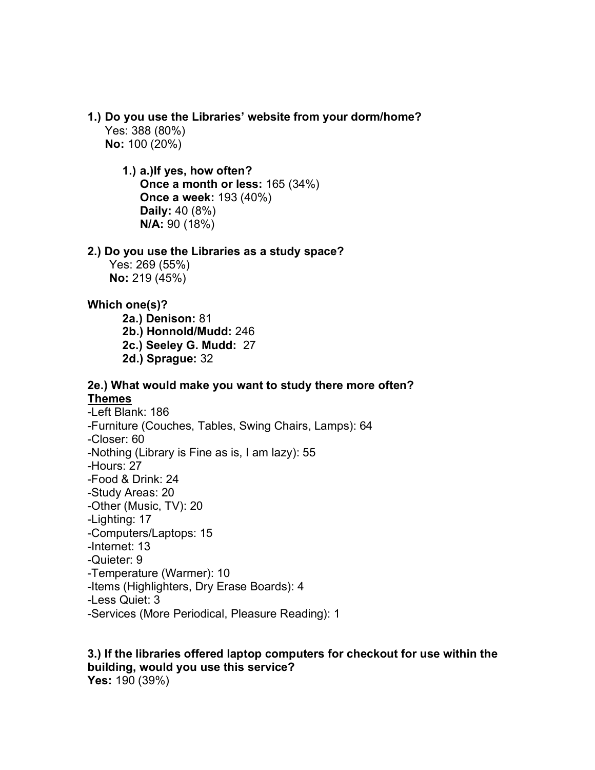**1.) Do you use the Libraries' website from your dorm/home?**

Yes: 388 (80%)
**No:** 100 (20%)

**1.) a.)If yes, how often?**
**Once a month or less:** 165 (34%)
**Once a week:** 193 (40%)
**Daily:** 40 (8%)
**N/A:** 90 (18%)

**2.) Do you use the Libraries as a study space?**

Yes: 269 (55%)
**No:** 219 (45%)

**Which one(s)?**

**2a.) Denison:** 81
**2b.) Honnold/Mudd:** 246
**2c.) Seeley G. Mudd:** 27
**2d.) Sprague:** 32

**2e.) What would make you want to study there more often?**

**<u>Themes</u>**

-Left Blank: 186
-Furniture (Couches, Tables, Swing Chairs, Lamps): 64
-Closer: 60
-Nothing (Library is Fine as is, I am lazy): 55
-Hours: 27
-Food & Drink: 24
-Study Areas: 20
-Other (Music, TV): 20
-Lighting: 17
-Computers/Laptops: 15
-Internet: 13
-Quieter: 9
-Temperature (Warmer): 10
-Items (Highlighters, Dry Erase Boards): 4
-Less Quiet: 3
-Services (More Periodical, Pleasure Reading): 1

**3.) If the libraries offered laptop computers for checkout for use within the building, would you use this service?**

**Yes:** 190 (39%)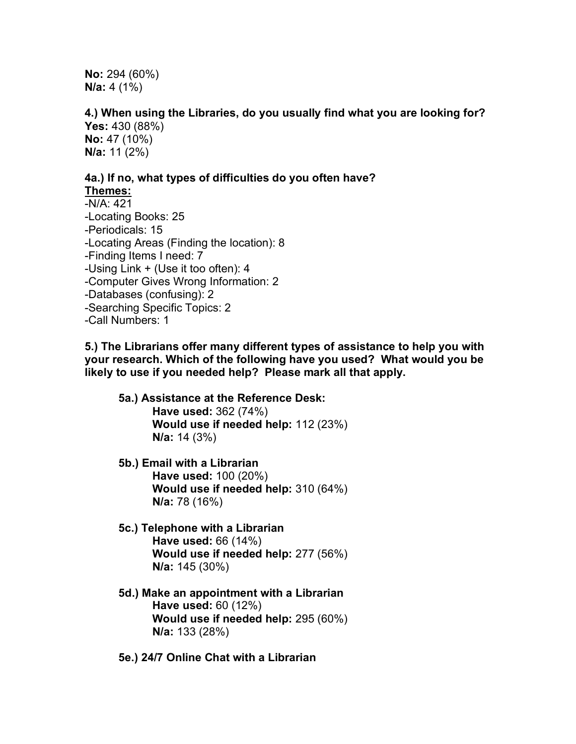**No:** 294 (60%)
**N/a:** 4 (1%)

**4.) When using the Libraries, do you usually find what you are looking for?**
**Yes:** 430 (88%)
**No:** 47 (10%)
**N/a:** 11 (2%)

**4a.) If no, what types of difficulties do you often have?**
**<u>Themes:</u>**
-N/A: 421
-Locating Books: 25
-Periodicals: 15
-Locating Areas (Finding the location): 8
-Finding Items I need: 7
-Using Link + (Use it too often): 4
-Computer Gives Wrong Information: 2
-Databases (confusing): 2
-Searching Specific Topics: 2
-Call Numbers: 1

**5.) The Librarians offer many different types of assistance to help you with your research. Which of the following have you used? What would you be likely to use if you needed help? Please mark all that apply.**

**5a.) Assistance at the Reference Desk:**
**Have used:** 362 (74%)
**Would use if needed help:** 112 (23%)
**N/a:** 14 (3%)

**5b.) Email with a Librarian**
**Have used:** 100 (20%)
**Would use if needed help:** 310 (64%)
**N/a:** 78 (16%)

**5c.) Telephone with a Librarian**
**Have used:** 66 (14%)
**Would use if needed help:** 277 (56%)
**N/a:** 145 (30%)

**5d.) Make an appointment with a Librarian**
**Have used:** 60 (12%)
**Would use if needed help:** 295 (60%)
**N/a:** 133 (28%)

**5e.) 24/7 Online Chat with a Librarian**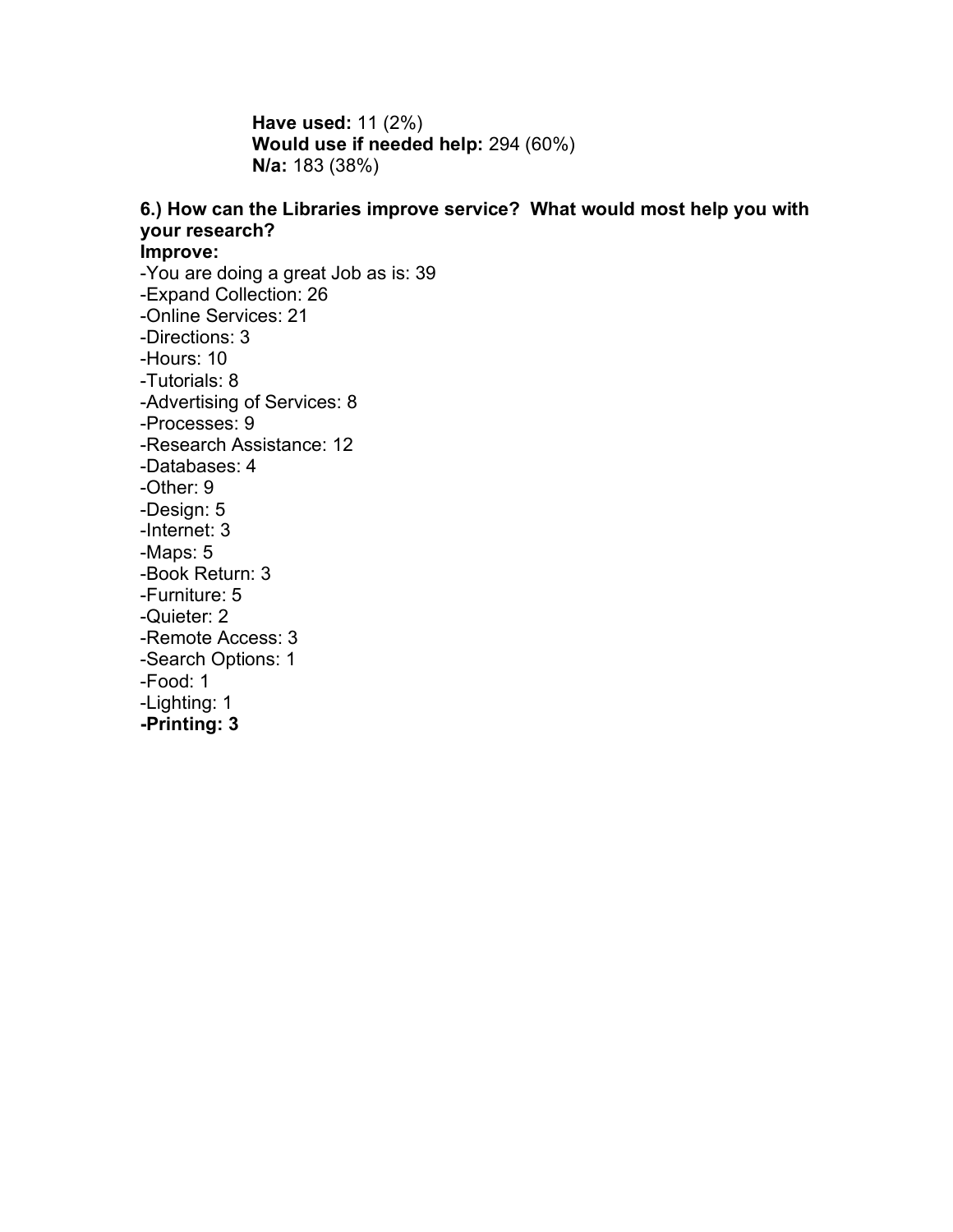**Have used:** 11 (2%)
**Would use if needed help:** 294 (60%)
**N/a:** 183 (38%)

**6.) How can the Libraries improve service? What would most help you with your research?**

**Improve:**

-You are doing a great Job as is: 39
-Expand Collection: 26
-Online Services: 21
-Directions: 3
-Hours: 10
-Tutorials: 8
-Advertising of Services: 8
-Processes: 9
-Research Assistance: 12
-Databases: 4
-Other: 9
-Design: 5
-Internet: 3
-Maps: 5
-Book Return: 3
-Furniture: 5
-Quieter: 2
-Remote Access: 3
-Search Options: 1
-Food: 1
-Lighting: 1
**-Printing: 3**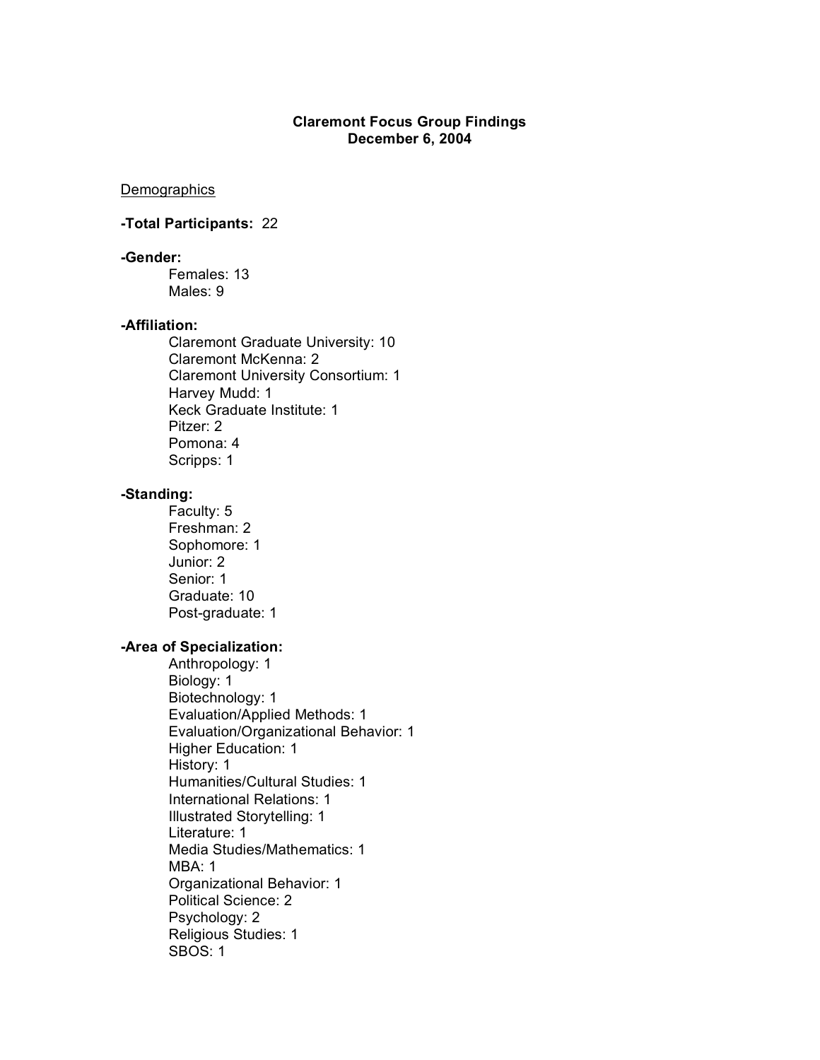# Claremont Focus Group Findings
## December 6, 2004

<u>Demographics</u>

**-Total Participants:** 22

**-Gender:**

Females: 13
Males: 9

**-Affiliation:**

Claremont Graduate University: 10
Claremont McKenna: 2
Claremont University Consortium: 1
Harvey Mudd: 1
Keck Graduate Institute: 1
Pitzer: 2
Pomona: 4
Scripps: 1

**-Standing:**

Faculty: 5
Freshman: 2
Sophomore: 1
Junior: 2
Senior: 1
Graduate: 10
Post-graduate: 1

**-Area of Specialization:**

Anthropology: 1
Biology: 1
Biotechnology: 1
Evaluation/Applied Methods: 1
Evaluation/Organizational Behavior: 1
Higher Education: 1
History: 1
Humanities/Cultural Studies: 1
International Relations: 1
Illustrated Storytelling: 1
Literature: 1
Media Studies/Mathematics: 1
MBA: 1
Organizational Behavior: 1
Political Science: 2
Psychology: 2
Religious Studies: 1
SBOS: 1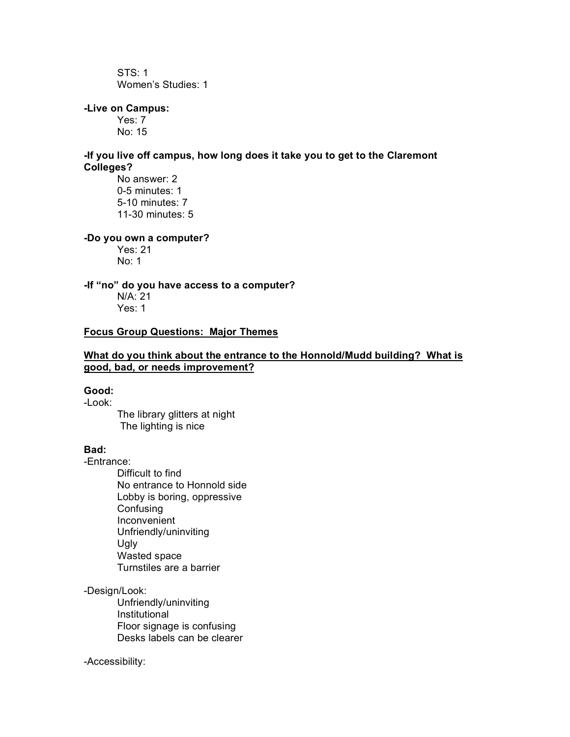STS: 1
Women's Studies: 1

**-Live on Campus:**

Yes: 7
No: 15

**-If you live off campus, how long does it take you to get to the Claremont Colleges?**

No answer: 2
0-5 minutes: 1
5-10 minutes: 7
11-30 minutes: 5

**-Do you own a computer?**

Yes: 21
No: 1

**-If "no" do you have access to a computer?**

N/A: 21
Yes: 1

**<u>Focus Group Questions: Major Themes</u>**

**<u>What do you think about the entrance to the Honnold/Mudd building? What is good, bad, or needs improvement?</u>**

**Good:**

-Look:

The library glitters at night
The lighting is nice

**Bad:**

-Entrance:

Difficult to find
No entrance to Honnold side
Lobby is boring, oppressive
Confusing
Inconvenient
Unfriendly/uninviting
Ugly
Wasted space
Turnstiles are a barrier

-Design/Look:

Unfriendly/uninviting
Institutional
Floor signage is confusing
Desks labels can be clearer

-Accessibility: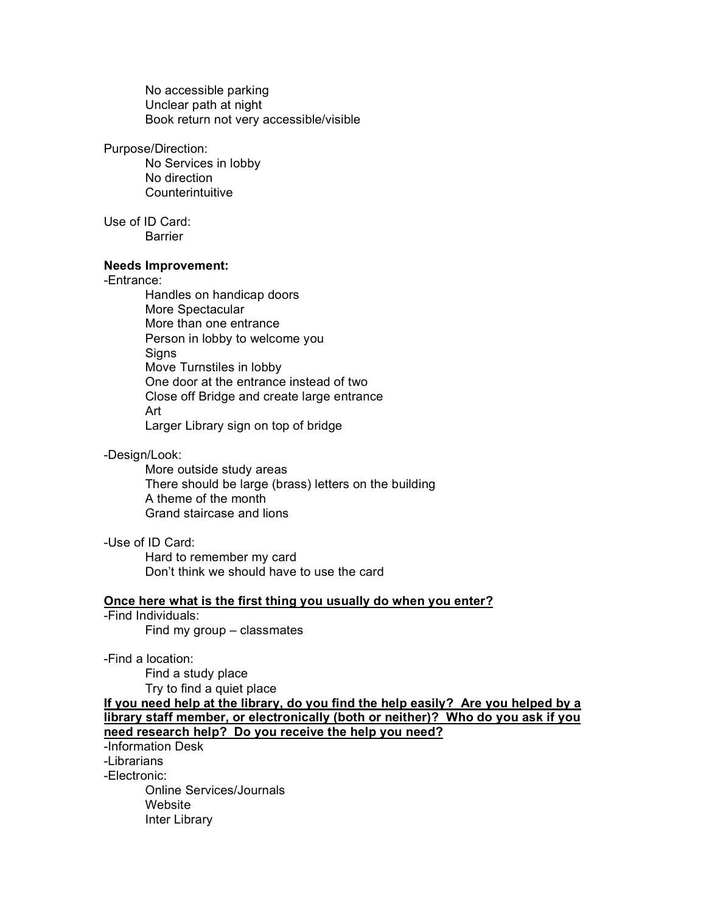No accessible parking
Unclear path at night
Book return not very accessible/visible

Purpose/Direction:

No Services in lobby
No direction
Counterintuitive

Use of ID Card:

Barrier

**Needs Improvement:**

-Entrance:

Handles on handicap doors
More Spectacular
More than one entrance
Person in lobby to welcome you
Signs
Move Turnstiles in lobby
One door at the entrance instead of two
Close off Bridge and create large entrance
Art
Larger Library sign on top of bridge

-Design/Look:

More outside study areas
There should be large (brass) letters on the building
A theme of the month
Grand staircase and lions

-Use of ID Card:

Hard to remember my card
Don't think we should have to use the card

**<u>Once here what is the first thing you usually do when you enter?</u>**

-Find Individuals:

Find my group – classmates

-Find a location:

Find a study place
Try to find a quiet place

**<u>If you need help at the library, do you find the help easily? Are you helped by a library staff member, or electronically (both or neither)? Who do you ask if you need research help? Do you receive the help you need?</u>**

-Information Desk
-Librarians
-Electronic:

Online Services/Journals
Website
Inter Library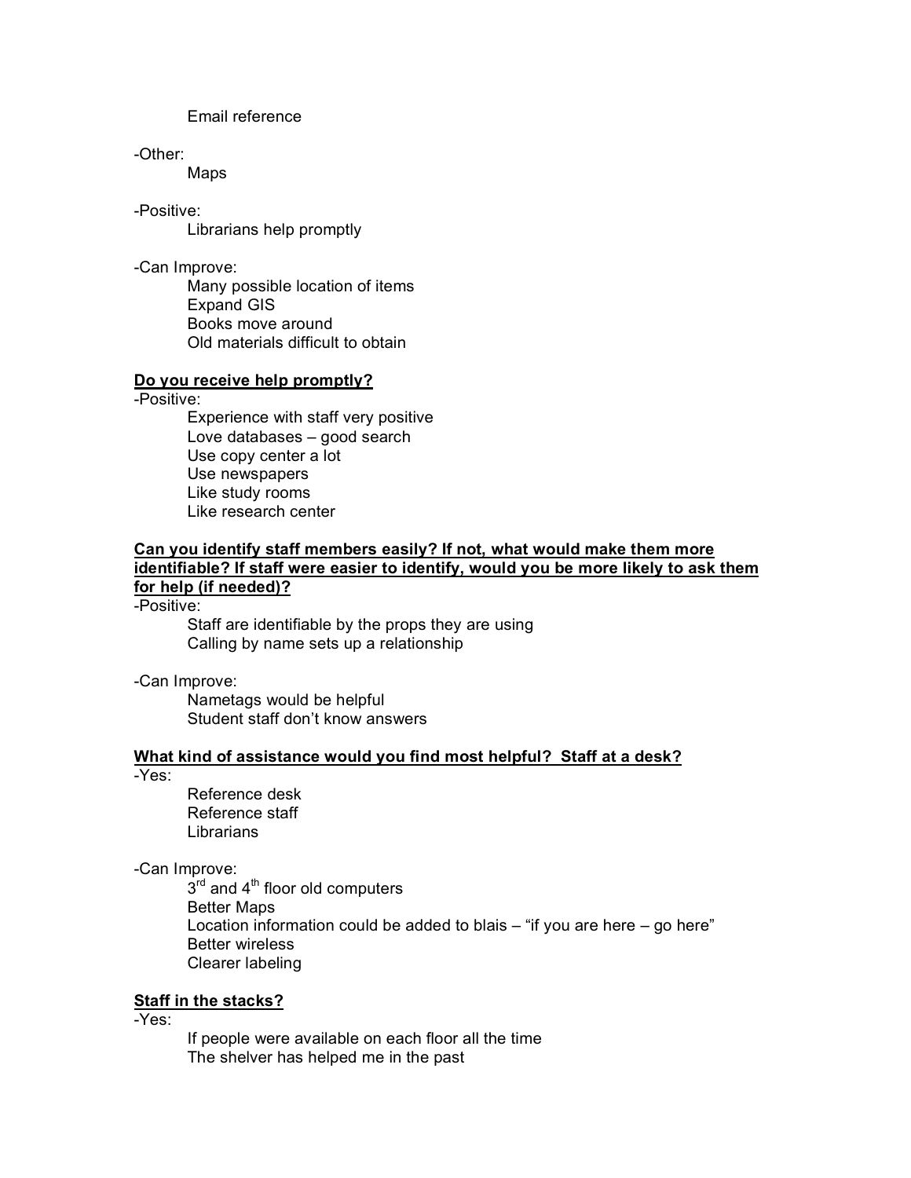Email reference

-Other:

Maps

-Positive:

Librarians help promptly

-Can Improve:

Many possible location of items
Expand GIS
Books move around
Old materials difficult to obtain

**Do you receive help promptly?**

-Positive:

Experience with staff very positive
Love databases – good search
Use copy center a lot
Use newspapers
Like study rooms
Like research center

**Can you identify staff members easily? If not, what would make them more identifiable? If staff were easier to identify, would you be more likely to ask them for help (if needed)?**

-Positive:

Staff are identifiable by the props they are using
Calling by name sets up a relationship

-Can Improve:

Nametags would be helpful
Student staff don't know answers

**What kind of assistance would you find most helpful? Staff at a desk?**

-Yes:

Reference desk
Reference staff
Librarians

-Can Improve:

3rd and 4th floor old computers
Better Maps
Location information could be added to blais – "if you are here – go here"
Better wireless
Clearer labeling

**Staff in the stacks?**

-Yes:

If people were available on each floor all the time
The shelver has helped me in the past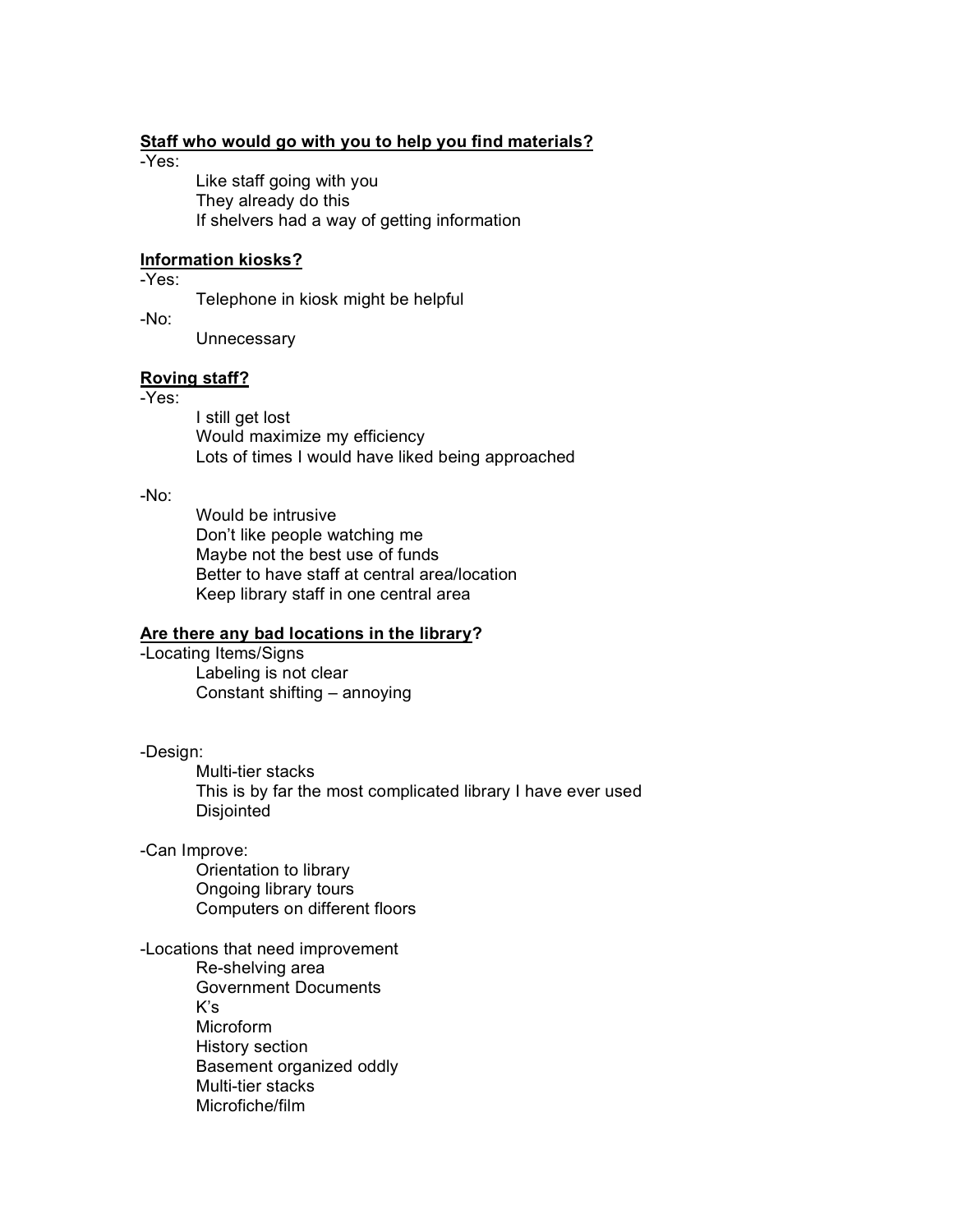**Staff who would go with you to help you find materials?**

-Yes:

- Like staff going with you
- They already do this
- If shelvers had a way of getting information

**Information kiosks?**

-Yes:

- Telephone in kiosk might be helpful

-No:

- Unnecessary

**Roving staff?**

-Yes:

- I still get lost
- Would maximize my efficiency
- Lots of times I would have liked being approached

-No:

- Would be intrusive
- Don't like people watching me
- Maybe not the best use of funds
- Better to have staff at central area/location
- Keep library staff in one central area

**Are there any bad locations in the library?**

-Locating Items/Signs

- Labeling is not clear
- Constant shifting – annoying

-Design:

- Multi-tier stacks
- This is by far the most complicated library I have ever used
- Disjointed

-Can Improve:

- Orientation to library
- Ongoing library tours
- Computers on different floors

-Locations that need improvement

- Re-shelving area
- Government Documents
- K's
- Microform
- History section
- Basement organized oddly
- Multi-tier stacks
- Microfiche/film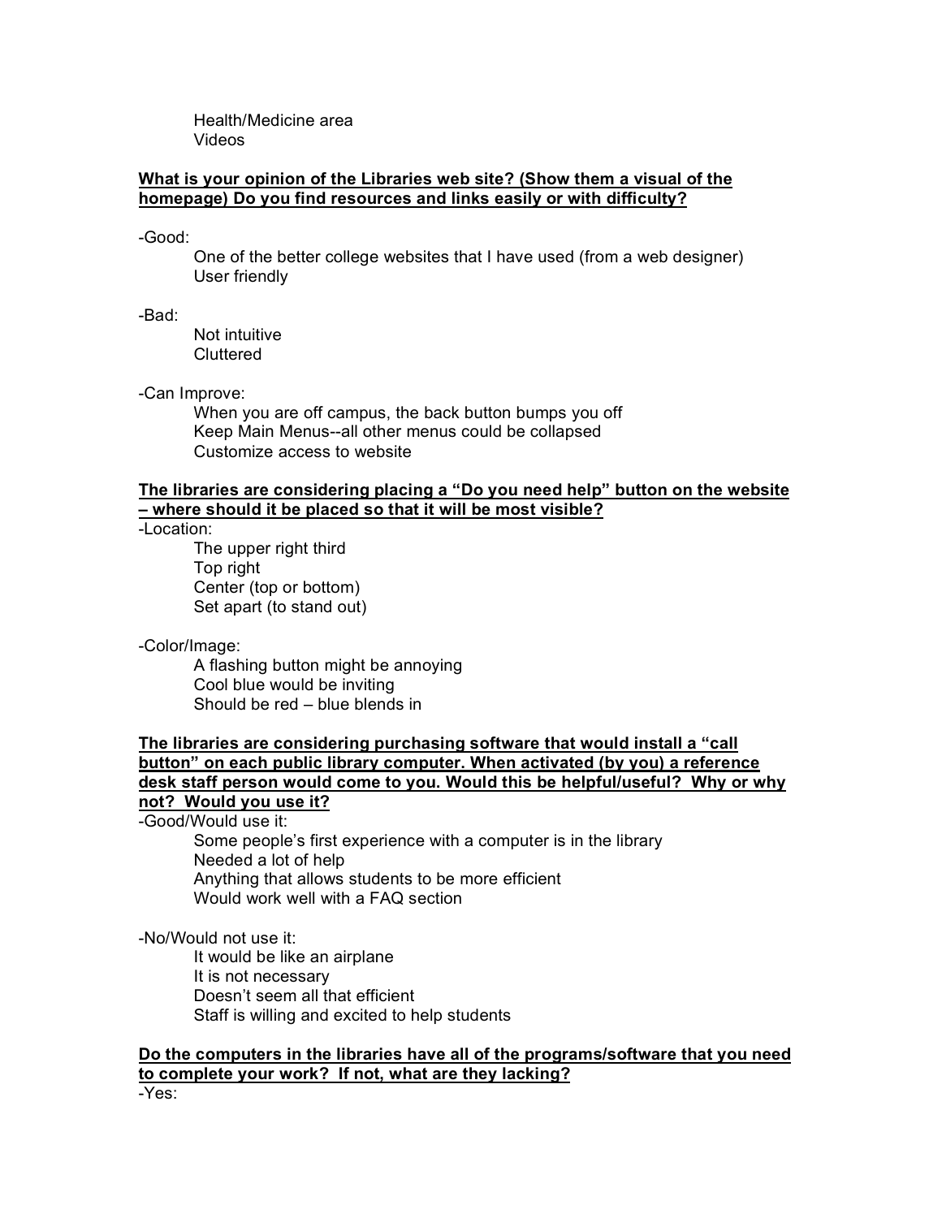Health/Medicine area
Videos

**<u>What is your opinion of the Libraries web site? (Show them a visual of the homepage) Do you find resources and links easily or with difficulty?</u>**

-Good:

One of the better college websites that I have used (from a web designer)
User friendly

-Bad:

Not intuitive
Cluttered

-Can Improve:

When you are off campus, the back button bumps you off
Keep Main Menus--all other menus could be collapsed
Customize access to website

**<u>The libraries are considering placing a "Do you need help" button on the website – where should it be placed so that it will be most visible?</u>**

-Location:

The upper right third
Top right
Center (top or bottom)
Set apart (to stand out)

-Color/Image:

A flashing button might be annoying
Cool blue would be inviting
Should be red – blue blends in

**<u>The libraries are considering purchasing software that would install a "call button" on each public library computer. When activated (by you) a reference desk staff person would come to you. Would this be helpful/useful? Why or why not? Would you use it?</u>**

-Good/Would use it:

Some people's first experience with a computer is in the library
Needed a lot of help
Anything that allows students to be more efficient
Would work well with a FAQ section

-No/Would not use it:

It would be like an airplane
It is not necessary
Doesn't seem all that efficient
Staff is willing and excited to help students

**<u>Do the computers in the libraries have all of the programs/software that you need to complete your work? If not, what are they lacking?</u>**

-Yes: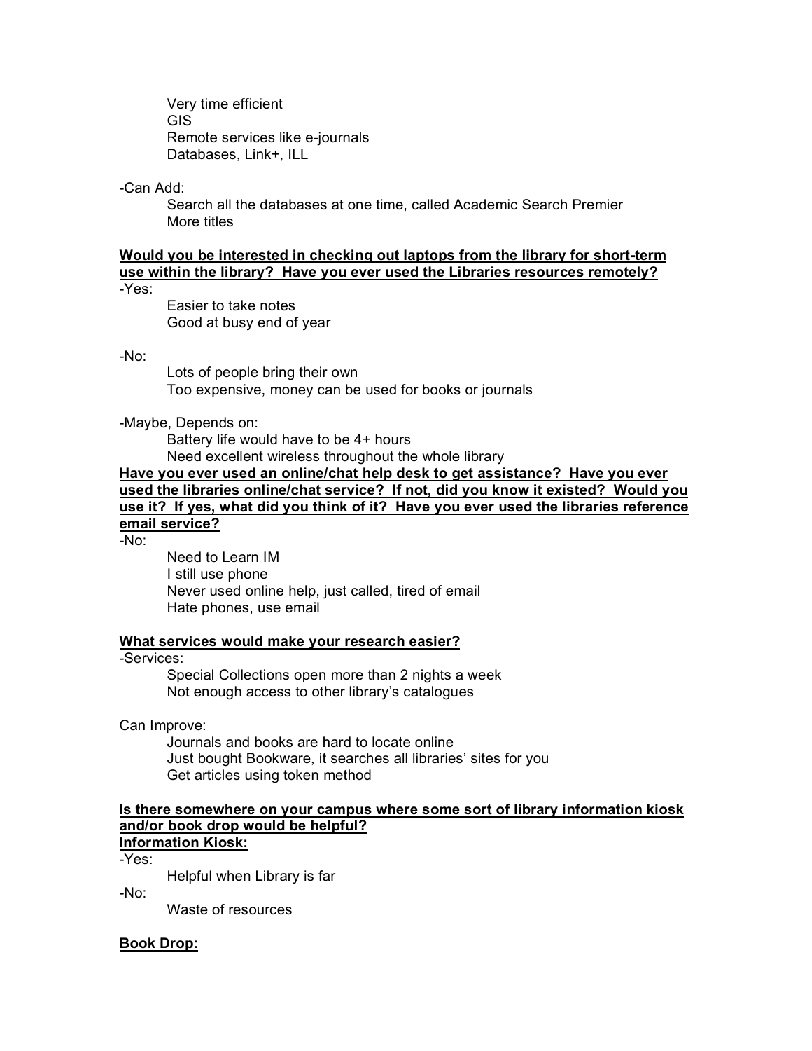Very time efficient
GIS
Remote services like e-journals
Databases, Link+, ILL

-Can Add:

Search all the databases at one time, called Academic Search Premier
More titles

**Would you be interested in checking out laptops from the library for short-term use within the library? Have you ever used the Libraries resources remotely?**

-Yes:

Easier to take notes
Good at busy end of year

-No:

Lots of people bring their own
Too expensive, money can be used for books or journals

-Maybe, Depends on:

Battery life would have to be 4+ hours
Need excellent wireless throughout the whole library

**Have you ever used an online/chat help desk to get assistance? Have you ever used the libraries online/chat service? If not, did you know it existed? Would you use it? If yes, what did you think of it? Have you ever used the libraries reference email service?**

-No:

Need to Learn IM
I still use phone
Never used online help, just called, tired of email
Hate phones, use email

**What services would make your research easier?**

-Services:

Special Collections open more than 2 nights a week
Not enough access to other library's catalogues

Can Improve:

Journals and books are hard to locate online
Just bought Bookware, it searches all libraries' sites for you
Get articles using token method

**Is there somewhere on your campus where some sort of library information kiosk and/or book drop would be helpful?**

**Information Kiosk:**

-Yes:

Helpful when Library is far

-No:

Waste of resources

**Book Drop:**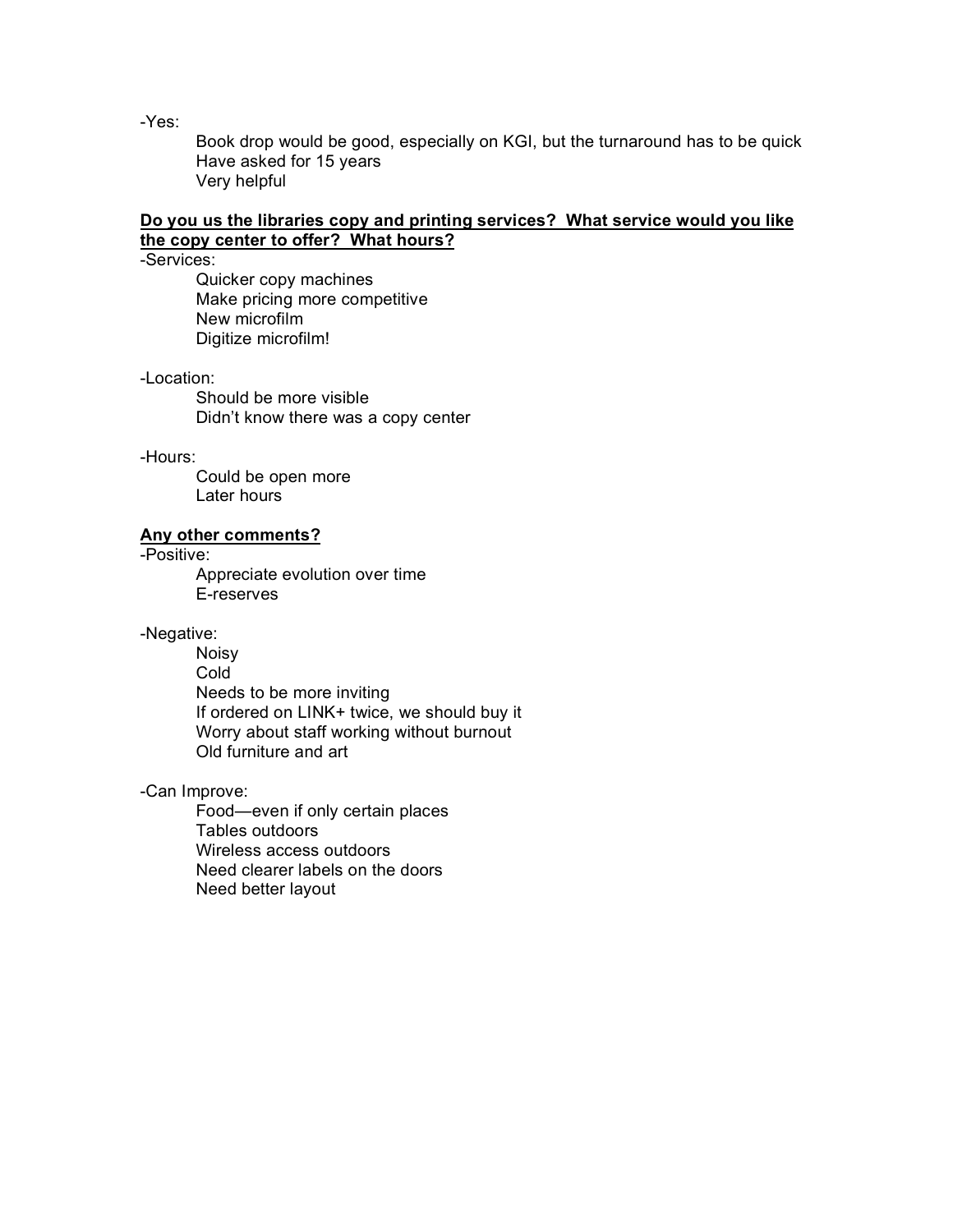-Yes:

Book drop would be good, especially on KGI, but the turnaround has to be quick
Have asked for 15 years
Very helpful

**Do you us the libraries copy and printing services? What service would you like the copy center to offer? What hours?**

-Services:

Quicker copy machines
Make pricing more competitive
New microfilm
Digitize microfilm!

-Location:

Should be more visible
Didn't know there was a copy center

-Hours:

Could be open more
Later hours

**Any other comments?**

-Positive:

Appreciate evolution over time
E-reserves

-Negative:

Noisy
Cold
Needs to be more inviting
If ordered on LINK+ twice, we should buy it
Worry about staff working without burnout
Old furniture and art

-Can Improve:

Food—even if only certain places
Tables outdoors
Wireless access outdoors
Need clearer labels on the doors
Need better layout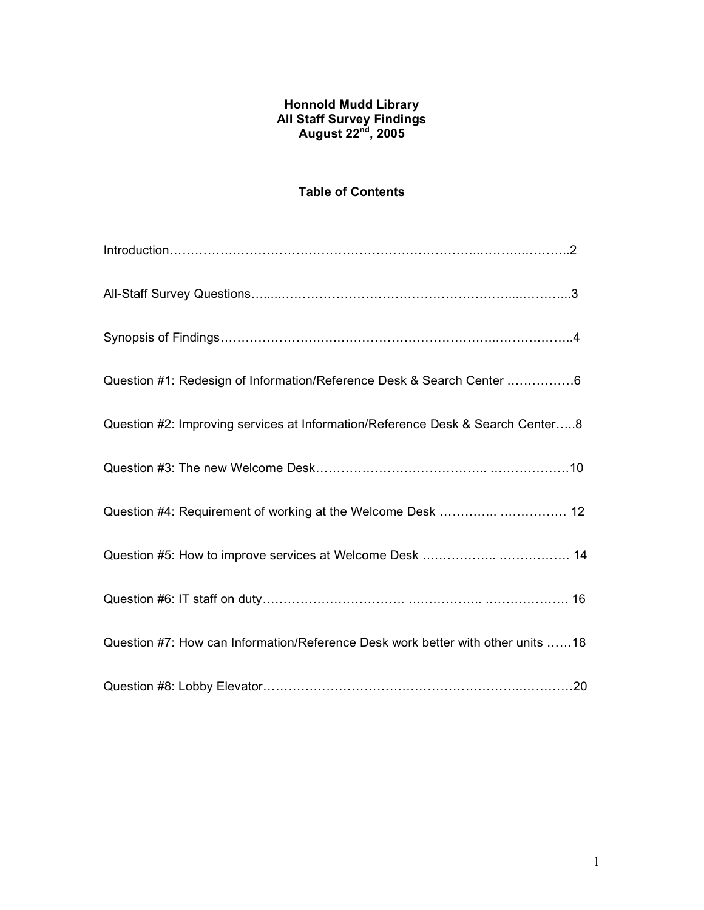**Honnold Mudd Library**
**All Staff Survey Findings**
**August 22nd, 2005**

**Table of Contents**

Introduction……………………………………………………………………………………..2

All-Staff Survey Questions……………………………………………………………………..3

Synopsis of Findings……………………………………………………………………………..4

Question #1: Redesign of Information/Reference Desk & Search Center ……………6

Question #2: Improving services at Information/Reference Desk & Search Center…..8

Question #3: The new Welcome Desk………………………………… ………………10

Question #4: Requirement of working at the Welcome Desk ………….. ……………. 12

Question #5: How to improve services at Welcome Desk …………….. ……………. 14

Question #6: IT staff on duty……………………………. …………….. ………………. 16

Question #7: How can Information/Reference Desk work better with other units ……18

Question #8: Lobby Elevator……………………………………………………………….20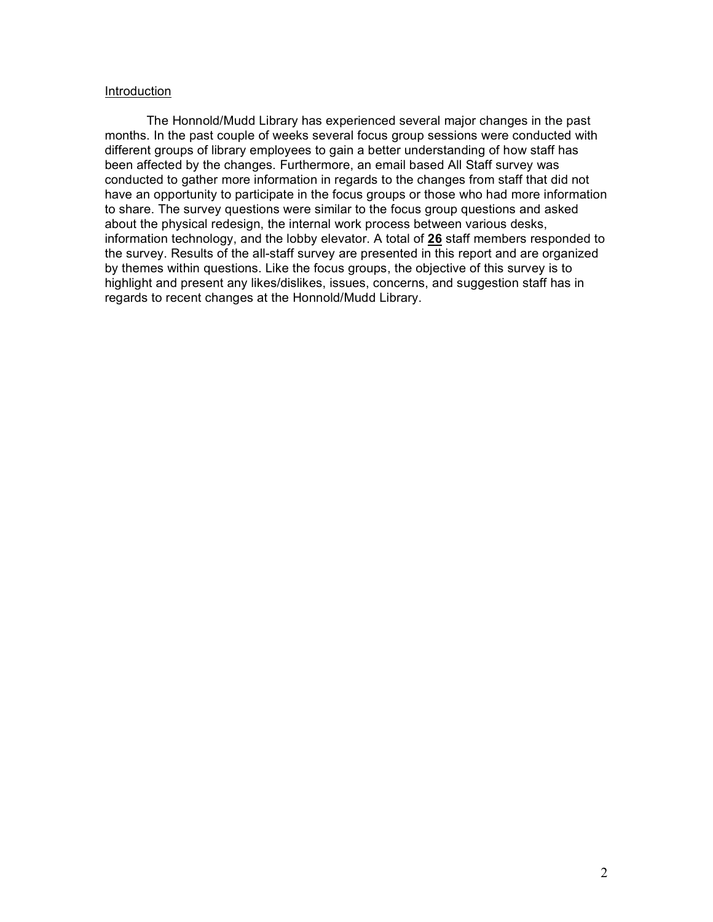Introduction

The Honnold/Mudd Library has experienced several major changes in the past months. In the past couple of weeks several focus group sessions were conducted with different groups of library employees to gain a better understanding of how staff has been affected by the changes. Furthermore, an email based All Staff survey was conducted to gather more information in regards to the changes from staff that did not have an opportunity to participate in the focus groups or those who had more information to share. The survey questions were similar to the focus group questions and asked about the physical redesign, the internal work process between various desks, information technology, and the lobby elevator. A total of **26** staff members responded to the survey. Results of the all-staff survey are presented in this report and are organized by themes within questions. Like the focus groups, the objective of this survey is to highlight and present any likes/dislikes, issues, concerns, and suggestion staff has in regards to recent changes at the Honnold/Mudd Library.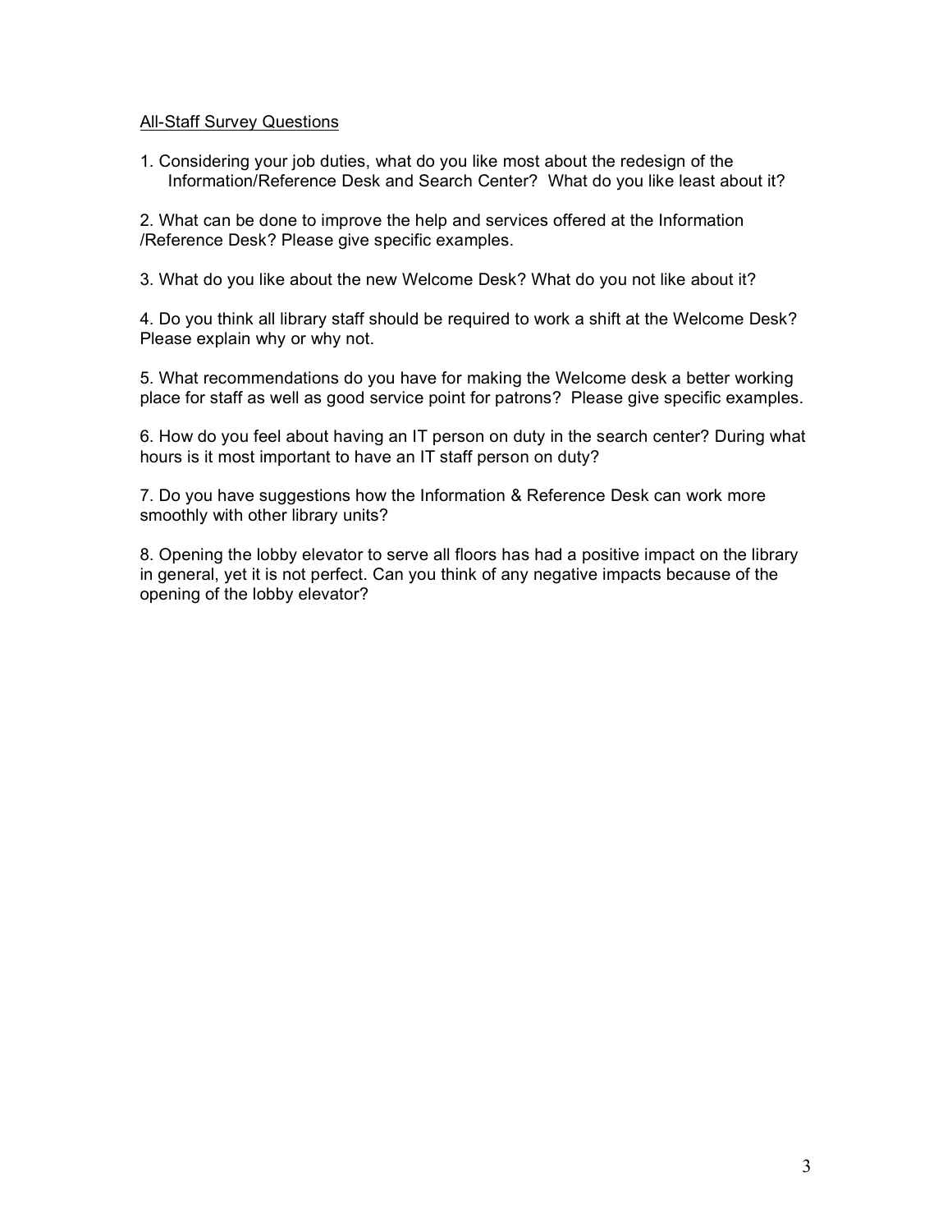<u>All-Staff Survey Questions</u>

1. Considering your job duties, what do you like most about the redesign of the Information/Reference Desk and Search Center? What do you like least about it?

2. What can be done to improve the help and services offered at the Information /Reference Desk? Please give specific examples.

3. What do you like about the new Welcome Desk? What do you not like about it?

4. Do you think all library staff should be required to work a shift at the Welcome Desk? Please explain why or why not.

5. What recommendations do you have for making the Welcome desk a better working place for staff as well as good service point for patrons? Please give specific examples.

6. How do you feel about having an IT person on duty in the search center? During what hours is it most important to have an IT staff person on duty?

7. Do you have suggestions how the Information & Reference Desk can work more smoothly with other library units?

8. Opening the lobby elevator to serve all floors has had a positive impact on the library in general, yet it is not perfect. Can you think of any negative impacts because of the opening of the lobby elevator?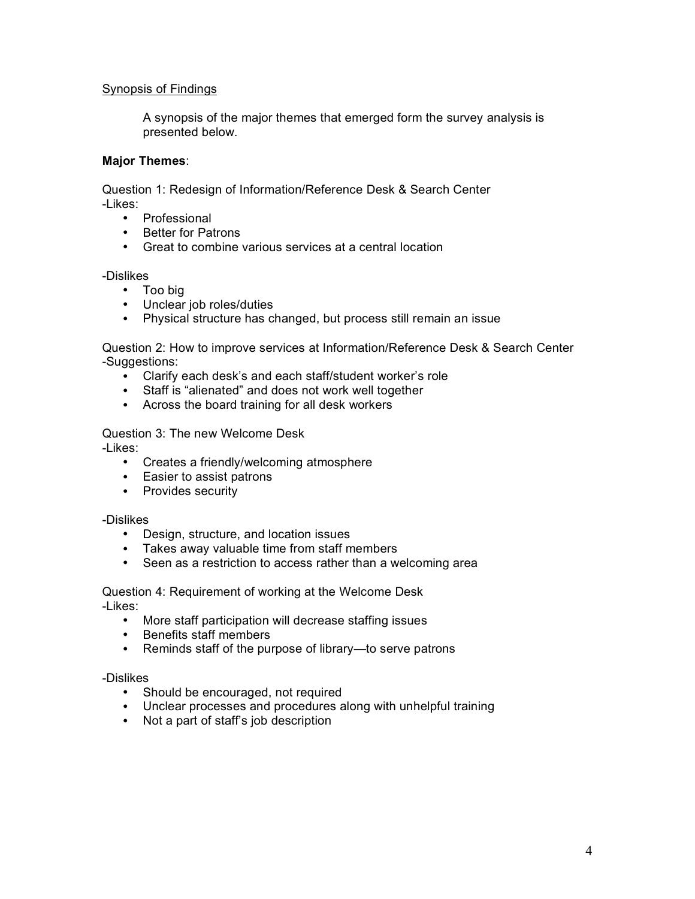<u>Synopsis of Findings</u>

A synopsis of the major themes that emerged form the survey analysis is presented below.

**Major Themes**:

Question 1: Redesign of Information/Reference Desk & Search Center
-Likes:

- Professional
- Better for Patrons
- Great to combine various services at a central location

-Dislikes

- Too big
- Unclear job roles/duties
- Physical structure has changed, but process still remain an issue

Question 2: How to improve services at Information/Reference Desk & Search Center
-Suggestions:

- Clarify each desk's and each staff/student worker's role
- Staff is "alienated" and does not work well together
- Across the board training for all desk workers

Question 3: The new Welcome Desk
-Likes:

- Creates a friendly/welcoming atmosphere
- Easier to assist patrons
- Provides security

-Dislikes

- Design, structure, and location issues
- Takes away valuable time from staff members
- Seen as a restriction to access rather than a welcoming area

Question 4: Requirement of working at the Welcome Desk
-Likes:

- More staff participation will decrease staffing issues
- Benefits staff members
- Reminds staff of the purpose of library—to serve patrons

-Dislikes

- Should be encouraged, not required
- Unclear processes and procedures along with unhelpful training
- Not a part of staff's job description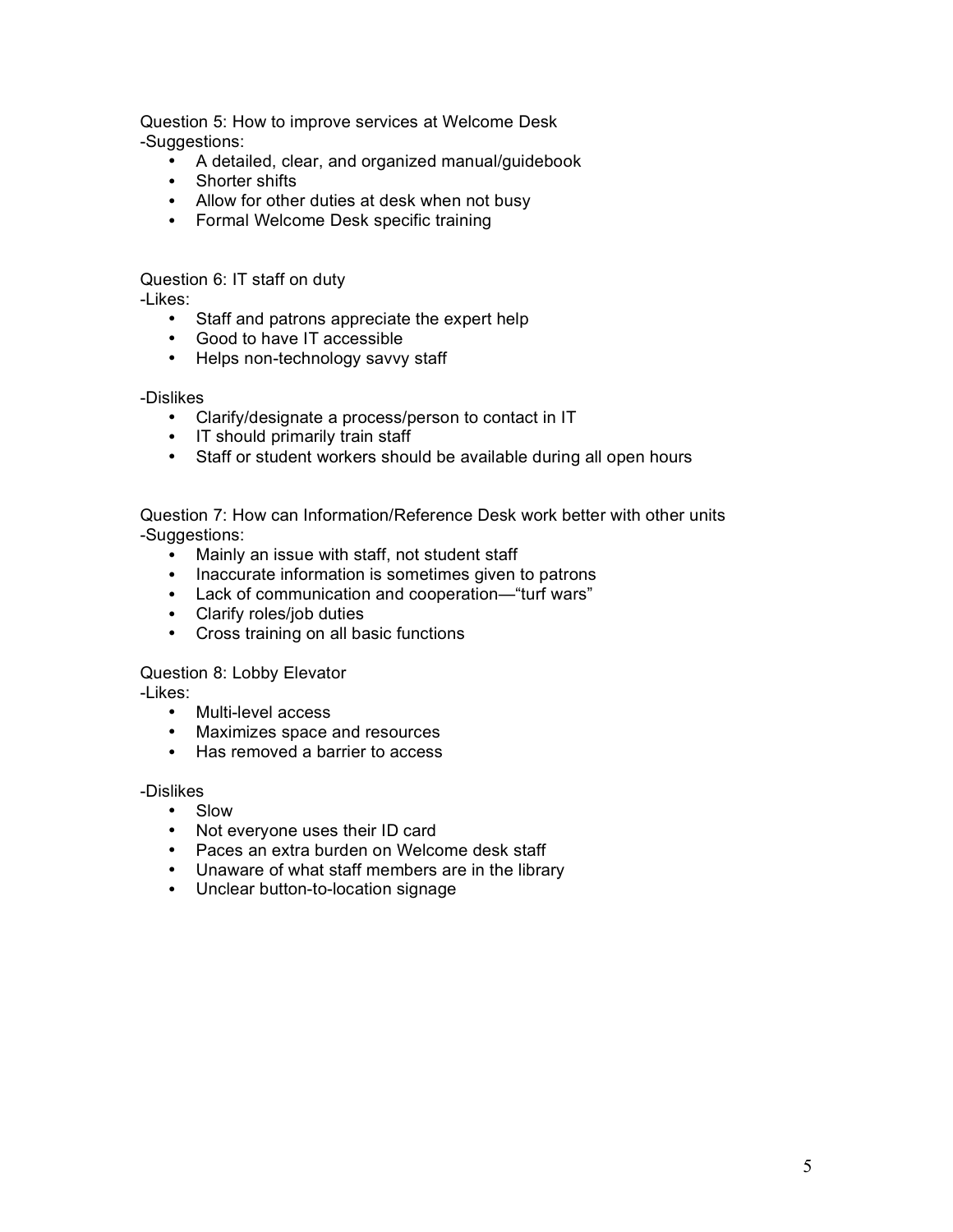Question 5: How to improve services at Welcome Desk

-Suggestions:

- A detailed, clear, and organized manual/guidebook
- Shorter shifts
- Allow for other duties at desk when not busy
- Formal Welcome Desk specific training

Question 6: IT staff on duty

-Likes:

- Staff and patrons appreciate the expert help
- Good to have IT accessible
- Helps non-technology savvy staff

-Dislikes

- Clarify/designate a process/person to contact in IT
- IT should primarily train staff
- Staff or student workers should be available during all open hours

Question 7: How can Information/Reference Desk work better with other units

-Suggestions:

- Mainly an issue with staff, not student staff
- Inaccurate information is sometimes given to patrons
- Lack of communication and cooperation—"turf wars"
- Clarify roles/job duties
- Cross training on all basic functions

Question 8: Lobby Elevator

-Likes:

- Multi-level access
- Maximizes space and resources
- Has removed a barrier to access

-Dislikes

- Slow
- Not everyone uses their ID card
- Paces an extra burden on Welcome desk staff
- Unaware of what staff members are in the library
- Unclear button-to-location signage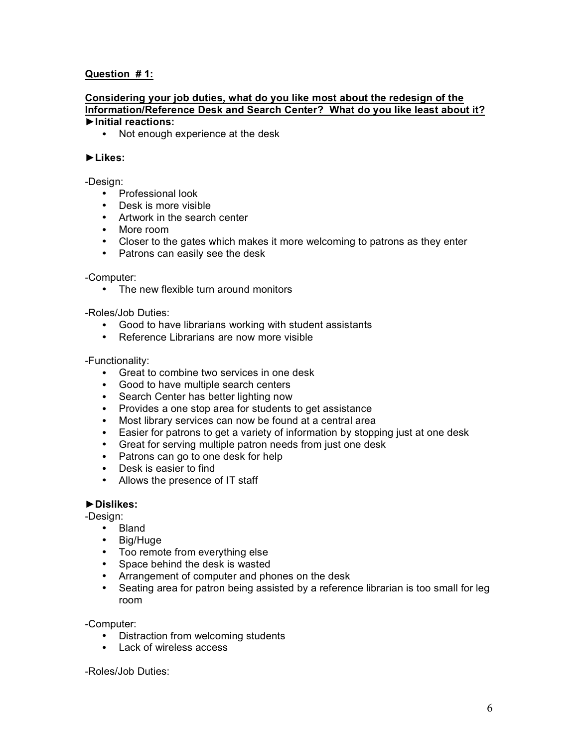**Question # 1:**

**Considering your job duties, what do you like most about the redesign of the Information/Reference Desk and Search Center? What do you like least about it?**

**►Initial reactions:**

- Not enough experience at the desk

**►Likes:**

-Design:

- Professional look
- Desk is more visible
- Artwork in the search center
- More room
- Closer to the gates which makes it more welcoming to patrons as they enter
- Patrons can easily see the desk

-Computer:

- The new flexible turn around monitors

-Roles/Job Duties:

- Good to have librarians working with student assistants
- Reference Librarians are now more visible

-Functionality:

- Great to combine two services in one desk
- Good to have multiple search centers
- Search Center has better lighting now
- Provides a one stop area for students to get assistance
- Most library services can now be found at a central area
- Easier for patrons to get a variety of information by stopping just at one desk
- Great for serving multiple patron needs from just one desk
- Patrons can go to one desk for help
- Desk is easier to find
- Allows the presence of IT staff

**►Dislikes:**

-Design:

- Bland
- Big/Huge
- Too remote from everything else
- Space behind the desk is wasted
- Arrangement of computer and phones on the desk
- Seating area for patron being assisted by a reference librarian is too small for leg room

-Computer:

- Distraction from welcoming students
- Lack of wireless access

-Roles/Job Duties: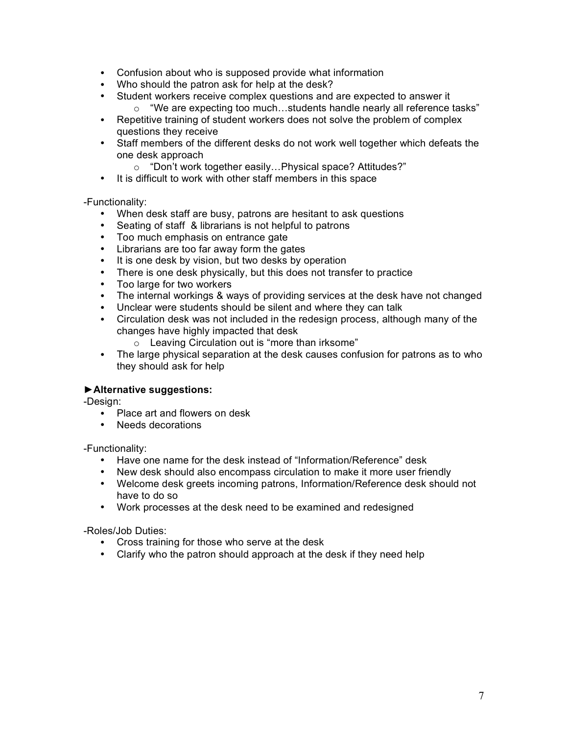- Confusion about who is supposed provide what information
- Who should the patron ask for help at the desk?
- Student workers receive complex questions and are expected to answer it
  - "We are expecting too much…students handle nearly all reference tasks"
- Repetitive training of student workers does not solve the problem of complex questions they receive
- Staff members of the different desks do not work well together which defeats the one desk approach
  - "Don't work together easily…Physical space? Attitudes?"
- It is difficult to work with other staff members in this space

-Functionality:

- When desk staff are busy, patrons are hesitant to ask questions
- Seating of staff & librarians is not helpful to patrons
- Too much emphasis on entrance gate
- Librarians are too far away form the gates
- It is one desk by vision, but two desks by operation
- There is one desk physically, but this does not transfer to practice
- Too large for two workers
- The internal workings & ways of providing services at the desk have not changed
- Unclear were students should be silent and where they can talk
- Circulation desk was not included in the redesign process, although many of the changes have highly impacted that desk
  - Leaving Circulation out is "more than irksome"
- The large physical separation at the desk causes confusion for patrons as to who they should ask for help

**►Alternative suggestions:**

-Design:

- Place art and flowers on desk
- Needs decorations

-Functionality:

- Have one name for the desk instead of "Information/Reference" desk
- New desk should also encompass circulation to make it more user friendly
- Welcome desk greets incoming patrons, Information/Reference desk should not have to do so
- Work processes at the desk need to be examined and redesigned

-Roles/Job Duties:

- Cross training for those who serve at the desk
- Clarify who the patron should approach at the desk if they need help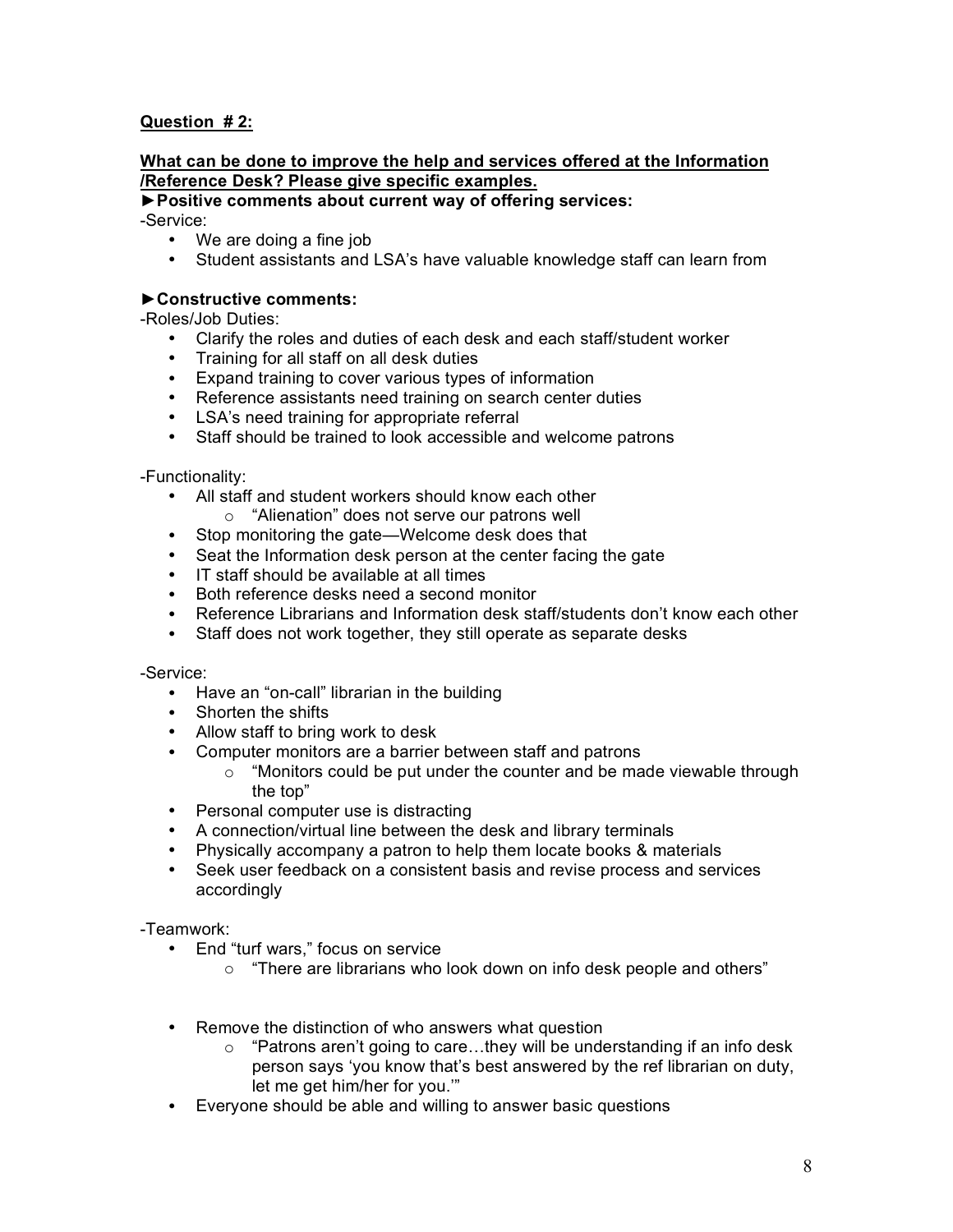**Question # 2:**

**What can be done to improve the help and services offered at the Information /Reference Desk? Please give specific examples.**

**►Positive comments about current way of offering services:**

-Service:

- We are doing a fine job
- Student assistants and LSA's have valuable knowledge staff can learn from

**►Constructive comments:**

-Roles/Job Duties:

- Clarify the roles and duties of each desk and each staff/student worker
- Training for all staff on all desk duties
- Expand training to cover various types of information
- Reference assistants need training on search center duties
- LSA's need training for appropriate referral
- Staff should be trained to look accessible and welcome patrons

-Functionality:

- All staff and student workers should know each other
  - "Alienation" does not serve our patrons well
- Stop monitoring the gate—Welcome desk does that
- Seat the Information desk person at the center facing the gate
- IT staff should be available at all times
- Both reference desks need a second monitor
- Reference Librarians and Information desk staff/students don't know each other
- Staff does not work together, they still operate as separate desks

-Service:

- Have an "on-call" librarian in the building
- Shorten the shifts
- Allow staff to bring work to desk
- Computer monitors are a barrier between staff and patrons
  - "Monitors could be put under the counter and be made viewable through the top"
- Personal computer use is distracting
- A connection/virtual line between the desk and library terminals
- Physically accompany a patron to help them locate books & materials
- Seek user feedback on a consistent basis and revise process and services accordingly

-Teamwork:

- End "turf wars," focus on service
  - "There are librarians who look down on info desk people and others"
- Remove the distinction of who answers what question
  - "Patrons aren't going to care…they will be understanding if an info desk person says 'you know that's best answered by the ref librarian on duty, let me get him/her for you.'"
- Everyone should be able and willing to answer basic questions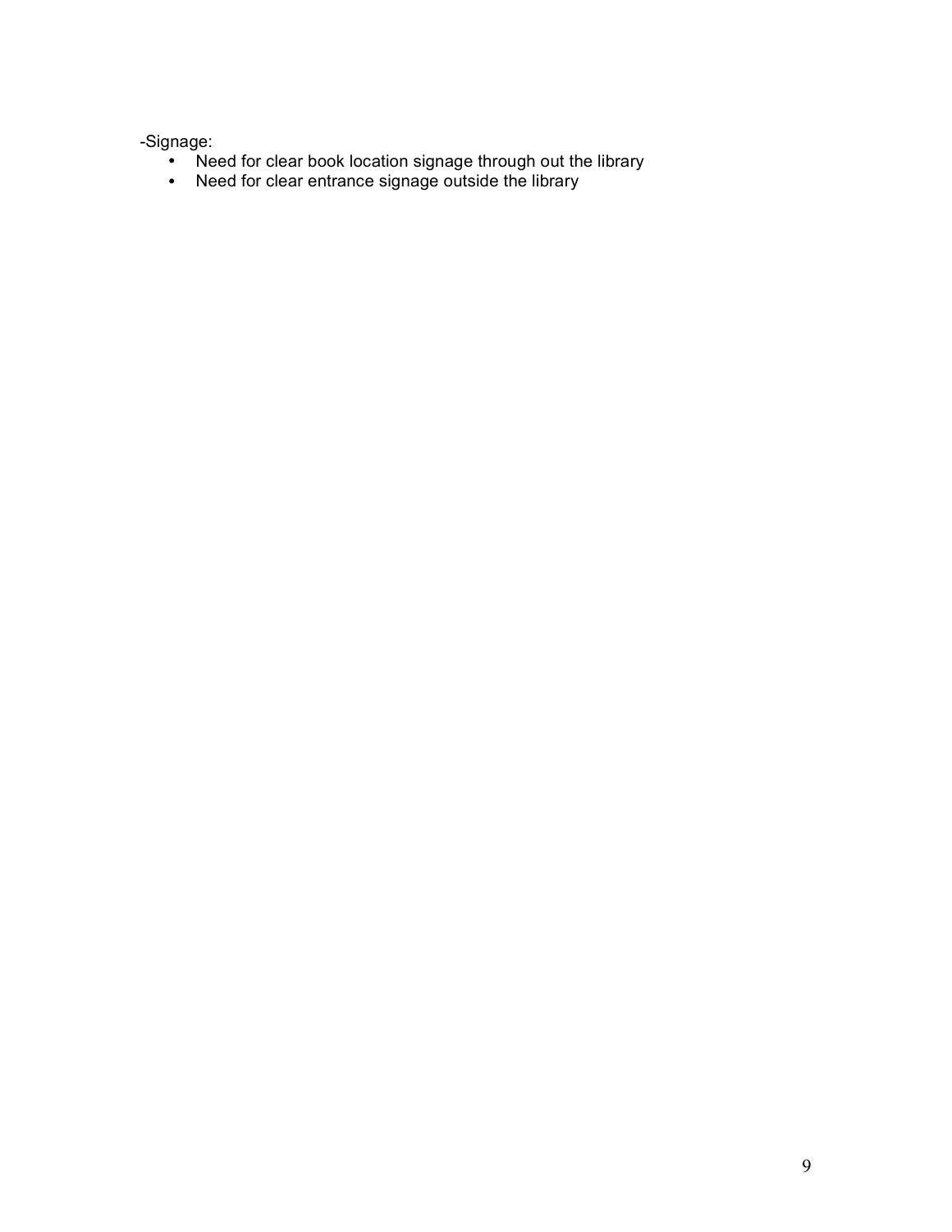-Signage:

- Need for clear book location signage through out the library
- Need for clear entrance signage outside the library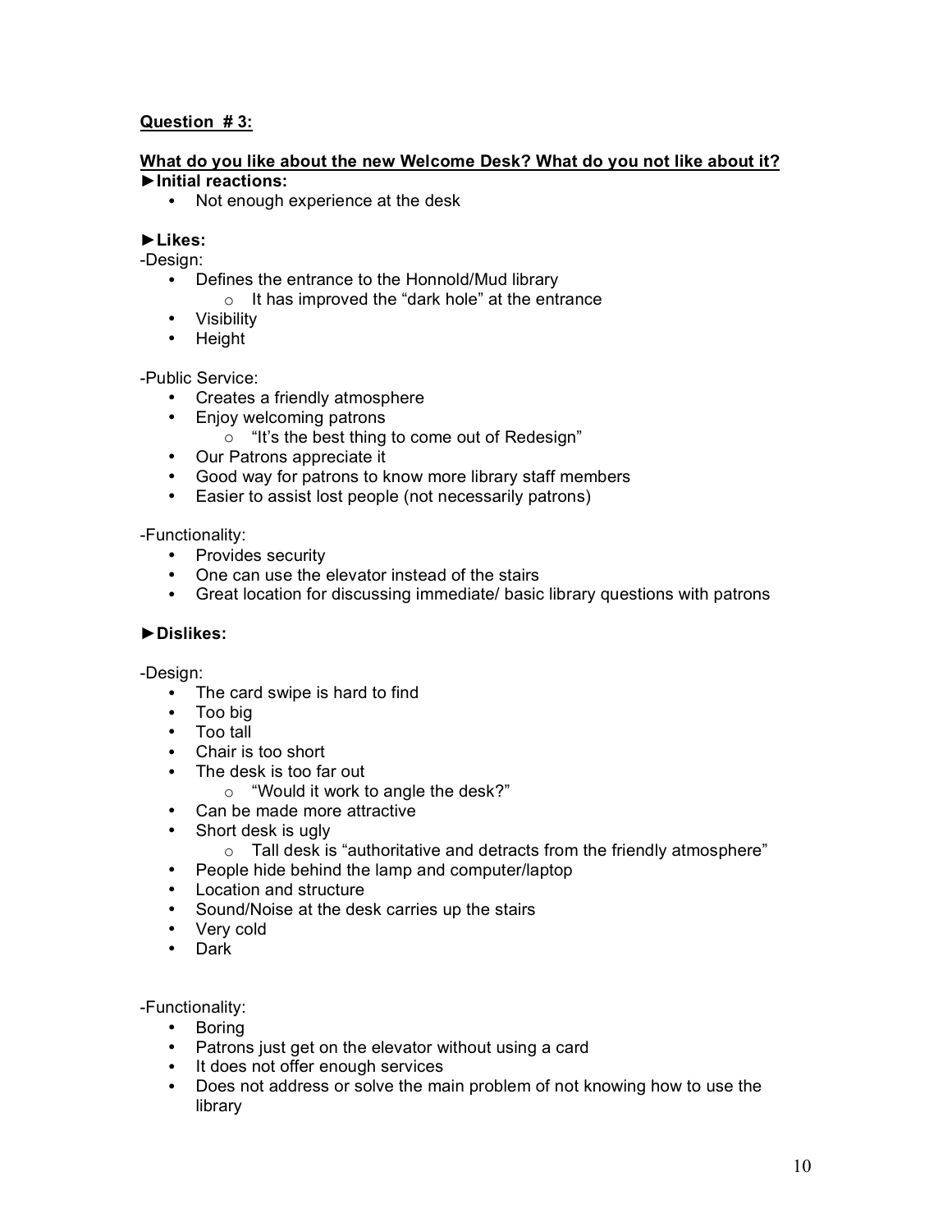**Question # 3:**

**What do you like about the new Welcome Desk? What do you not like about it?**

**►Initial reactions:**

- Not enough experience at the desk

**►Likes:**

-Design:

- Defines the entrance to the Honnold/Mud library
  - It has improved the "dark hole" at the entrance
- Visibility
- Height

-Public Service:

- Creates a friendly atmosphere
- Enjoy welcoming patrons
  - "It's the best thing to come out of Redesign"
- Our Patrons appreciate it
- Good way for patrons to know more library staff members
- Easier to assist lost people (not necessarily patrons)

-Functionality:

- Provides security
- One can use the elevator instead of the stairs
- Great location for discussing immediate/ basic library questions with patrons

**►Dislikes:**

-Design:

- The card swipe is hard to find
- Too big
- Too tall
- Chair is too short
- The desk is too far out
  - "Would it work to angle the desk?"
- Can be made more attractive
- Short desk is ugly
  - Tall desk is "authoritative and detracts from the friendly atmosphere"
- People hide behind the lamp and computer/laptop
- Location and structure
- Sound/Noise at the desk carries up the stairs
- Very cold
- Dark

-Functionality:

- Boring
- Patrons just get on the elevator without using a card
- It does not offer enough services
- Does not address or solve the main problem of not knowing how to use the library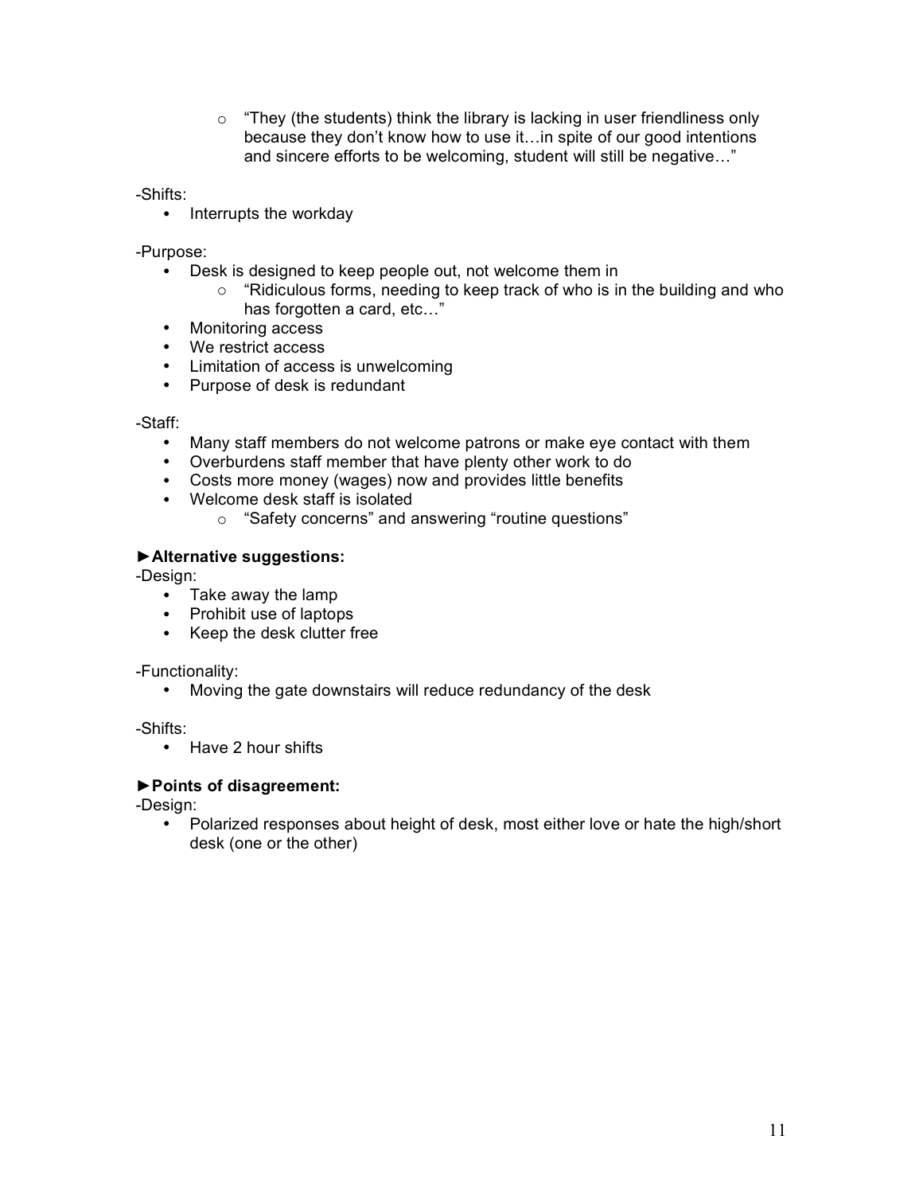- "They (the students) think the library is lacking in user friendliness only because they don't know how to use it…in spite of our good intentions and sincere efforts to be welcoming, student will still be negative…"

-Shifts:

- Interrupts the workday

-Purpose:

- Desk is designed to keep people out, not welcome them in
    - "Ridiculous forms, needing to keep track of who is in the building and who has forgotten a card, etc…"
- Monitoring access
- We restrict access
- Limitation of access is unwelcoming
- Purpose of desk is redundant

-Staff:

- Many staff members do not welcome patrons or make eye contact with them
- Overburdens staff member that have plenty other work to do
- Costs more money (wages) now and provides little benefits
- Welcome desk staff is isolated
    - "Safety concerns" and answering "routine questions"

**►Alternative suggestions:**

-Design:

- Take away the lamp
- Prohibit use of laptops
- Keep the desk clutter free

-Functionality:

- Moving the gate downstairs will reduce redundancy of the desk

-Shifts:

- Have 2 hour shifts

**►Points of disagreement:**

-Design:

- Polarized responses about height of desk, most either love or hate the high/short desk (one or the other)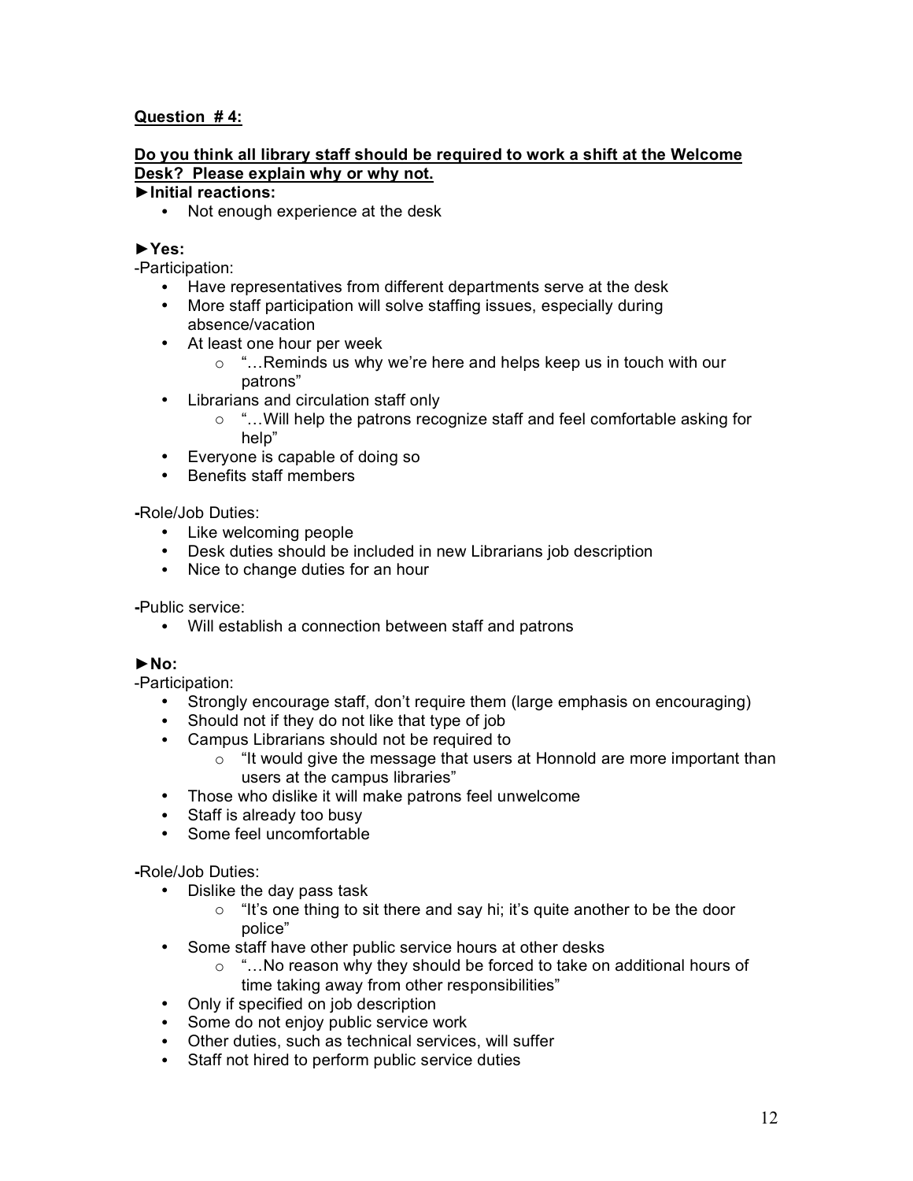**Question # 4:**

**Do you think all library staff should be required to work a shift at the Welcome Desk? Please explain why or why not.**

**►Initial reactions:**

- Not enough experience at the desk

**►Yes:**

-Participation:

- Have representatives from different departments serve at the desk
- More staff participation will solve staffing issues, especially during absence/vacation
- At least one hour per week
  - "…Reminds us why we're here and helps keep us in touch with our patrons"
- Librarians and circulation staff only
  - "…Will help the patrons recognize staff and feel comfortable asking for help"
- Everyone is capable of doing so
- Benefits staff members

-Role/Job Duties:

- Like welcoming people
- Desk duties should be included in new Librarians job description
- Nice to change duties for an hour

-Public service:

- Will establish a connection between staff and patrons

**►No:**

-Participation:

- Strongly encourage staff, don't require them (large emphasis on encouraging)
- Should not if they do not like that type of job
- Campus Librarians should not be required to
  - "It would give the message that users at Honnold are more important than users at the campus libraries"
- Those who dislike it will make patrons feel unwelcome
- Staff is already too busy
- Some feel uncomfortable

-Role/Job Duties:

- Dislike the day pass task
  - "It's one thing to sit there and say hi; it's quite another to be the door police"
- Some staff have other public service hours at other desks
  - "…No reason why they should be forced to take on additional hours of time taking away from other responsibilities"
- Only if specified on job description
- Some do not enjoy public service work
- Other duties, such as technical services, will suffer
- Staff not hired to perform public service duties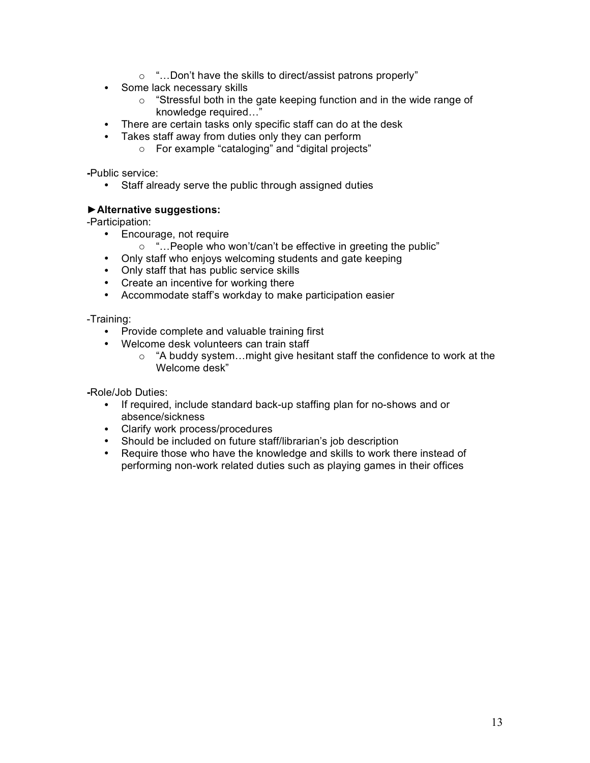- "…Don't have the skills to direct/assist patrons properly"
- Some lack necessary skills
  - "Stressful both in the gate keeping function and in the wide range of knowledge required…"
- There are certain tasks only specific staff can do at the desk
- Takes staff away from duties only they can perform
  - For example "cataloging" and "digital projects"

-Public service:

- Staff already serve the public through assigned duties

**►Alternative suggestions:**

-Participation:

- Encourage, not require
  - "…People who won't/can't be effective in greeting the public"
- Only staff who enjoys welcoming students and gate keeping
- Only staff that has public service skills
- Create an incentive for working there
- Accommodate staff's workday to make participation easier

-Training:

- Provide complete and valuable training first
- Welcome desk volunteers can train staff
  - "A buddy system…might give hesitant staff the confidence to work at the Welcome desk"

-Role/Job Duties:

- If required, include standard back-up staffing plan for no-shows and or absence/sickness
- Clarify work process/procedures
- Should be included on future staff/librarian's job description
- Require those who have the knowledge and skills to work there instead of performing non-work related duties such as playing games in their offices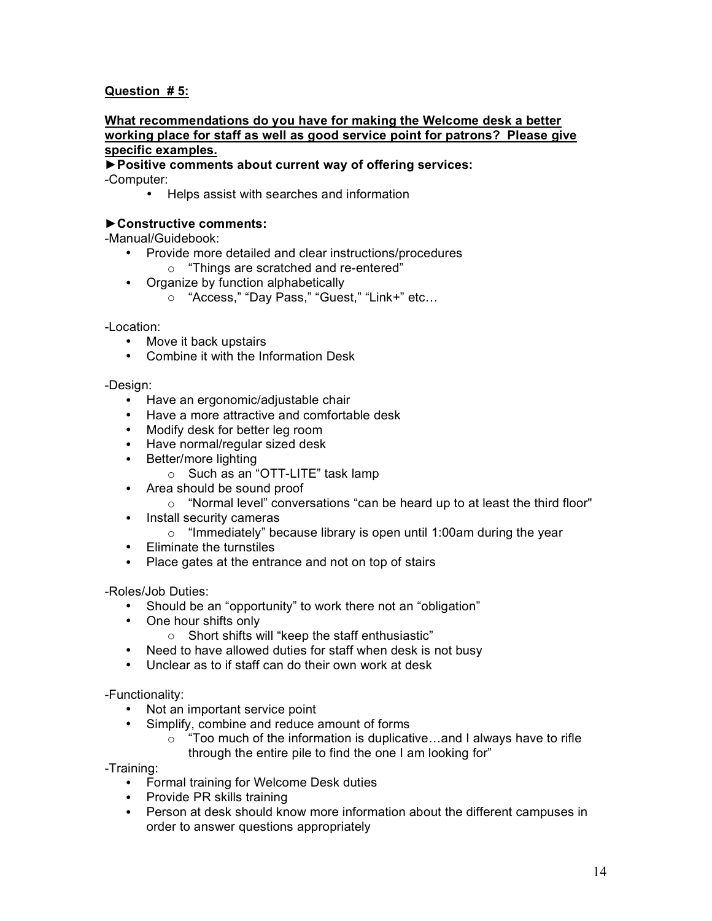**<u>Question # 5:</u>**

**<u>What recommendations do you have for making the Welcome desk a better working place for staff as well as good service point for patrons? Please give specific examples.</u>**

**►Positive comments about current way of offering services:**

-Computer:

- Helps assist with searches and information

**►Constructive comments:**

-Manual/Guidebook:

- Provide more detailed and clear instructions/procedures
  - "Things are scratched and re-entered"
- Organize by function alphabetically
  - "Access," "Day Pass," "Guest," "Link+" etc…

-Location:

- Move it back upstairs
- Combine it with the Information Desk

-Design:

- Have an ergonomic/adjustable chair
- Have a more attractive and comfortable desk
- Modify desk for better leg room
- Have normal/regular sized desk
- Better/more lighting
  - Such as an "OTT-LITE" task lamp
- Area should be sound proof
  - "Normal level" conversations "can be heard up to at least the third floor"
- Install security cameras
  - "Immediately" because library is open until 1:00am during the year
- Eliminate the turnstiles
- Place gates at the entrance and not on top of stairs

-Roles/Job Duties:

- Should be an "opportunity" to work there not an "obligation"
- One hour shifts only
  - Short shifts will "keep the staff enthusiastic"
- Need to have allowed duties for staff when desk is not busy
- Unclear as to if staff can do their own work at desk

-Functionality:

- Not an important service point
- Simplify, combine and reduce amount of forms
  - "Too much of the information is duplicative…and I always have to rifle through the entire pile to find the one I am looking for"

-Training:

- Formal training for Welcome Desk duties
- Provide PR skills training
- Person at desk should know more information about the different campuses in order to answer questions appropriately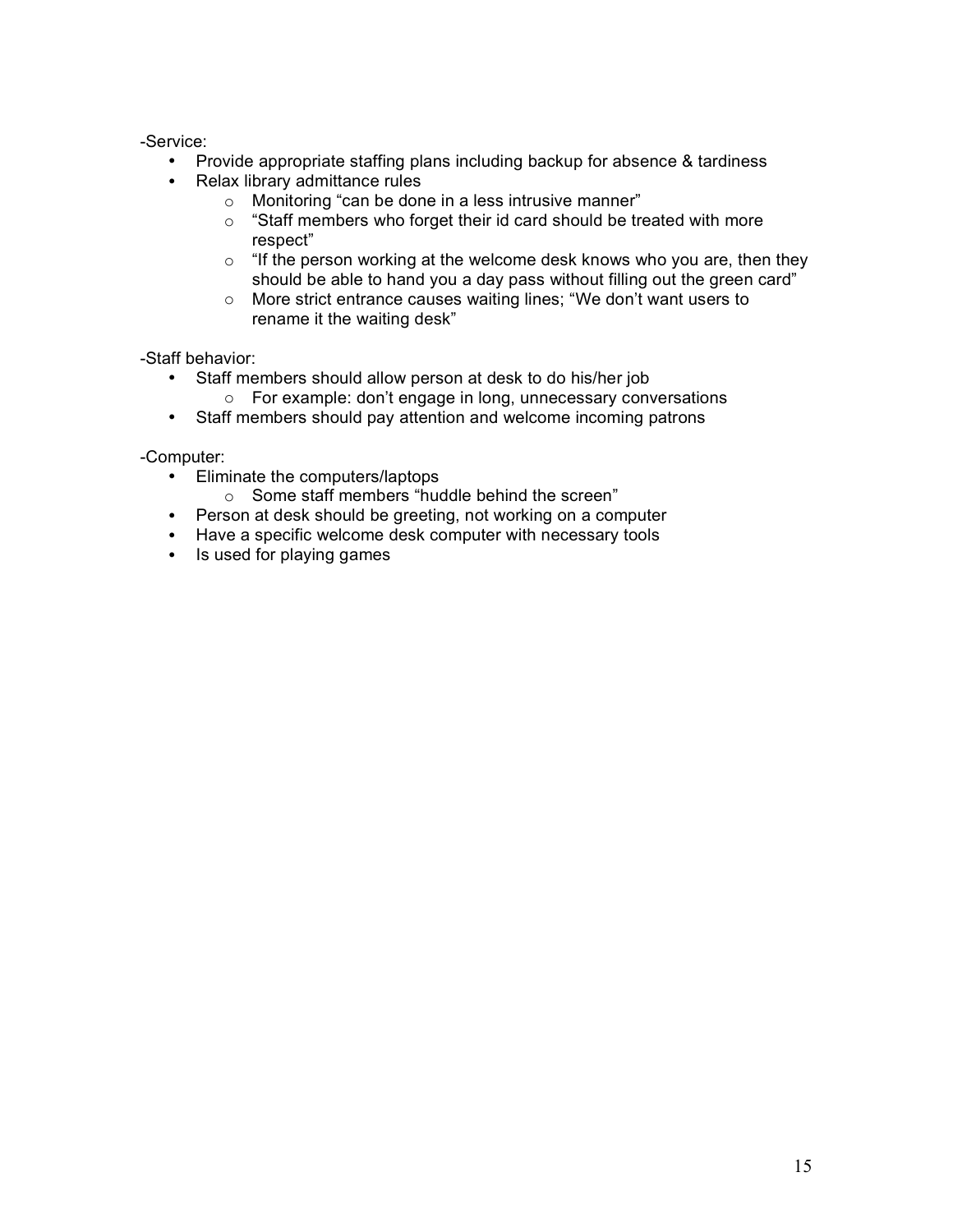-Service:

- Provide appropriate staffing plans including backup for absence & tardiness
- Relax library admittance rules
    - Monitoring "can be done in a less intrusive manner"
    - "Staff members who forget their id card should be treated with more respect"
    - "If the person working at the welcome desk knows who you are, then they should be able to hand you a day pass without filling out the green card"
    - More strict entrance causes waiting lines; "We don't want users to rename it the waiting desk"

-Staff behavior:

- Staff members should allow person at desk to do his/her job
    - For example: don't engage in long, unnecessary conversations
- Staff members should pay attention and welcome incoming patrons

-Computer:

- Eliminate the computers/laptops
    - Some staff members "huddle behind the screen"
- Person at desk should be greeting, not working on a computer
- Have a specific welcome desk computer with necessary tools
- Is used for playing games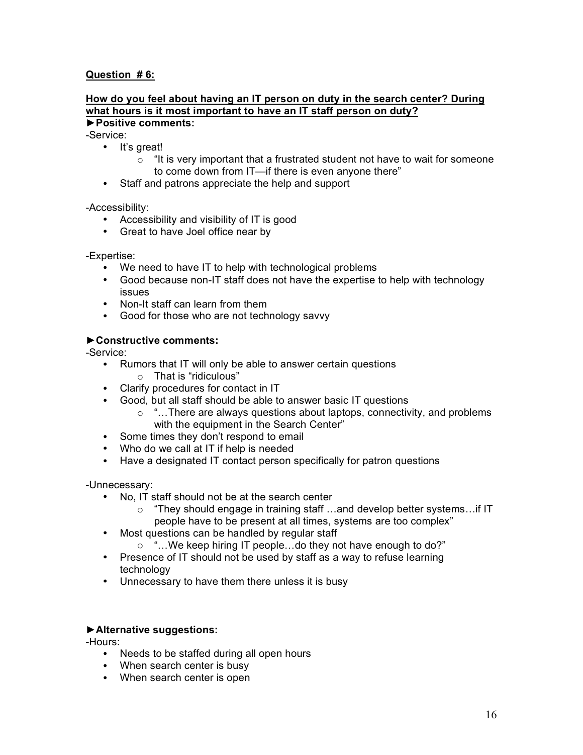**Question # 6:**

**How do you feel about having an IT person on duty in the search center? During what hours is it most important to have an IT staff person on duty?**

►**Positive comments:**

-Service:

- It's great!
  - "It is very important that a frustrated student not have to wait for someone to come down from IT—if there is even anyone there"
- Staff and patrons appreciate the help and support

-Accessibility:

- Accessibility and visibility of IT is good
- Great to have Joel office near by

-Expertise:

- We need to have IT to help with technological problems
- Good because non-IT staff does not have the expertise to help with technology issues
- Non-It staff can learn from them
- Good for those who are not technology savvy

►**Constructive comments:**

-Service:

- Rumors that IT will only be able to answer certain questions
  - That is "ridiculous"
- Clarify procedures for contact in IT
- Good, but all staff should be able to answer basic IT questions
  - "…There are always questions about laptops, connectivity, and problems with the equipment in the Search Center"
- Some times they don't respond to email
- Who do we call at IT if help is needed
- Have a designated IT contact person specifically for patron questions

-Unnecessary:

- No, IT staff should not be at the search center
  - "They should engage in training staff …and develop better systems…if IT people have to be present at all times, systems are too complex"
- Most questions can be handled by regular staff
  - "…We keep hiring IT people…do they not have enough to do?"
- Presence of IT should not be used by staff as a way to refuse learning technology
- Unnecessary to have them there unless it is busy

►**Alternative suggestions:**

-Hours:

- Needs to be staffed during all open hours
- When search center is busy
- When search center is open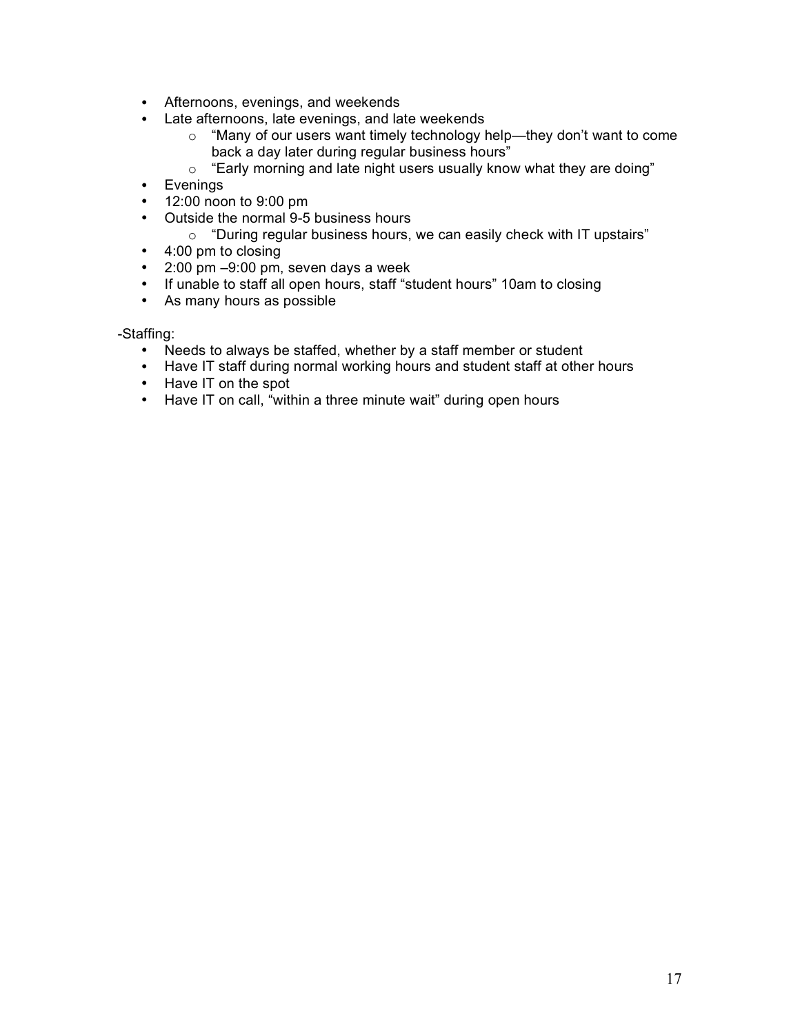- Afternoons, evenings, and weekends
- Late afternoons, late evenings, and late weekends
    - "Many of our users want timely technology help—they don't want to come back a day later during regular business hours"
    - "Early morning and late night users usually know what they are doing"
- Evenings
- 12:00 noon to 9:00 pm
- Outside the normal 9-5 business hours
    - "During regular business hours, we can easily check with IT upstairs"
- 4:00 pm to closing
- 2:00 pm –9:00 pm, seven days a week
- If unable to staff all open hours, staff "student hours" 10am to closing
- As many hours as possible

-Staffing:

- Needs to always be staffed, whether by a staff member or student
- Have IT staff during normal working hours and student staff at other hours
- Have IT on the spot
- Have IT on call, "within a three minute wait" during open hours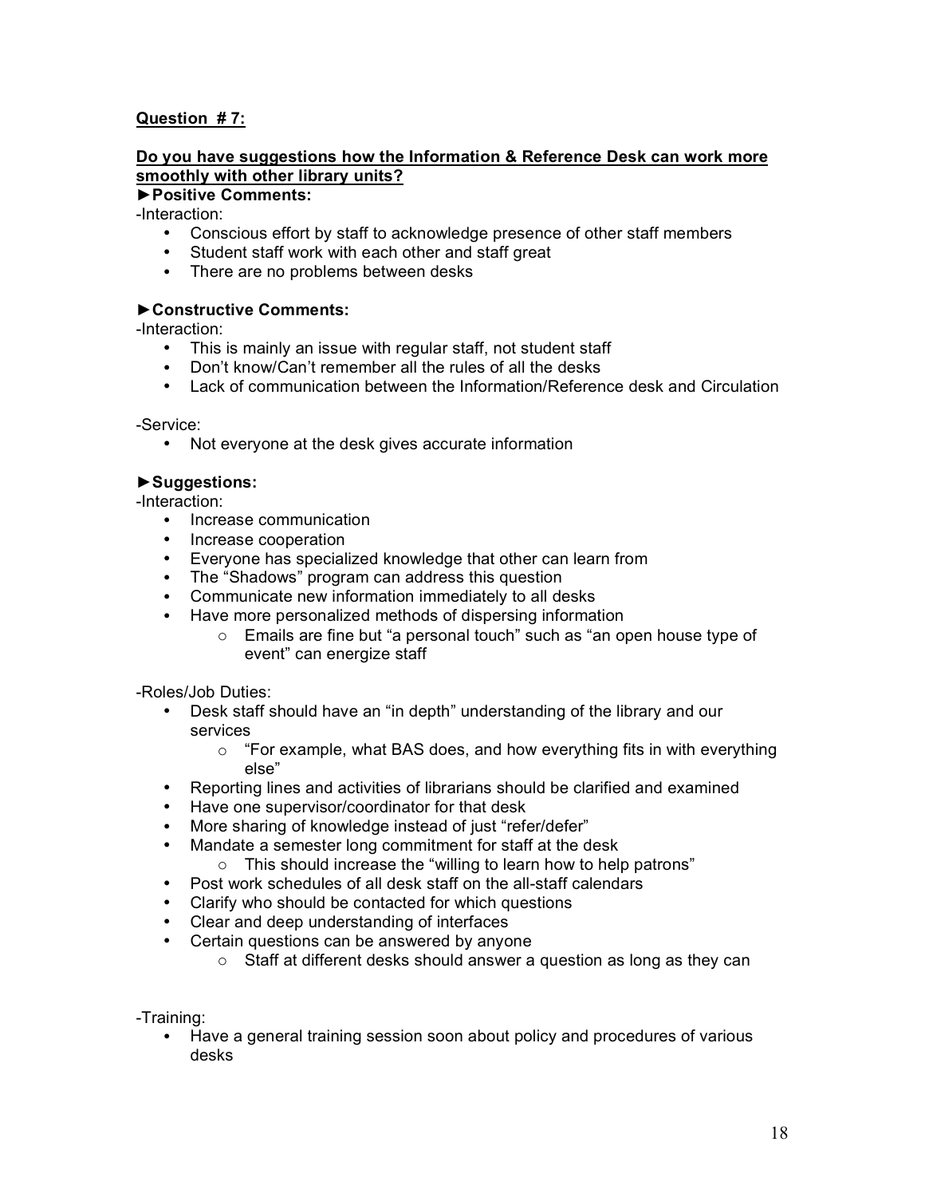**<u>Question # 7:</u>**

**<u>Do you have suggestions how the Information & Reference Desk can work more smoothly with other library units?</u>**

**►Positive Comments:**

-Interaction:

- Conscious effort by staff to acknowledge presence of other staff members
- Student staff work with each other and staff great
- There are no problems between desks

**►Constructive Comments:**

-Interaction:

- This is mainly an issue with regular staff, not student staff
- Don't know/Can't remember all the rules of all the desks
- Lack of communication between the Information/Reference desk and Circulation

-Service:

- Not everyone at the desk gives accurate information

**►Suggestions:**

-Interaction:

- Increase communication
- Increase cooperation
- Everyone has specialized knowledge that other can learn from
- The "Shadows" program can address this question
- Communicate new information immediately to all desks
- Have more personalized methods of dispersing information
  - Emails are fine but "a personal touch" such as "an open house type of event" can energize staff

-Roles/Job Duties:

- Desk staff should have an "in depth" understanding of the library and our services
  - "For example, what BAS does, and how everything fits in with everything else"
- Reporting lines and activities of librarians should be clarified and examined
- Have one supervisor/coordinator for that desk
- More sharing of knowledge instead of just "refer/defer"
- Mandate a semester long commitment for staff at the desk
  - This should increase the "willing to learn how to help patrons"
- Post work schedules of all desk staff on the all-staff calendars
- Clarify who should be contacted for which questions
- Clear and deep understanding of interfaces
- Certain questions can be answered by anyone
  - Staff at different desks should answer a question as long as they can

-Training:

- Have a general training session soon about policy and procedures of various desks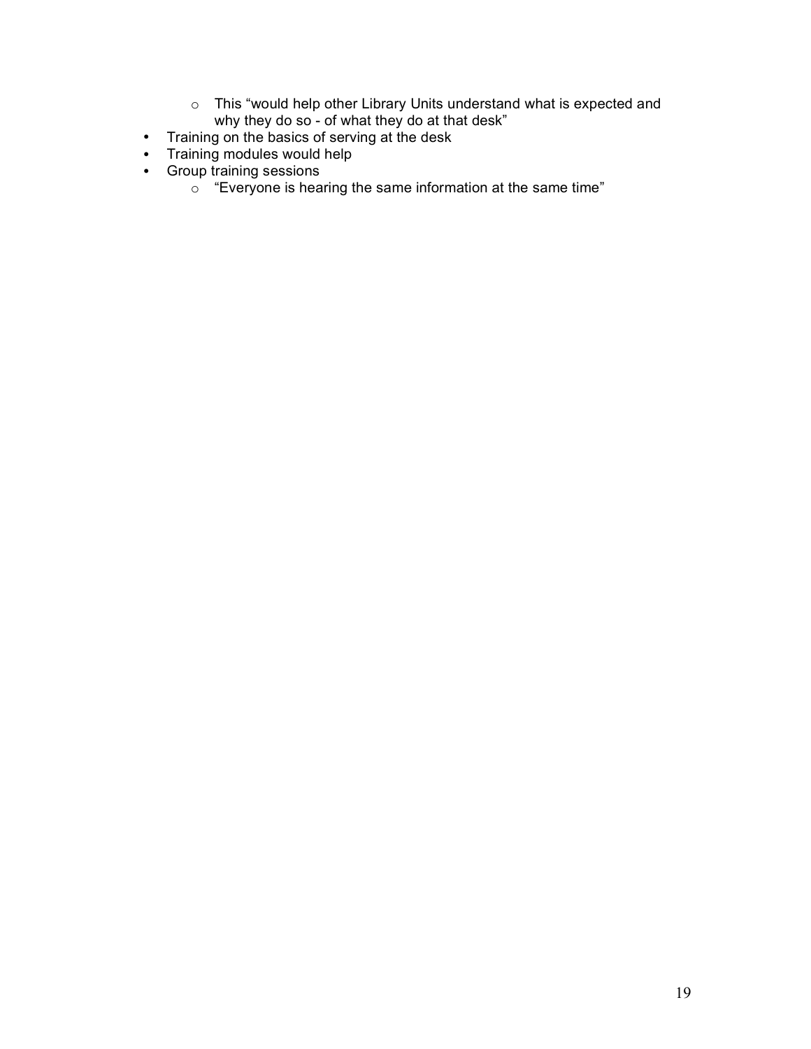- This “would help other Library Units understand what is expected and why they do so - of what they do at that desk”
- Training on the basics of serving at the desk
- Training modules would help
- Group training sessions
  - “Everyone is hearing the same information at the same time”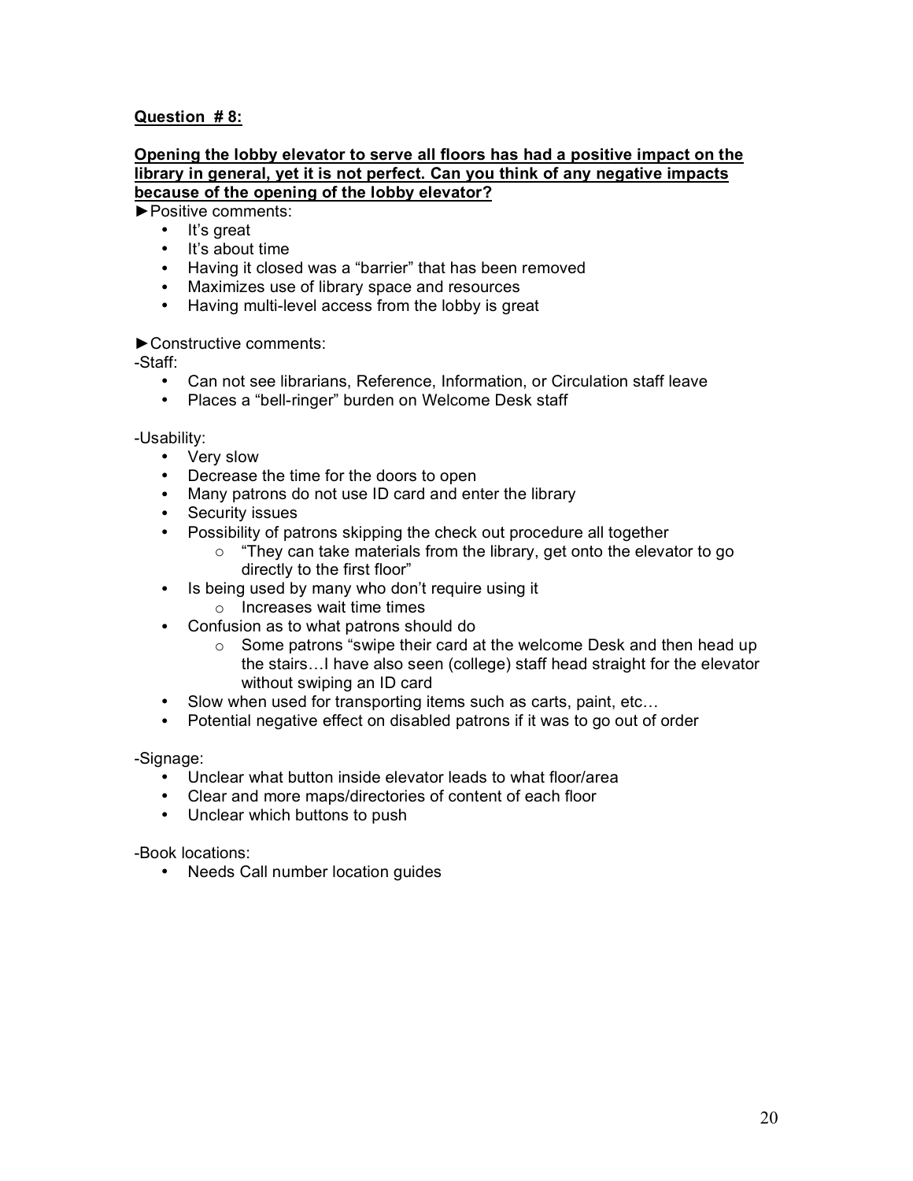**Question # 8:**

**Opening the lobby elevator to serve all floors has had a positive impact on the library in general, yet it is not perfect. Can you think of any negative impacts because of the opening of the lobby elevator?**

►Positive comments:

- It's great
- It's about time
- Having it closed was a "barrier" that has been removed
- Maximizes use of library space and resources
- Having multi-level access from the lobby is great

►Constructive comments:

-Staff:

- Can not see librarians, Reference, Information, or Circulation staff leave
- Places a "bell-ringer" burden on Welcome Desk staff

-Usability:

- Very slow
- Decrease the time for the doors to open
- Many patrons do not use ID card and enter the library
- Security issues
- Possibility of patrons skipping the check out procedure all together
  - "They can take materials from the library, get onto the elevator to go directly to the first floor"
- Is being used by many who don't require using it
  - Increases wait time times
- Confusion as to what patrons should do
  - Some patrons "swipe their card at the welcome Desk and then head up the stairs…I have also seen (college) staff head straight for the elevator without swiping an ID card
- Slow when used for transporting items such as carts, paint, etc…
- Potential negative effect on disabled patrons if it was to go out of order

-Signage:

- Unclear what button inside elevator leads to what floor/area
- Clear and more maps/directories of content of each floor
- Unclear which buttons to push

-Book locations:

- Needs Call number location guides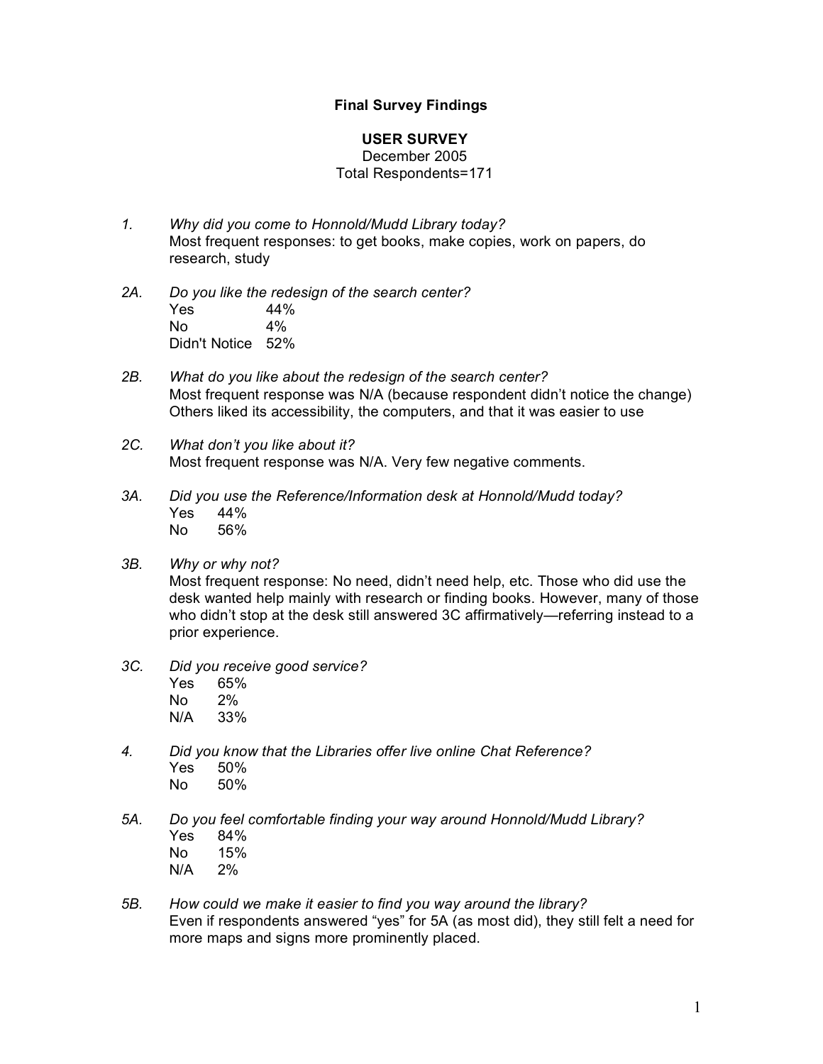**Final Survey Findings**

**USER SURVEY**
December 2005
Total Respondents=171

1. *Why did you come to Honnold/Mudd Library today?*
   Most frequent responses: to get books, make copies, work on papers, do research, study

2A. *Do you like the redesign of the search center?*

| | |
|---|---|
| Yes | 44% |
| No | 4% |
| Didn't Notice | 52% |

2B. *What do you like about the redesign of the search center?*
Most frequent response was N/A (because respondent didn't notice the change) Others liked its accessibility, the computers, and that it was easier to use

2C. *What don't you like about it?*
Most frequent response was N/A. Very few negative comments.

3A. *Did you use the Reference/Information desk at Honnold/Mudd today?*

| | |
|---|---|
| Yes | 44% |
| No | 56% |

3B. *Why or why not?*
Most frequent response: No need, didn't need help, etc. Those who did use the desk wanted help mainly with research or finding books. However, many of those who didn't stop at the desk still answered 3C affirmatively—referring instead to a prior experience.

3C. *Did you receive good service?*

| | |
|---|---|
| Yes | 65% |
| No | 2% |
| N/A | 33% |

4. *Did you know that the Libraries offer live online Chat Reference?*

| | |
|---|---|
| Yes | 50% |
| No | 50% |

5A. *Do you feel comfortable finding your way around Honnold/Mudd Library?*

| | |
|---|---|
| Yes | 84% |
| No | 15% |
| N/A | 2% |

5B. *How could we make it easier to find you way around the library?*
Even if respondents answered "yes" for 5A (as most did), they still felt a need for more maps and signs more prominently placed.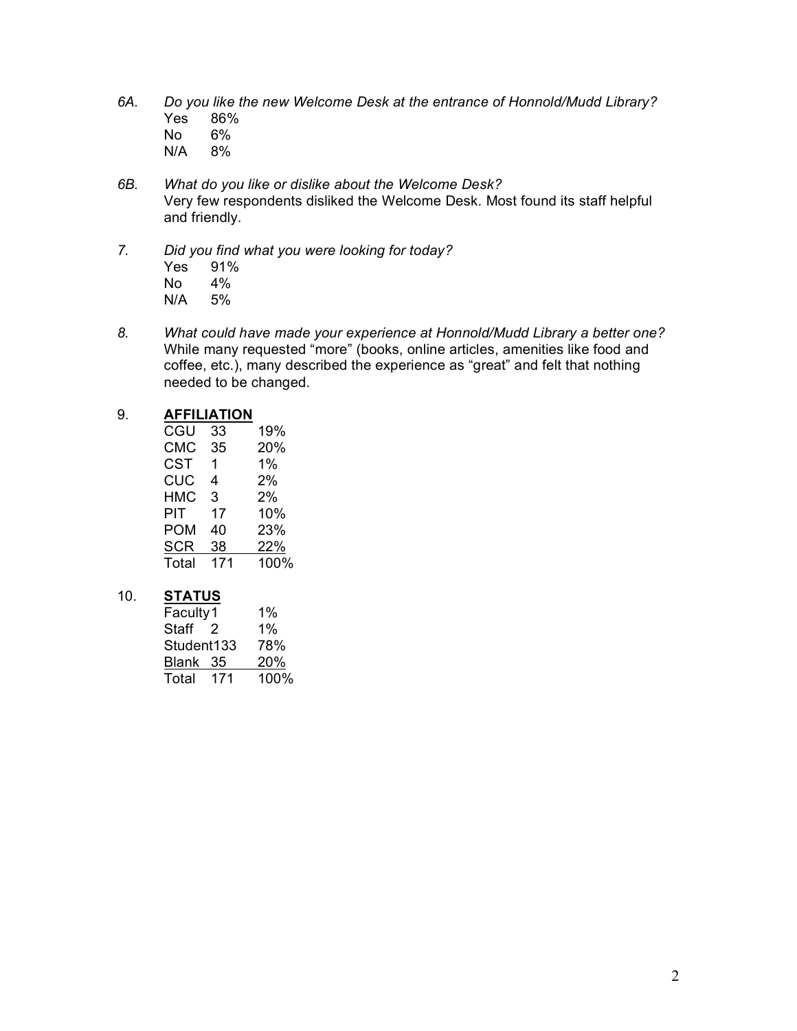*6A. Do you like the new Welcome Desk at the entrance of Honnold/Mudd Library?*

| | |
|---|---|
| Yes | 86% |
| No | 6% |
| N/A | 8% |

*6B. What do you like or dislike about the Welcome Desk?*

Very few respondents disliked the Welcome Desk. Most found its staff helpful and friendly.

*7. Did you find what you were looking for today?*

| | |
|---|---|
| Yes | 91% |
| No | 4% |
| N/A | 5% |

*8. What could have made your experience at Honnold/Mudd Library a better one?*

While many requested "more" (books, online articles, amenities like food and coffee, etc.), many described the experience as "great" and felt that nothing needed to be changed.

9. **AFFILIATION**

| | | |
|---|---|---|
| CGU | 33 | 19% |
| CMC | 35 | 20% |
| CST | 1 | 1% |
| CUC | 4 | 2% |
| HMC | 3 | 2% |
| PIT | 17 | 10% |
| POM | 40 | 23% |
| SCR | 38 | 22% |
| Total | 171 | 100% |

10. **STATUS**

| | | |
|---|---|---|
| Faculty | 1 | 1% |
| Staff | 2 | 1% |
| Student | 133 | 78% |
| Blank | 35 | 20% |
| Total | 171 | 100% |